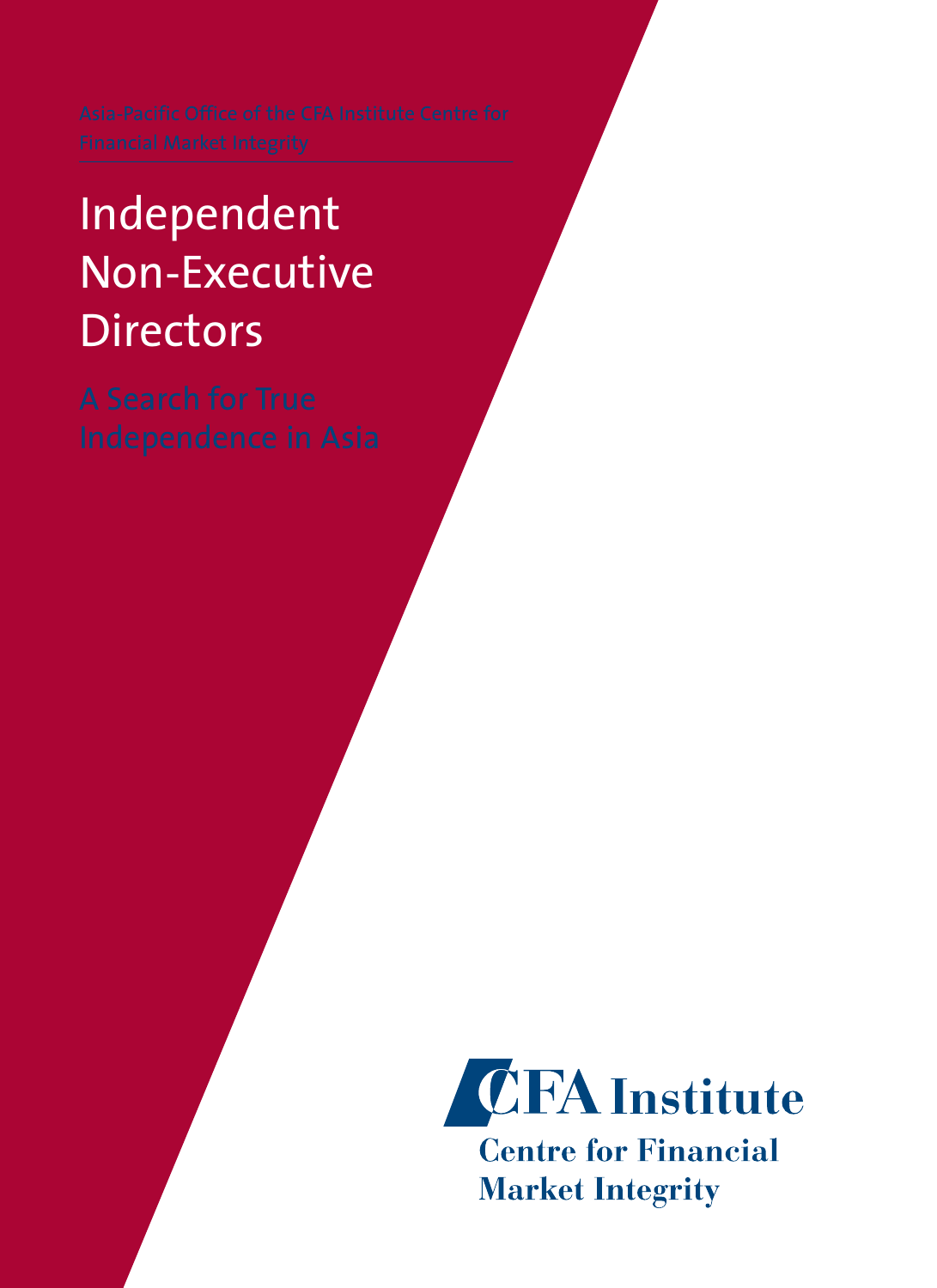Asia-Pacific Office of the CFA Institute Centre for Financial Market Integrity

# Independent Non-Executive Directors

## A Search for True Independence in Asia

CFA Institute

Centre for Financial Market Integrity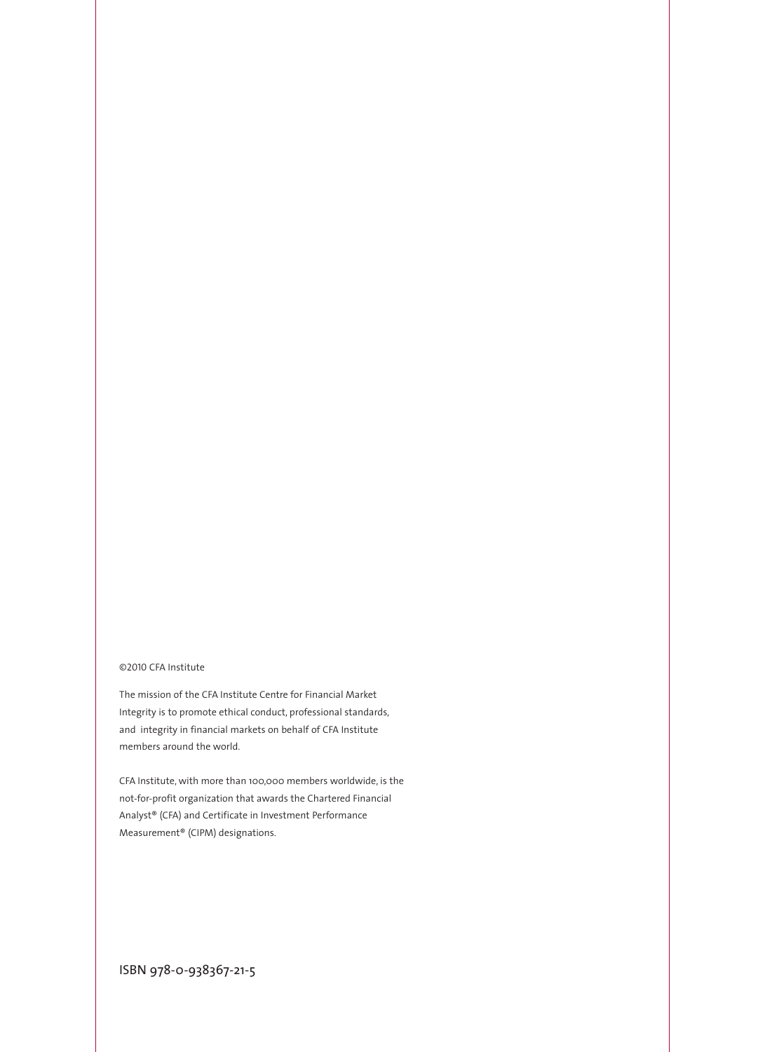©2010 CFA Institute

The mission of the CFA Institute Centre for Financial Market Integrity is to promote ethical conduct, professional standards, and integrity in financial markets on behalf of CFA Institute members around the world.

CFA Institute, with more than 100,000 members worldwide, is the not-for-profit organization that awards the Chartered Financial Analyst® (CFA) and Certificate in Investment Performance Measurement® (CIPM) designations.

ISBN 978-0-938367-21-5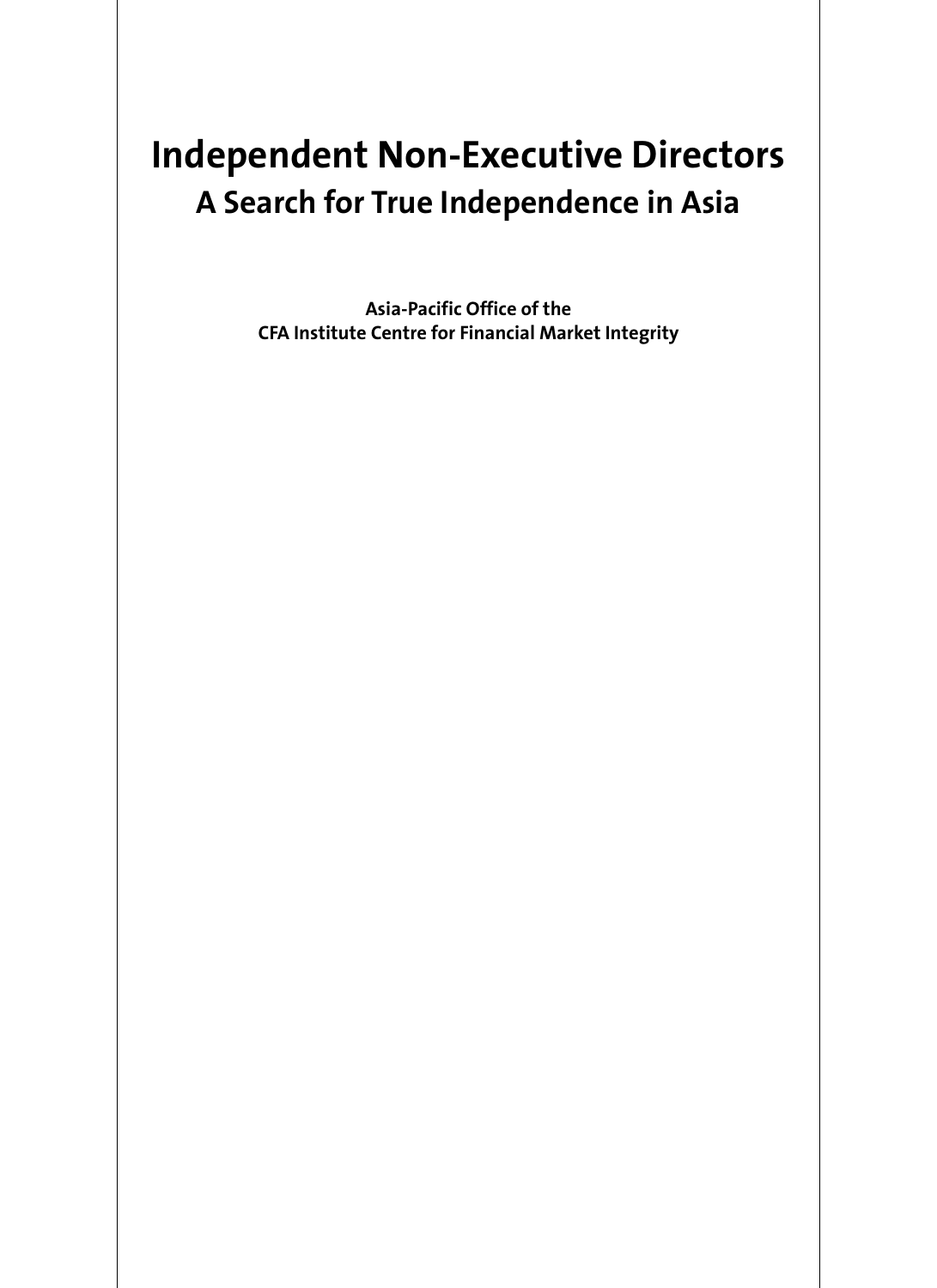# Independent Non-Executive Directors

## A Search for True Independence in Asia

**Asia-Pacific Office of the**
**CFA Institute Centre for Financial Market Integrity**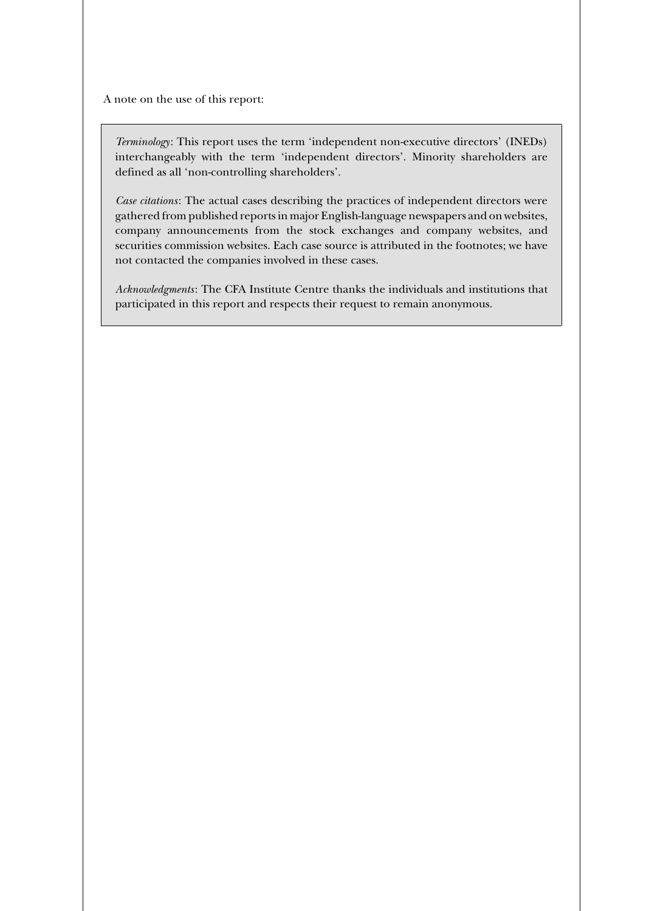A note on the use of this report:

*Terminology*: This report uses the term 'independent non-executive directors' (INEDs) interchangeably with the term 'independent directors'. Minority shareholders are defined as all 'non-controlling shareholders'.

*Case citations*: The actual cases describing the practices of independent directors were gathered from published reports in major English-language newspapers and on websites, company announcements from the stock exchanges and company websites, and securities commission websites. Each case source is attributed in the footnotes; we have not contacted the companies involved in these cases.

*Acknowledgments*: The CFA Institute Centre thanks the individuals and institutions that participated in this report and respects their request to remain anonymous.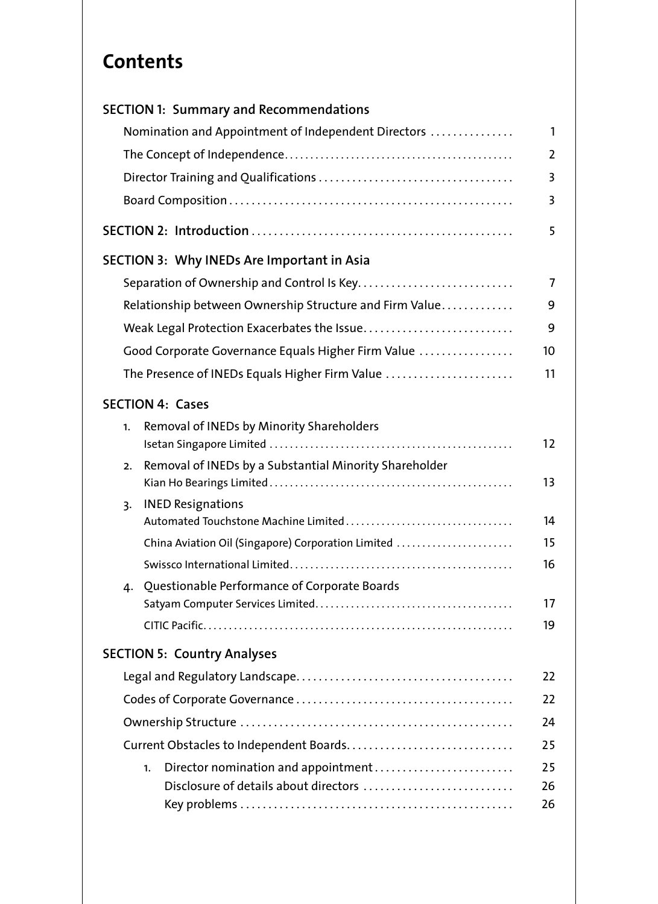# Contents

**SECTION 1: Summary and Recommendations**

- Nomination and Appointment of Independent Directors ............... 1
- The Concept of Independence ............... 2
- Director Training and Qualifications ............... 3
- Board Composition ............... 3

**SECTION 2: Introduction** ............... 5

**SECTION 3: Why INEDs Are Important in Asia**

- Separation of Ownership and Control Is Key ............... 7
- Relationship between Ownership Structure and Firm Value ............... 9
- Weak Legal Protection Exacerbates the Issue ............... 9
- Good Corporate Governance Equals Higher Firm Value ............... 10
- The Presence of INEDs Equals Higher Firm Value ............... 11

**SECTION 4: Cases**

1. Removal of INEDs by Minority Shareholders
   - Isetan Singapore Limited ............... 12
2. Removal of INEDs by a Substantial Minority Shareholder
   - Kian Ho Bearings Limited ............... 13
3. INED Resignations
   - Automated Touchstone Machine Limited ............... 14
   - China Aviation Oil (Singapore) Corporation Limited ............... 15
   - Swissco International Limited ............... 16
4. Questionable Performance of Corporate Boards
   - Satyam Computer Services Limited ............... 17
   - CITIC Pacific ............... 19

**SECTION 5: Country Analyses**

- Legal and Regulatory Landscape ............... 22
- Codes of Corporate Governance ............... 22
- Ownership Structure ............... 24
- Current Obstacles to Independent Boards ............... 25
  1. Director nomination and appointment ............... 25
     - Disclosure of details about directors ............... 26
     - Key problems ............... 26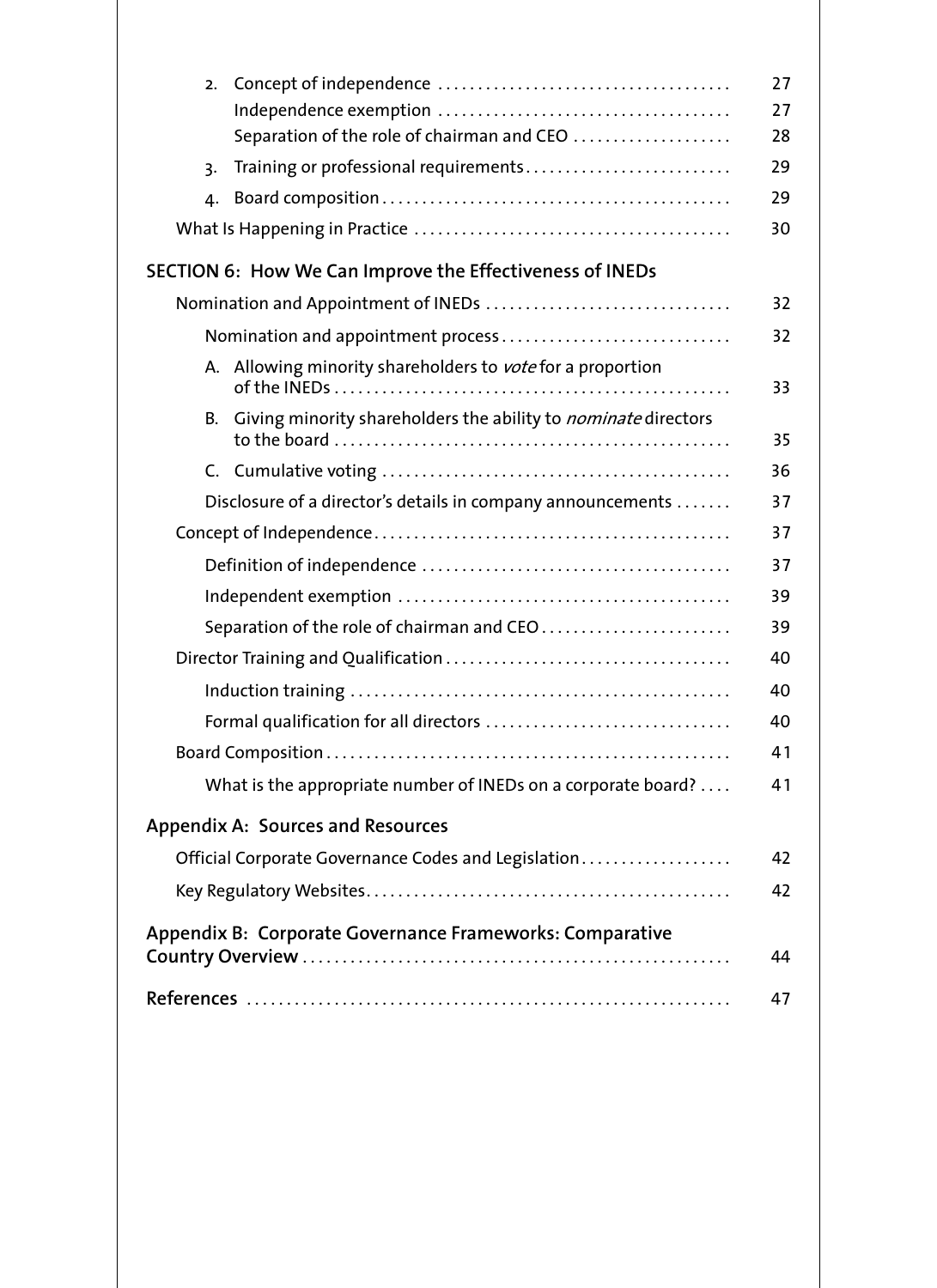2. Concept of independence ..... 27
   Independence exemption ..... 27
   Separation of the role of chairman and CEO ..... 28
3. Training or professional requirements ..... 29
4. Board composition ..... 29

What Is Happening in Practice ..... 30

**SECTION 6: How We Can Improve the Effectiveness of INEDs**

Nomination and Appointment of INEDs ..... 32

- Nomination and appointment process ..... 32
  - A. Allowing minority shareholders to *vote* for a proportion of the INEDs ..... 33
  - B. Giving minority shareholders the ability to *nominate* directors to the board ..... 35
  - C. Cumulative voting ..... 36
- Disclosure of a director's details in company announcements ..... 37

Concept of Independence ..... 37

- Definition of independence ..... 37
- Independent exemption ..... 39
- Separation of the role of chairman and CEO ..... 39

Director Training and Qualification ..... 40

- Induction training ..... 40
- Formal qualification for all directors ..... 40

Board Composition ..... 41

- What is the appropriate number of INEDs on a corporate board? ..... 41

**Appendix A: Sources and Resources**

Official Corporate Governance Codes and Legislation ..... 42

Key Regulatory Websites ..... 42

**Appendix B: Corporate Governance Frameworks: Comparative Country Overview** ..... 44

**References** ..... 47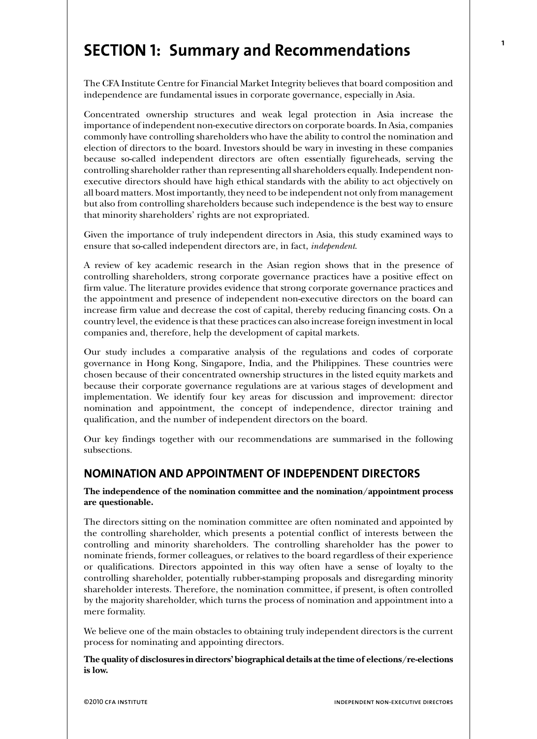# SECTION 1: Summary and Recommendations

The CFA Institute Centre for Financial Market Integrity believes that board composition and independence are fundamental issues in corporate governance, especially in Asia.

Concentrated ownership structures and weak legal protection in Asia increase the importance of independent non-executive directors on corporate boards. In Asia, companies commonly have controlling shareholders who have the ability to control the nomination and election of directors to the board. Investors should be wary in investing in these companies because so-called independent directors are often essentially figureheads, serving the controlling shareholder rather than representing all shareholders equally. Independent non-executive directors should have high ethical standards with the ability to act objectively on all board matters. Most importantly, they need to be independent not only from management but also from controlling shareholders because such independence is the best way to ensure that minority shareholders' rights are not expropriated.

Given the importance of truly independent directors in Asia, this study examined ways to ensure that so-called independent directors are, in fact, *independent*.

A review of key academic research in the Asian region shows that in the presence of controlling shareholders, strong corporate governance practices have a positive effect on firm value. The literature provides evidence that strong corporate governance practices and the appointment and presence of independent non-executive directors on the board can increase firm value and decrease the cost of capital, thereby reducing financing costs. On a country level, the evidence is that these practices can also increase foreign investment in local companies and, therefore, help the development of capital markets.

Our study includes a comparative analysis of the regulations and codes of corporate governance in Hong Kong, Singapore, India, and the Philippines. These countries were chosen because of their concentrated ownership structures in the listed equity markets and because their corporate governance regulations are at various stages of development and implementation. We identify four key areas for discussion and improvement: director nomination and appointment, the concept of independence, director training and qualification, and the number of independent directors on the board.

Our key findings together with our recommendations are summarised in the following subsections.

## NOMINATION AND APPOINTMENT OF INDEPENDENT DIRECTORS

**The independence of the nomination committee and the nomination/appointment process are questionable.**

The directors sitting on the nomination committee are often nominated and appointed by the controlling shareholder, which presents a potential conflict of interests between the controlling and minority shareholders. The controlling shareholder has the power to nominate friends, former colleagues, or relatives to the board regardless of their experience or qualifications. Directors appointed in this way often have a sense of loyalty to the controlling shareholder, potentially rubber-stamping proposals and disregarding minority shareholder interests. Therefore, the nomination committee, if present, is often controlled by the majority shareholder, which turns the process of nomination and appointment into a mere formality.

We believe one of the main obstacles to obtaining truly independent directors is the current process for nominating and appointing directors.

**The quality of disclosures in directors' biographical details at the time of elections/re-elections is low.**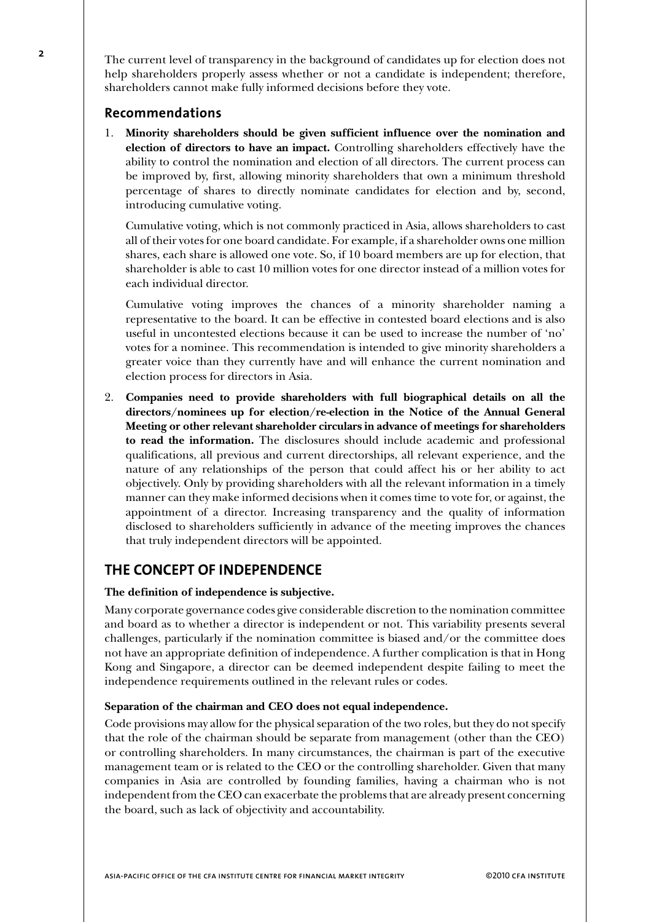The current level of transparency in the background of candidates up for election does not help shareholders properly assess whether or not a candidate is independent; therefore, shareholders cannot make fully informed decisions before they vote.

### Recommendations

1. **Minority shareholders should be given sufficient influence over the nomination and election of directors to have an impact.** Controlling shareholders effectively have the ability to control the nomination and election of all directors. The current process can be improved by, first, allowing minority shareholders that own a minimum threshold percentage of shares to directly nominate candidates for election and by, second, introducing cumulative voting.

   Cumulative voting, which is not commonly practiced in Asia, allows shareholders to cast all of their votes for one board candidate. For example, if a shareholder owns one million shares, each share is allowed one vote. So, if 10 board members are up for election, that shareholder is able to cast 10 million votes for one director instead of a million votes for each individual director.

   Cumulative voting improves the chances of a minority shareholder naming a representative to the board. It can be effective in contested board elections and is also useful in uncontested elections because it can be used to increase the number of 'no' votes for a nominee. This recommendation is intended to give minority shareholders a greater voice than they currently have and will enhance the current nomination and election process for directors in Asia.

2. **Companies need to provide shareholders with full biographical details on all the directors/nominees up for election/re-election in the Notice of the Annual General Meeting or other relevant shareholder circulars in advance of meetings for shareholders to read the information.** The disclosures should include academic and professional qualifications, all previous and current directorships, all relevant experience, and the nature of any relationships of the person that could affect his or her ability to act objectively. Only by providing shareholders with all the relevant information in a timely manner can they make informed decisions when it comes time to vote for, or against, the appointment of a director. Increasing transparency and the quality of information disclosed to shareholders sufficiently in advance of the meeting improves the chances that truly independent directors will be appointed.

## THE CONCEPT OF INDEPENDENCE

**The definition of independence is subjective.**

Many corporate governance codes give considerable discretion to the nomination committee and board as to whether a director is independent or not. This variability presents several challenges, particularly if the nomination committee is biased and/or the committee does not have an appropriate definition of independence. A further complication is that in Hong Kong and Singapore, a director can be deemed independent despite failing to meet the independence requirements outlined in the relevant rules or codes.

**Separation of the chairman and CEO does not equal independence.**

Code provisions may allow for the physical separation of the two roles, but they do not specify that the role of the chairman should be separate from management (other than the CEO) or controlling shareholders. In many circumstances, the chairman is part of the executive management team or is related to the CEO or the controlling shareholder. Given that many companies in Asia are controlled by founding families, having a chairman who is not independent from the CEO can exacerbate the problems that are already present concerning the board, such as lack of objectivity and accountability.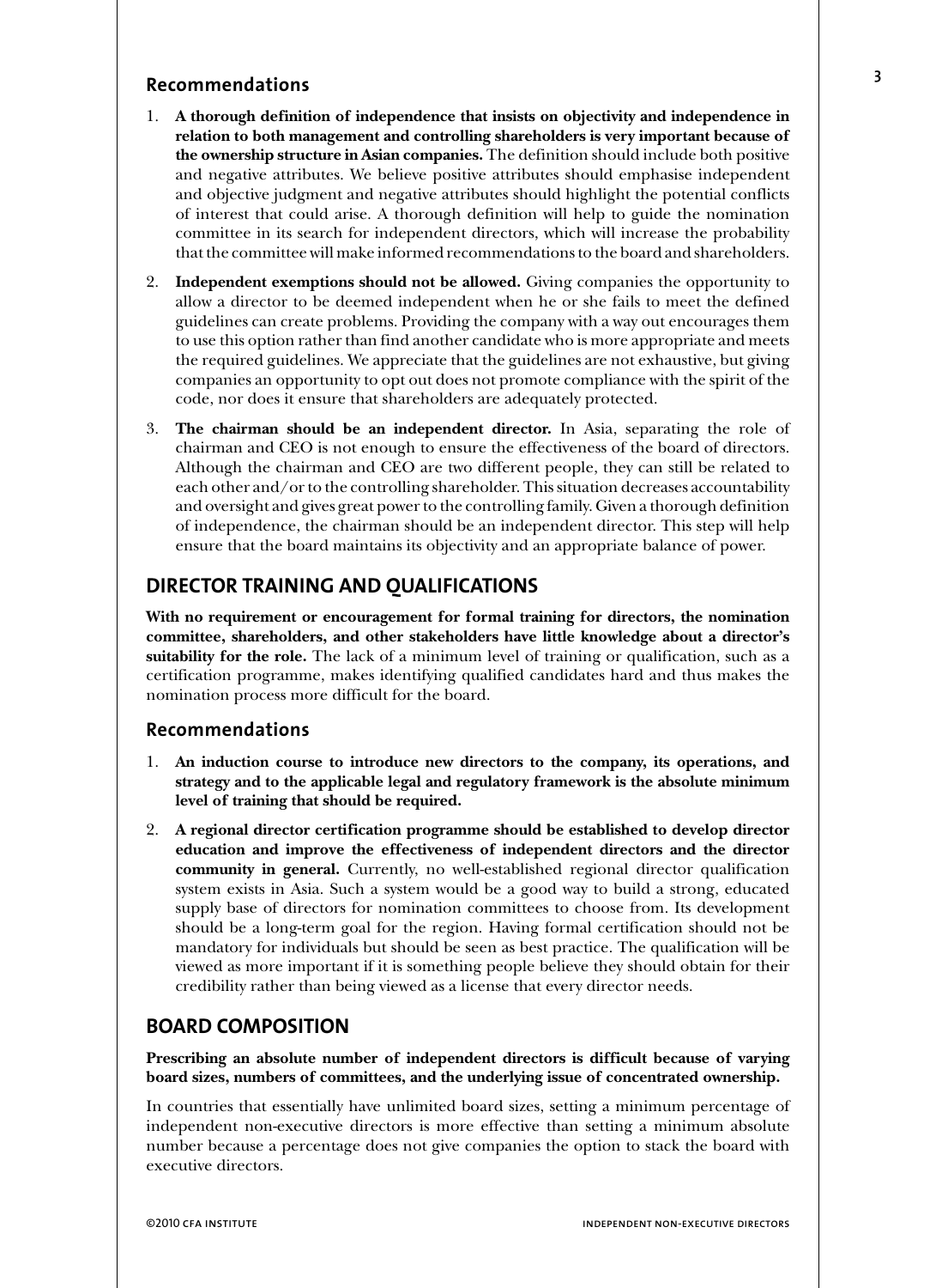### Recommendations

1. **A thorough definition of independence that insists on objectivity and independence in relation to both management and controlling shareholders is very important because of the ownership structure in Asian companies.** The definition should include both positive and negative attributes. We believe positive attributes should emphasise independent and objective judgment and negative attributes should highlight the potential conflicts of interest that could arise. A thorough definition will help to guide the nomination committee in its search for independent directors, which will increase the probability that the committee will make informed recommendations to the board and shareholders.

2. **Independent exemptions should not be allowed.** Giving companies the opportunity to allow a director to be deemed independent when he or she fails to meet the defined guidelines can create problems. Providing the company with a way out encourages them to use this option rather than find another candidate who is more appropriate and meets the required guidelines. We appreciate that the guidelines are not exhaustive, but giving companies an opportunity to opt out does not promote compliance with the spirit of the code, nor does it ensure that shareholders are adequately protected.

3. **The chairman should be an independent director.** In Asia, separating the role of chairman and CEO is not enough to ensure the effectiveness of the board of directors. Although the chairman and CEO are two different people, they can still be related to each other and/or to the controlling shareholder. This situation decreases accountability and oversight and gives great power to the controlling family. Given a thorough definition of independence, the chairman should be an independent director. This step will help ensure that the board maintains its objectivity and an appropriate balance of power.

## DIRECTOR TRAINING AND QUALIFICATIONS

**With no requirement or encouragement for formal training for directors, the nomination committee, shareholders, and other stakeholders have little knowledge about a director's suitability for the role.** The lack of a minimum level of training or qualification, such as a certification programme, makes identifying qualified candidates hard and thus makes the nomination process more difficult for the board.

### Recommendations

1. **An induction course to introduce new directors to the company, its operations, and strategy and to the applicable legal and regulatory framework is the absolute minimum level of training that should be required.**

2. **A regional director certification programme should be established to develop director education and improve the effectiveness of independent directors and the director community in general.** Currently, no well-established regional director qualification system exists in Asia. Such a system would be a good way to build a strong, educated supply base of directors for nomination committees to choose from. Its development should be a long-term goal for the region. Having formal certification should not be mandatory for individuals but should be seen as best practice. The qualification will be viewed as more important if it is something people believe they should obtain for their credibility rather than being viewed as a license that every director needs.

## BOARD COMPOSITION

**Prescribing an absolute number of independent directors is difficult because of varying board sizes, numbers of committees, and the underlying issue of concentrated ownership.**

In countries that essentially have unlimited board sizes, setting a minimum percentage of independent non-executive directors is more effective than setting a minimum absolute number because a percentage does not give companies the option to stack the board with executive directors.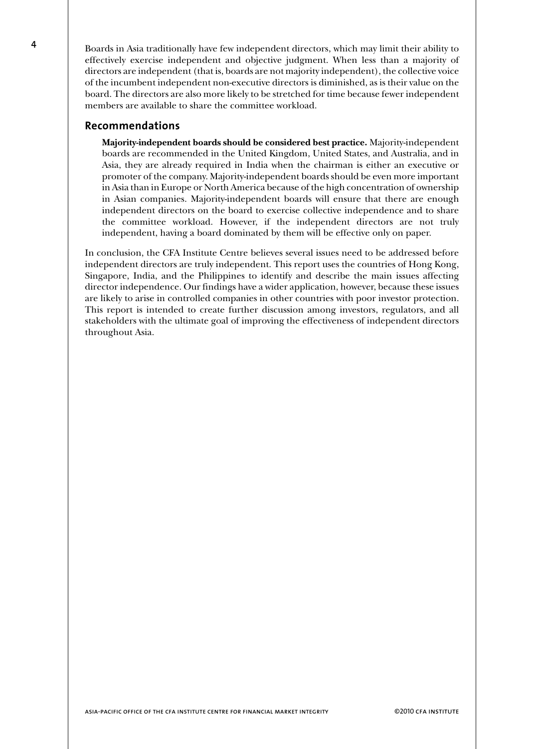Boards in Asia traditionally have few independent directors, which may limit their ability to effectively exercise independent and objective judgment. When less than a majority of directors are independent (that is, boards are not majority independent), the collective voice of the incumbent independent non-executive directors is diminished, as is their value on the board. The directors are also more likely to be stretched for time because fewer independent members are available to share the committee workload.

## Recommendations

**Majority-independent boards should be considered best practice.** Majority-independent boards are recommended in the United Kingdom, United States, and Australia, and in Asia, they are already required in India when the chairman is either an executive or promoter of the company. Majority-independent boards should be even more important in Asia than in Europe or North America because of the high concentration of ownership in Asian companies. Majority-independent boards will ensure that there are enough independent directors on the board to exercise collective independence and to share the committee workload. However, if the independent directors are not truly independent, having a board dominated by them will be effective only on paper.

In conclusion, the CFA Institute Centre believes several issues need to be addressed before independent directors are truly independent. This report uses the countries of Hong Kong, Singapore, India, and the Philippines to identify and describe the main issues affecting director independence. Our findings have a wider application, however, because these issues are likely to arise in controlled companies in other countries with poor investor protection. This report is intended to create further discussion among investors, regulators, and all stakeholders with the ultimate goal of improving the effectiveness of independent directors throughout Asia.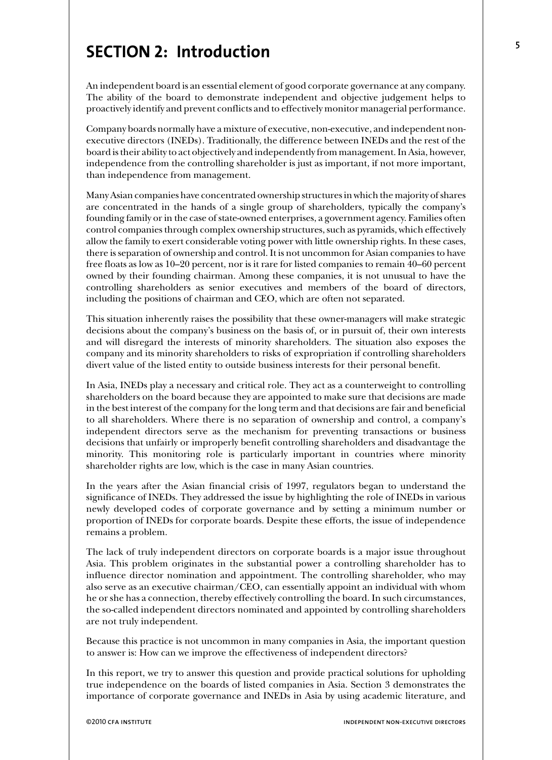# SECTION 2: Introduction

An independent board is an essential element of good corporate governance at any company. The ability of the board to demonstrate independent and objective judgement helps to proactively identify and prevent conflicts and to effectively monitor managerial performance.

Company boards normally have a mixture of executive, non-executive, and independent non-executive directors (INEDs). Traditionally, the difference between INEDs and the rest of the board is their ability to act objectively and independently from management. In Asia, however, independence from the controlling shareholder is just as important, if not more important, than independence from management.

Many Asian companies have concentrated ownership structures in which the majority of shares are concentrated in the hands of a single group of shareholders, typically the company's founding family or in the case of state-owned enterprises, a government agency. Families often control companies through complex ownership structures, such as pyramids, which effectively allow the family to exert considerable voting power with little ownership rights. In these cases, there is separation of ownership and control. It is not uncommon for Asian companies to have free floats as low as 10–20 percent, nor is it rare for listed companies to remain 40–60 percent owned by their founding chairman. Among these companies, it is not unusual to have the controlling shareholders as senior executives and members of the board of directors, including the positions of chairman and CEO, which are often not separated.

This situation inherently raises the possibility that these owner-managers will make strategic decisions about the company's business on the basis of, or in pursuit of, their own interests and will disregard the interests of minority shareholders. The situation also exposes the company and its minority shareholders to risks of expropriation if controlling shareholders divert value of the listed entity to outside business interests for their personal benefit.

In Asia, INEDs play a necessary and critical role. They act as a counterweight to controlling shareholders on the board because they are appointed to make sure that decisions are made in the best interest of the company for the long term and that decisions are fair and beneficial to all shareholders. Where there is no separation of ownership and control, a company's independent directors serve as the mechanism for preventing transactions or business decisions that unfairly or improperly benefit controlling shareholders and disadvantage the minority. This monitoring role is particularly important in countries where minority shareholder rights are low, which is the case in many Asian countries.

In the years after the Asian financial crisis of 1997, regulators began to understand the significance of INEDs. They addressed the issue by highlighting the role of INEDs in various newly developed codes of corporate governance and by setting a minimum number or proportion of INEDs for corporate boards. Despite these efforts, the issue of independence remains a problem.

The lack of truly independent directors on corporate boards is a major issue throughout Asia. This problem originates in the substantial power a controlling shareholder has to influence director nomination and appointment. The controlling shareholder, who may also serve as an executive chairman/CEO, can essentially appoint an individual with whom he or she has a connection, thereby effectively controlling the board. In such circumstances, the so-called independent directors nominated and appointed by controlling shareholders are not truly independent.

Because this practice is not uncommon in many companies in Asia, the important question to answer is: How can we improve the effectiveness of independent directors?

In this report, we try to answer this question and provide practical solutions for upholding true independence on the boards of listed companies in Asia. Section 3 demonstrates the importance of corporate governance and INEDs in Asia by using academic literature, and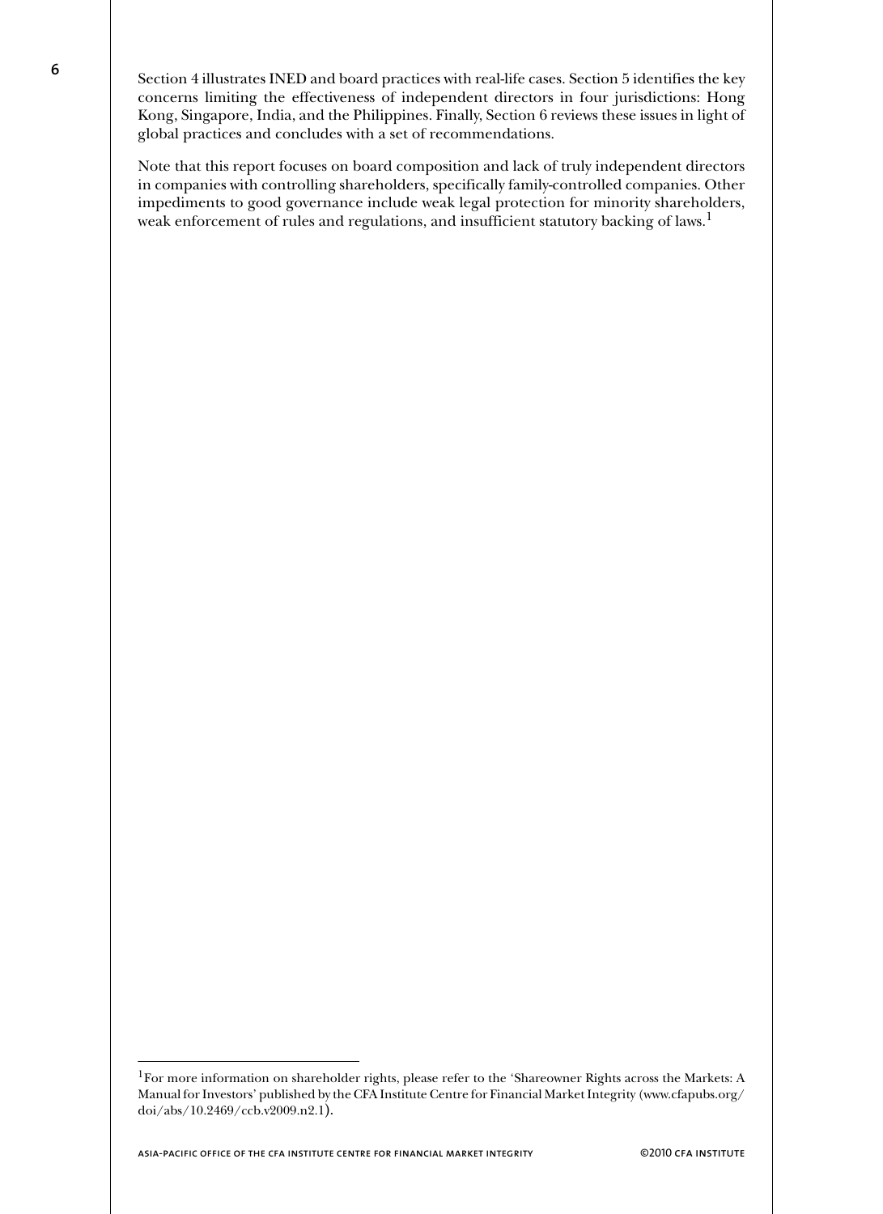Section 4 illustrates INED and board practices with real-life cases. Section 5 identifies the key concerns limiting the effectiveness of independent directors in four jurisdictions: Hong Kong, Singapore, India, and the Philippines. Finally, Section 6 reviews these issues in light of global practices and concludes with a set of recommendations.

Note that this report focuses on board composition and lack of truly independent directors in companies with controlling shareholders, specifically family-controlled companies. Other impediments to good governance include weak legal protection for minority shareholders, weak enforcement of rules and regulations, and insufficient statutory backing of laws.[1]

---

[1] For more information on shareholder rights, please refer to the 'Shareowner Rights across the Markets: A Manual for Investors' published by the CFA Institute Centre for Financial Market Integrity (www.cfapubs.org/doi/abs/10.2469/ccb.v2009.n2.1).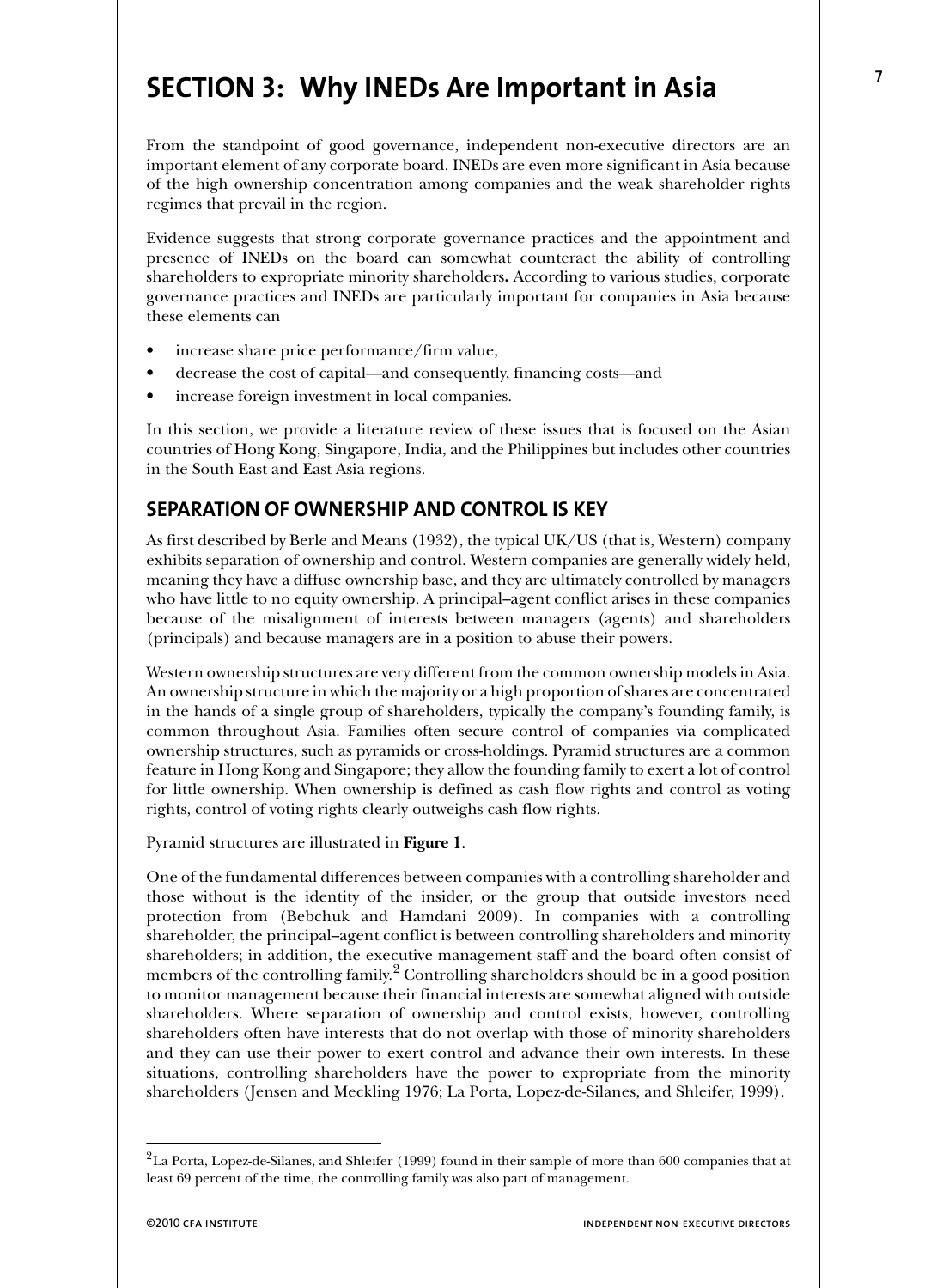# SECTION 3: Why INEDs Are Important in Asia

From the standpoint of good governance, independent non-executive directors are an important element of any corporate board. INEDs are even more significant in Asia because of the high ownership concentration among companies and the weak shareholder rights regimes that prevail in the region.

Evidence suggests that strong corporate governance practices and the appointment and presence of INEDs on the board can somewhat counteract the ability of controlling shareholders to expropriate minority shareholders**.** According to various studies, corporate governance practices and INEDs are particularly important for companies in Asia because these elements can

- increase share price performance/firm value,
- decrease the cost of capital—and consequently, financing costs—and
- increase foreign investment in local companies.

In this section, we provide a literature review of these issues that is focused on the Asian countries of Hong Kong, Singapore, India, and the Philippines but includes other countries in the South East and East Asia regions.

## SEPARATION OF OWNERSHIP AND CONTROL IS KEY

As first described by Berle and Means (1932), the typical UK/US (that is, Western) company exhibits separation of ownership and control. Western companies are generally widely held, meaning they have a diffuse ownership base, and they are ultimately controlled by managers who have little to no equity ownership. A principal–agent conflict arises in these companies because of the misalignment of interests between managers (agents) and shareholders (principals) and because managers are in a position to abuse their powers.

Western ownership structures are very different from the common ownership models in Asia. An ownership structure in which the majority or a high proportion of shares are concentrated in the hands of a single group of shareholders, typically the company's founding family, is common throughout Asia. Families often secure control of companies via complicated ownership structures, such as pyramids or cross-holdings. Pyramid structures are a common feature in Hong Kong and Singapore; they allow the founding family to exert a lot of control for little ownership. When ownership is defined as cash flow rights and control as voting rights, control of voting rights clearly outweighs cash flow rights.

Pyramid structures are illustrated in **Figure 1**.

One of the fundamental differences between companies with a controlling shareholder and those without is the identity of the insider, or the group that outside investors need protection from (Bebchuk and Hamdani 2009). In companies with a controlling shareholder, the principal–agent conflict is between controlling shareholders and minority shareholders; in addition, the executive management staff and the board often consist of members of the controlling family.[2] Controlling shareholders should be in a good position to monitor management because their financial interests are somewhat aligned with outside shareholders. Where separation of ownership and control exists, however, controlling shareholders often have interests that do not overlap with those of minority shareholders and they can use their power to exert control and advance their own interests. In these situations, controlling shareholders have the power to expropriate from the minority shareholders (Jensen and Meckling 1976; La Porta, Lopez-de-Silanes, and Shleifer, 1999).

---

[2] La Porta, Lopez-de-Silanes, and Shleifer (1999) found in their sample of more than 600 companies that at least 69 percent of the time, the controlling family was also part of management.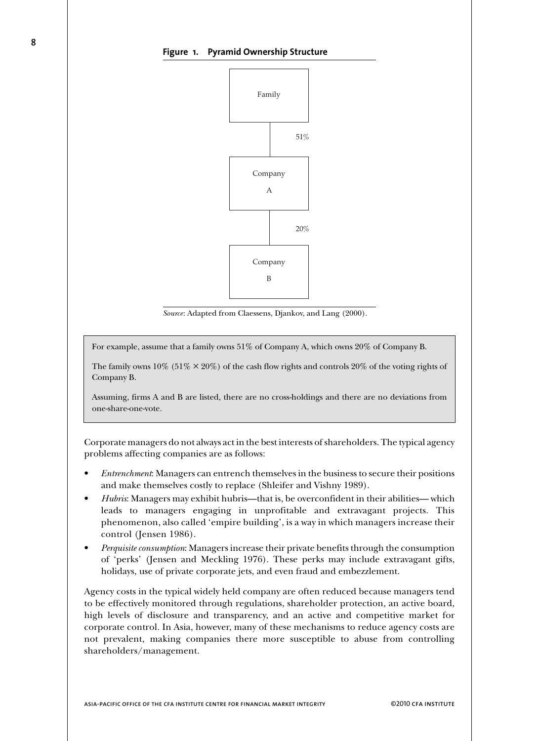**Figure 1. Pyramid Ownership Structure**

Family → (51%) → Company A → (20%) → Company B

*Source*: Adapted from Claessens, Djankov, and Lang (2000).

> For example, assume that a family owns 51% of Company A, which owns 20% of Company B.
>
> The family owns 10% (51% × 20%) of the cash flow rights and controls 20% of the voting rights of Company B.
>
> Assuming, firms A and B are listed, there are no cross-holdings and there are no deviations from one-share-one-vote.

Corporate managers do not always act in the best interests of shareholders. The typical agency problems affecting companies are as follows:

- *Entrenchment*: Managers can entrench themselves in the business to secure their positions and make themselves costly to replace (Shleifer and Vishny 1989).
- *Hubris*: Managers may exhibit hubris—that is, be overconfident in their abilities— which leads to managers engaging in unprofitable and extravagant projects. This phenomenon, also called 'empire building', is a way in which managers increase their control (Jensen 1986).
- *Perquisite consumption*: Managers increase their private benefits through the consumption of 'perks' (Jensen and Meckling 1976). These perks may include extravagant gifts, holidays, use of private corporate jets, and even fraud and embezzlement.

Agency costs in the typical widely held company are often reduced because managers tend to be effectively monitored through regulations, shareholder protection, an active board, high levels of disclosure and transparency, and an active and competitive market for corporate control. In Asia, however, many of these mechanisms to reduce agency costs are not prevalent, making companies there more susceptible to abuse from controlling shareholders/management.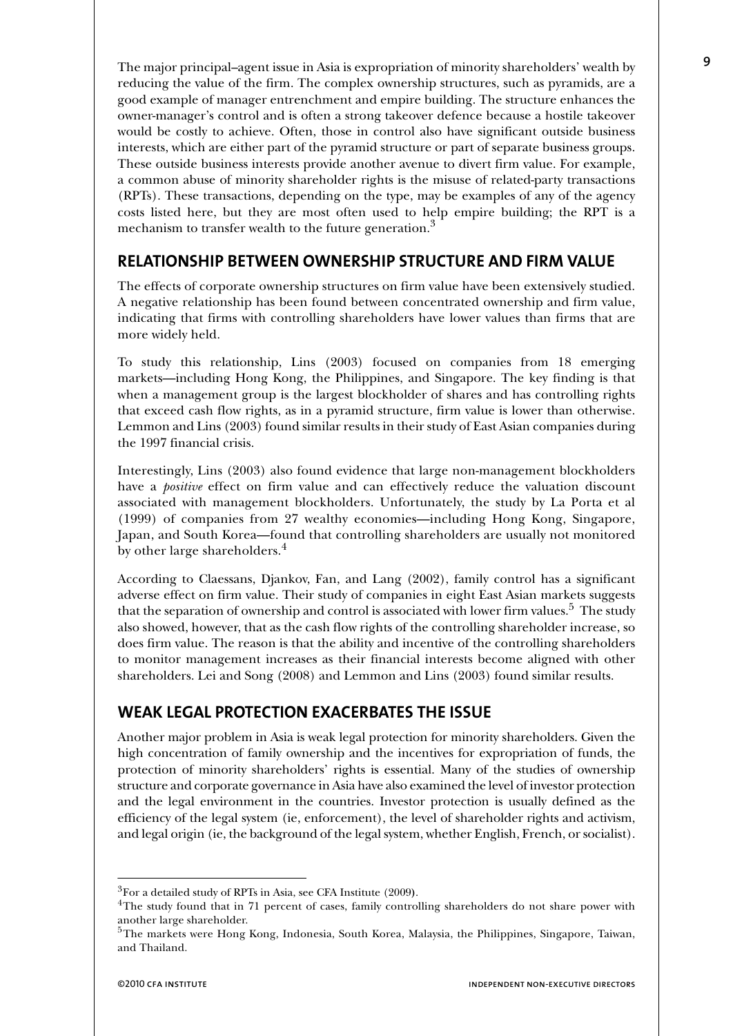The major principal–agent issue in Asia is expropriation of minority shareholders' wealth by reducing the value of the firm. The complex ownership structures, such as pyramids, are a good example of manager entrenchment and empire building. The structure enhances the owner-manager's control and is often a strong takeover defence because a hostile takeover would be costly to achieve. Often, those in control also have significant outside business interests, which are either part of the pyramid structure or part of separate business groups. These outside business interests provide another avenue to divert firm value. For example, a common abuse of minority shareholder rights is the misuse of related-party transactions (RPTs). These transactions, depending on the type, may be examples of any of the agency costs listed here, but they are most often used to help empire building; the RPT is a mechanism to transfer wealth to the future generation.[3]

## RELATIONSHIP BETWEEN OWNERSHIP STRUCTURE AND FIRM VALUE

The effects of corporate ownership structures on firm value have been extensively studied. A negative relationship has been found between concentrated ownership and firm value, indicating that firms with controlling shareholders have lower values than firms that are more widely held.

To study this relationship, Lins (2003) focused on companies from 18 emerging markets—including Hong Kong, the Philippines, and Singapore. The key finding is that when a management group is the largest blockholder of shares and has controlling rights that exceed cash flow rights, as in a pyramid structure, firm value is lower than otherwise. Lemmon and Lins (2003) found similar results in their study of East Asian companies during the 1997 financial crisis.

Interestingly, Lins (2003) also found evidence that large non-management blockholders have a *positive* effect on firm value and can effectively reduce the valuation discount associated with management blockholders. Unfortunately, the study by La Porta et al (1999) of companies from 27 wealthy economies—including Hong Kong, Singapore, Japan, and South Korea—found that controlling shareholders are usually not monitored by other large shareholders.[4]

According to Claessans, Djankov, Fan, and Lang (2002), family control has a significant adverse effect on firm value. Their study of companies in eight East Asian markets suggests that the separation of ownership and control is associated with lower firm values.[5] The study also showed, however, that as the cash flow rights of the controlling shareholder increase, so does firm value. The reason is that the ability and incentive of the controlling shareholders to monitor management increases as their financial interests become aligned with other shareholders. Lei and Song (2008) and Lemmon and Lins (2003) found similar results.

## WEAK LEGAL PROTECTION EXACERBATES THE ISSUE

Another major problem in Asia is weak legal protection for minority shareholders. Given the high concentration of family ownership and the incentives for expropriation of funds, the protection of minority shareholders' rights is essential. Many of the studies of ownership structure and corporate governance in Asia have also examined the level of investor protection and the legal environment in the countries. Investor protection is usually defined as the efficiency of the legal system (ie, enforcement), the level of shareholder rights and activism, and legal origin (ie, the background of the legal system, whether English, French, or socialist).

---

[3] For a detailed study of RPTs in Asia, see CFA Institute (2009).

[4] The study found that in 71 percent of cases, family controlling shareholders do not share power with another large shareholder.

[5] The markets were Hong Kong, Indonesia, South Korea, Malaysia, the Philippines, Singapore, Taiwan, and Thailand.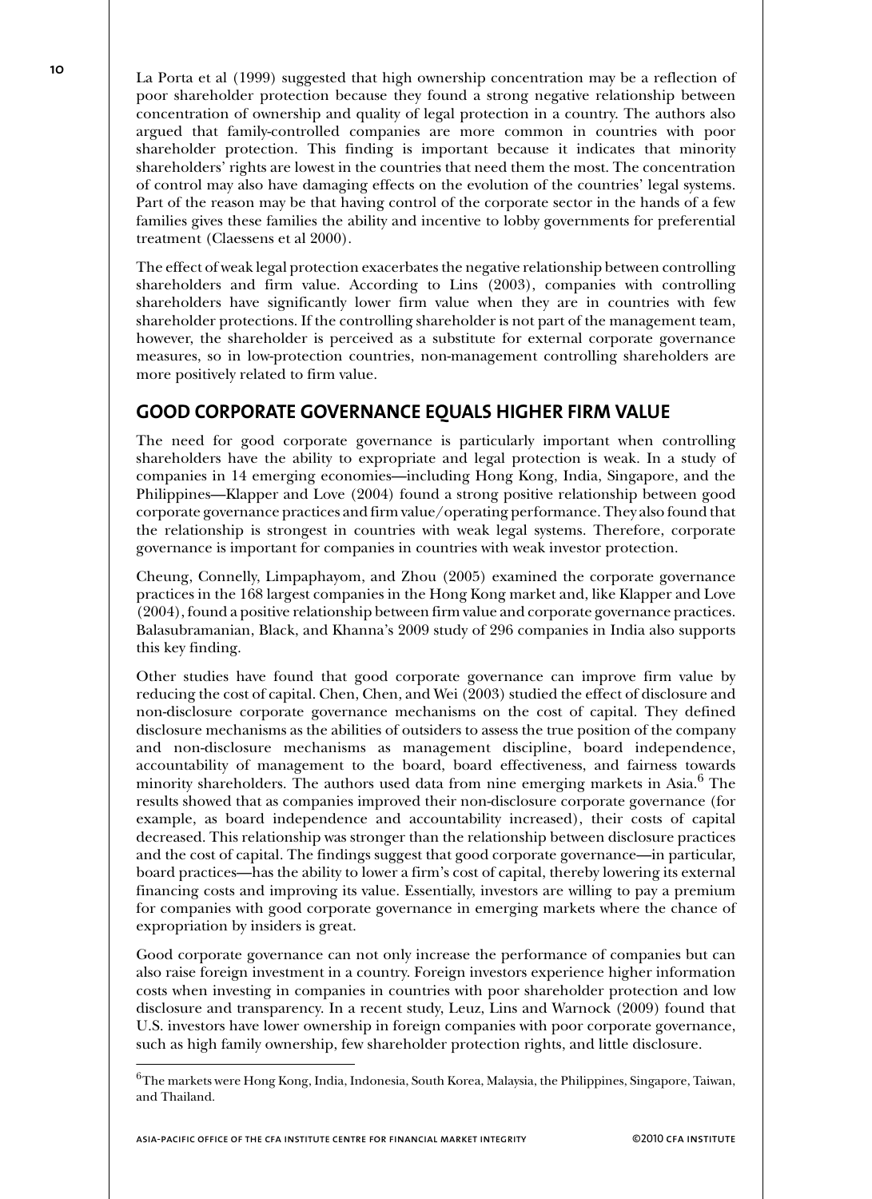La Porta et al (1999) suggested that high ownership concentration may be a reflection of poor shareholder protection because they found a strong negative relationship between concentration of ownership and quality of legal protection in a country. The authors also argued that family-controlled companies are more common in countries with poor shareholder protection. This finding is important because it indicates that minority shareholders' rights are lowest in the countries that need them the most. The concentration of control may also have damaging effects on the evolution of the countries' legal systems. Part of the reason may be that having control of the corporate sector in the hands of a few families gives these families the ability and incentive to lobby governments for preferential treatment (Claessens et al 2000).

The effect of weak legal protection exacerbates the negative relationship between controlling shareholders and firm value. According to Lins (2003), companies with controlling shareholders have significantly lower firm value when they are in countries with few shareholder protections. If the controlling shareholder is not part of the management team, however, the shareholder is perceived as a substitute for external corporate governance measures, so in low-protection countries, non-management controlling shareholders are more positively related to firm value.

## GOOD CORPORATE GOVERNANCE EQUALS HIGHER FIRM VALUE

The need for good corporate governance is particularly important when controlling shareholders have the ability to expropriate and legal protection is weak. In a study of companies in 14 emerging economies—including Hong Kong, India, Singapore, and the Philippines—Klapper and Love (2004) found a strong positive relationship between good corporate governance practices and firm value/operating performance. They also found that the relationship is strongest in countries with weak legal systems. Therefore, corporate governance is important for companies in countries with weak investor protection.

Cheung, Connelly, Limpaphayom, and Zhou (2005) examined the corporate governance practices in the 168 largest companies in the Hong Kong market and, like Klapper and Love (2004), found a positive relationship between firm value and corporate governance practices. Balasubramanian, Black, and Khanna's 2009 study of 296 companies in India also supports this key finding.

Other studies have found that good corporate governance can improve firm value by reducing the cost of capital. Chen, Chen, and Wei (2003) studied the effect of disclosure and non-disclosure corporate governance mechanisms on the cost of capital. They defined disclosure mechanisms as the abilities of outsiders to assess the true position of the company and non-disclosure mechanisms as management discipline, board independence, accountability of management to the board, board effectiveness, and fairness towards minority shareholders. The authors used data from nine emerging markets in Asia.[6] The results showed that as companies improved their non-disclosure corporate governance (for example, as board independence and accountability increased), their costs of capital decreased. This relationship was stronger than the relationship between disclosure practices and the cost of capital. The findings suggest that good corporate governance—in particular, board practices—has the ability to lower a firm's cost of capital, thereby lowering its external financing costs and improving its value. Essentially, investors are willing to pay a premium for companies with good corporate governance in emerging markets where the chance of expropriation by insiders is great.

Good corporate governance can not only increase the performance of companies but can also raise foreign investment in a country. Foreign investors experience higher information costs when investing in companies in countries with poor shareholder protection and low disclosure and transparency. In a recent study, Leuz, Lins and Warnock (2009) found that U.S. investors have lower ownership in foreign companies with poor corporate governance, such as high family ownership, few shareholder protection rights, and little disclosure.

[6] The markets were Hong Kong, India, Indonesia, South Korea, Malaysia, the Philippines, Singapore, Taiwan, and Thailand.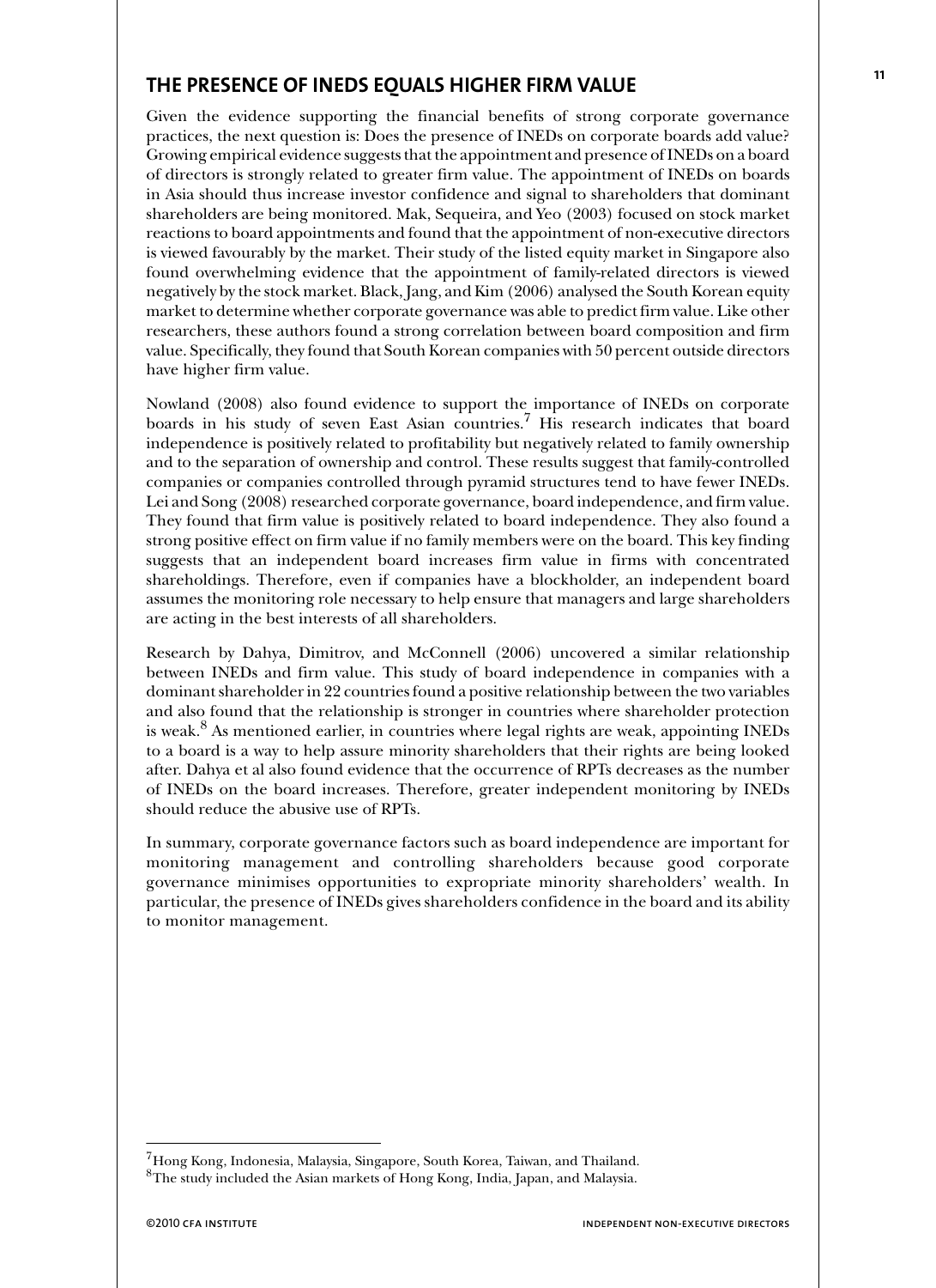## THE PRESENCE OF INEDS EQUALS HIGHER FIRM VALUE

Given the evidence supporting the financial benefits of strong corporate governance practices, the next question is: Does the presence of INEDs on corporate boards add value? Growing empirical evidence suggests that the appointment and presence of INEDs on a board of directors is strongly related to greater firm value. The appointment of INEDs on boards in Asia should thus increase investor confidence and signal to shareholders that dominant shareholders are being monitored. Mak, Sequeira, and Yeo (2003) focused on stock market reactions to board appointments and found that the appointment of non-executive directors is viewed favourably by the market. Their study of the listed equity market in Singapore also found overwhelming evidence that the appointment of family-related directors is viewed negatively by the stock market. Black, Jang, and Kim (2006) analysed the South Korean equity market to determine whether corporate governance was able to predict firm value. Like other researchers, these authors found a strong correlation between board composition and firm value. Specifically, they found that South Korean companies with 50 percent outside directors have higher firm value.

Nowland (2008) also found evidence to support the importance of INEDs on corporate boards in his study of seven East Asian countries.[7] His research indicates that board independence is positively related to profitability but negatively related to family ownership and to the separation of ownership and control. These results suggest that family-controlled companies or companies controlled through pyramid structures tend to have fewer INEDs. Lei and Song (2008) researched corporate governance, board independence, and firm value. They found that firm value is positively related to board independence. They also found a strong positive effect on firm value if no family members were on the board. This key finding suggests that an independent board increases firm value in firms with concentrated shareholdings. Therefore, even if companies have a blockholder, an independent board assumes the monitoring role necessary to help ensure that managers and large shareholders are acting in the best interests of all shareholders.

Research by Dahya, Dimitrov, and McConnell (2006) uncovered a similar relationship between INEDs and firm value. This study of board independence in companies with a dominant shareholder in 22 countries found a positive relationship between the two variables and also found that the relationship is stronger in countries where shareholder protection is weak.[8] As mentioned earlier, in countries where legal rights are weak, appointing INEDs to a board is a way to help assure minority shareholders that their rights are being looked after. Dahya et al also found evidence that the occurrence of RPTs decreases as the number of INEDs on the board increases. Therefore, greater independent monitoring by INEDs should reduce the abusive use of RPTs.

In summary, corporate governance factors such as board independence are important for monitoring management and controlling shareholders because good corporate governance minimises opportunities to expropriate minority shareholders' wealth. In particular, the presence of INEDs gives shareholders confidence in the board and its ability to monitor management.

---

[7] Hong Kong, Indonesia, Malaysia, Singapore, South Korea, Taiwan, and Thailand.

[8] The study included the Asian markets of Hong Kong, India, Japan, and Malaysia.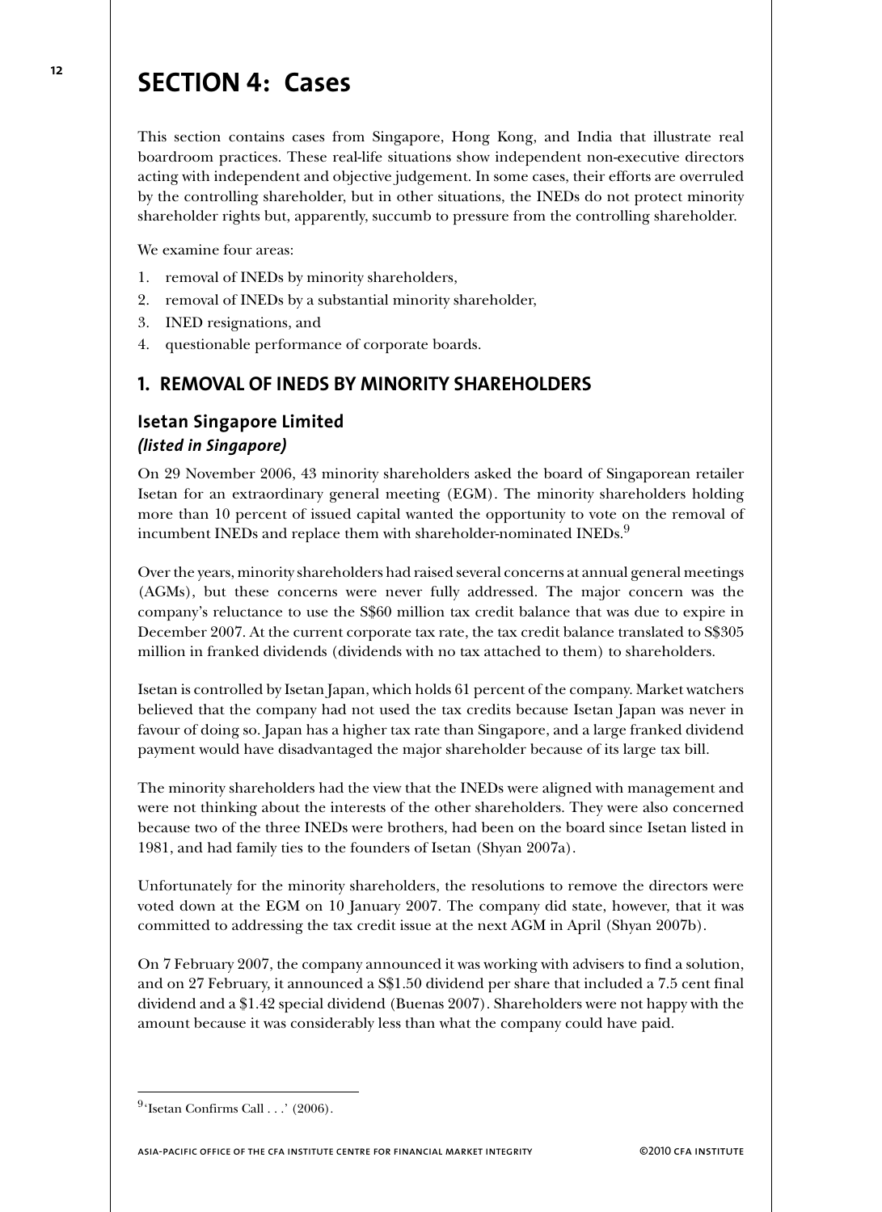# SECTION 4: Cases

This section contains cases from Singapore, Hong Kong, and India that illustrate real boardroom practices. These real-life situations show independent non-executive directors acting with independent and objective judgement. In some cases, their efforts are overruled by the controlling shareholder, but in other situations, the INEDs do not protect minority shareholder rights but, apparently, succumb to pressure from the controlling shareholder.

We examine four areas:

1. removal of INEDs by minority shareholders,
2. removal of INEDs by a substantial minority shareholder,
3. INED resignations, and
4. questionable performance of corporate boards.

## 1. REMOVAL OF INEDS BY MINORITY SHAREHOLDERS

### Isetan Singapore Limited
#### *(listed in Singapore)*

On 29 November 2006, 43 minority shareholders asked the board of Singaporean retailer Isetan for an extraordinary general meeting (EGM). The minority shareholders holding more than 10 percent of issued capital wanted the opportunity to vote on the removal of incumbent INEDs and replace them with shareholder-nominated INEDs.[9]

Over the years, minority shareholders had raised several concerns at annual general meetings (AGMs), but these concerns were never fully addressed. The major concern was the company's reluctance to use the S$60 million tax credit balance that was due to expire in December 2007. At the current corporate tax rate, the tax credit balance translated to S$305 million in franked dividends (dividends with no tax attached to them) to shareholders.

Isetan is controlled by Isetan Japan, which holds 61 percent of the company. Market watchers believed that the company had not used the tax credits because Isetan Japan was never in favour of doing so. Japan has a higher tax rate than Singapore, and a large franked dividend payment would have disadvantaged the major shareholder because of its large tax bill.

The minority shareholders had the view that the INEDs were aligned with management and were not thinking about the interests of the other shareholders. They were also concerned because two of the three INEDs were brothers, had been on the board since Isetan listed in 1981, and had family ties to the founders of Isetan (Shyan 2007a).

Unfortunately for the minority shareholders, the resolutions to remove the directors were voted down at the EGM on 10 January 2007. The company did state, however, that it was committed to addressing the tax credit issue at the next AGM in April (Shyan 2007b).

On 7 February 2007, the company announced it was working with advisers to find a solution, and on 27 February, it announced a S$1.50 dividend per share that included a 7.5 cent final dividend and a $1.42 special dividend (Buenas 2007). Shareholders were not happy with the amount because it was considerably less than what the company could have paid.

---

[9] 'Isetan Confirms Call . . .' (2006).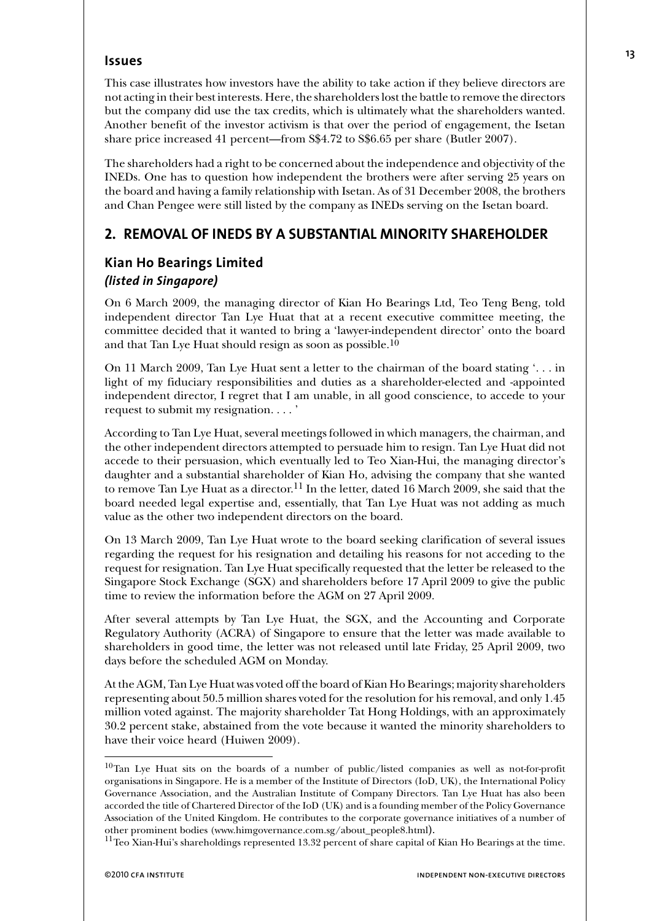### Issues

This case illustrates how investors have the ability to take action if they believe directors are not acting in their best interests. Here, the shareholders lost the battle to remove the directors but the company did use the tax credits, which is ultimately what the shareholders wanted. Another benefit of the investor activism is that over the period of engagement, the Isetan share price increased 41 percent—from S$4.72 to S$6.65 per share (Butler 2007).

The shareholders had a right to be concerned about the independence and objectivity of the INEDs. One has to question how independent the brothers were after serving 25 years on the board and having a family relationship with Isetan. As of 31 December 2008, the brothers and Chan Pengee were still listed by the company as INEDs serving on the Isetan board.

## 2. REMOVAL OF INEDS BY A SUBSTANTIAL MINORITY SHAREHOLDER

### Kian Ho Bearings Limited
***(listed in Singapore)***

On 6 March 2009, the managing director of Kian Ho Bearings Ltd, Teo Teng Beng, told independent director Tan Lye Huat that at a recent executive committee meeting, the committee decided that it wanted to bring a 'lawyer-independent director' onto the board and that Tan Lye Huat should resign as soon as possible.[10]

On 11 March 2009, Tan Lye Huat sent a letter to the chairman of the board stating '. . . in light of my fiduciary responsibilities and duties as a shareholder-elected and -appointed independent director, I regret that I am unable, in all good conscience, to accede to your request to submit my resignation. . . . '

According to Tan Lye Huat, several meetings followed in which managers, the chairman, and the other independent directors attempted to persuade him to resign. Tan Lye Huat did not accede to their persuasion, which eventually led to Teo Xian-Hui, the managing director's daughter and a substantial shareholder of Kian Ho, advising the company that she wanted to remove Tan Lye Huat as a director.[11] In the letter, dated 16 March 2009, she said that the board needed legal expertise and, essentially, that Tan Lye Huat was not adding as much value as the other two independent directors on the board.

On 13 March 2009, Tan Lye Huat wrote to the board seeking clarification of several issues regarding the request for his resignation and detailing his reasons for not acceding to the request for resignation. Tan Lye Huat specifically requested that the letter be released to the Singapore Stock Exchange (SGX) and shareholders before 17 April 2009 to give the public time to review the information before the AGM on 27 April 2009.

After several attempts by Tan Lye Huat, the SGX, and the Accounting and Corporate Regulatory Authority (ACRA) of Singapore to ensure that the letter was made available to shareholders in good time, the letter was not released until late Friday, 25 April 2009, two days before the scheduled AGM on Monday.

At the AGM, Tan Lye Huat was voted off the board of Kian Ho Bearings; majority shareholders representing about 50.5 million shares voted for the resolution for his removal, and only 1.45 million voted against. The majority shareholder Tat Hong Holdings, with an approximately 30.2 percent stake, abstained from the vote because it wanted the minority shareholders to have their voice heard (Huiwen 2009).

---

[10] Tan Lye Huat sits on the boards of a number of public/listed companies as well as not-for-profit organisations in Singapore. He is a member of the Institute of Directors (IoD, UK), the International Policy Governance Association, and the Australian Institute of Company Directors. Tan Lye Huat has also been accorded the title of Chartered Director of the IoD (UK) and is a founding member of the Policy Governance Association of the United Kingdom. He contributes to the corporate governance initiatives of a number of other prominent bodies (www.himgovernance.com.sg/about_people8.html).

[11] Teo Xian-Hui's shareholdings represented 13.32 percent of share capital of Kian Ho Bearings at the time.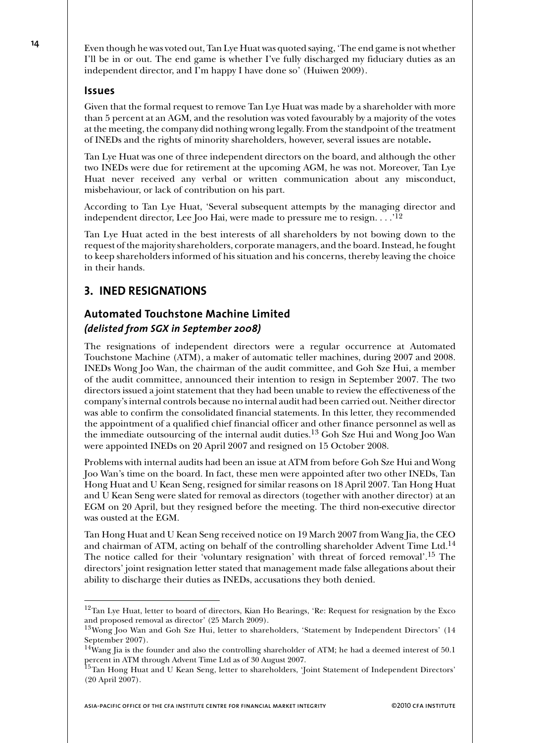Even though he was voted out, Tan Lye Huat was quoted saying, 'The end game is not whether I'll be in or out. The end game is whether I've fully discharged my fiduciary duties as an independent director, and I'm happy I have done so' (Huiwen 2009).

### Issues

Given that the formal request to remove Tan Lye Huat was made by a shareholder with more than 5 percent at an AGM, and the resolution was voted favourably by a majority of the votes at the meeting, the company did nothing wrong legally. From the standpoint of the treatment of INEDs and the rights of minority shareholders, however, several issues are notable**.**

Tan Lye Huat was one of three independent directors on the board, and although the other two INEDs were due for retirement at the upcoming AGM, he was not. Moreover, Tan Lye Huat never received any verbal or written communication about any misconduct, misbehaviour, or lack of contribution on his part.

According to Tan Lye Huat, 'Several subsequent attempts by the managing director and independent director, Lee Joo Hai, were made to pressure me to resign. . . .'[12]

Tan Lye Huat acted in the best interests of all shareholders by not bowing down to the request of the majority shareholders, corporate managers, and the board. Instead, he fought to keep shareholders informed of his situation and his concerns, thereby leaving the choice in their hands.

## 3. INED RESIGNATIONS

### Automated Touchstone Machine Limited
#### *(delisted from SGX in September 2008)*

The resignations of independent directors were a regular occurrence at Automated Touchstone Machine (ATM), a maker of automatic teller machines, during 2007 and 2008. INEDs Wong Joo Wan, the chairman of the audit committee, and Goh Sze Hui, a member of the audit committee, announced their intention to resign in September 2007. The two directors issued a joint statement that they had been unable to review the effectiveness of the company's internal controls because no internal audit had been carried out. Neither director was able to confirm the consolidated financial statements. In this letter, they recommended the appointment of a qualified chief financial officer and other finance personnel as well as the immediate outsourcing of the internal audit duties.[13] Goh Sze Hui and Wong Joo Wan were appointed INEDs on 20 April 2007 and resigned on 15 October 2008.

Problems with internal audits had been an issue at ATM from before Goh Sze Hui and Wong Joo Wan's time on the board. In fact, these men were appointed after two other INEDs, Tan Hong Huat and U Kean Seng, resigned for similar reasons on 18 April 2007. Tan Hong Huat and U Kean Seng were slated for removal as directors (together with another director) at an EGM on 20 April, but they resigned before the meeting. The third non-executive director was ousted at the EGM.

Tan Hong Huat and U Kean Seng received notice on 19 March 2007 from Wang Jia, the CEO and chairman of ATM, acting on behalf of the controlling shareholder Advent Time Ltd.[14] The notice called for their 'voluntary resignation' with threat of forced removal'.[15] The directors' joint resignation letter stated that management made false allegations about their ability to discharge their duties as INEDs, accusations they both denied.

---

[12] Tan Lye Huat, letter to board of directors, Kian Ho Bearings, 'Re: Request for resignation by the Exco and proposed removal as director' (25 March 2009).

[13] Wong Joo Wan and Goh Sze Hui, letter to shareholders, 'Statement by Independent Directors' (14 September 2007).

[14] Wang Jia is the founder and also the controlling shareholder of ATM; he had a deemed interest of 50.1 percent in ATM through Advent Time Ltd as of 30 August 2007.

[15] Tan Hong Huat and U Kean Seng, letter to shareholders, 'Joint Statement of Independent Directors' (20 April 2007).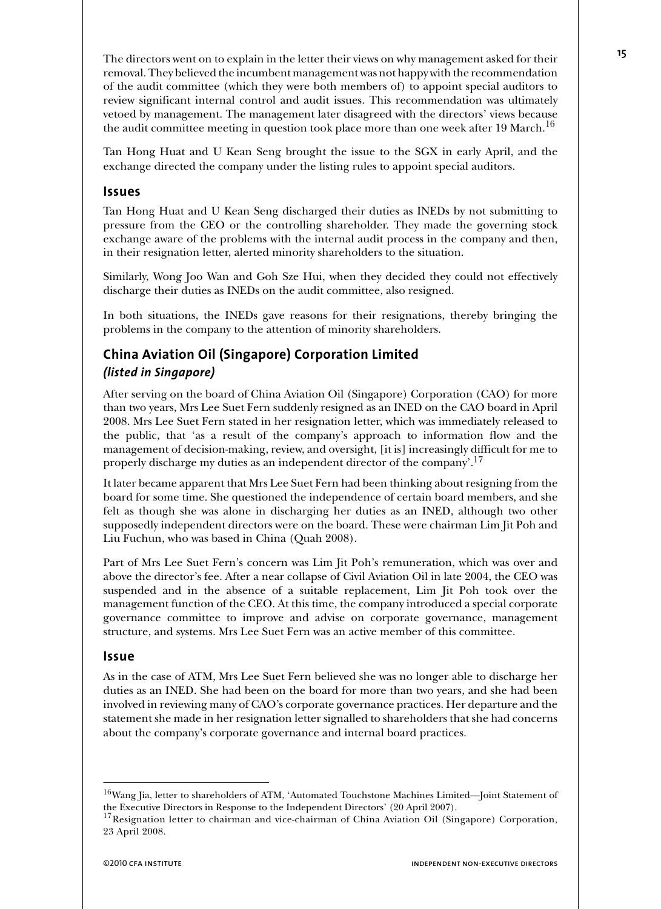The directors went on to explain in the letter their views on why management asked for their removal. They believed the incumbent management was not happy with the recommendation of the audit committee (which they were both members of) to appoint special auditors to review significant internal control and audit issues. This recommendation was ultimately vetoed by management. The management later disagreed with the directors' views because the audit committee meeting in question took place more than one week after 19 March.[16]

Tan Hong Huat and U Kean Seng brought the issue to the SGX in early April, and the exchange directed the company under the listing rules to appoint special auditors.

### Issues

Tan Hong Huat and U Kean Seng discharged their duties as INEDs by not submitting to pressure from the CEO or the controlling shareholder. They made the governing stock exchange aware of the problems with the internal audit process in the company and then, in their resignation letter, alerted minority shareholders to the situation.

Similarly, Wong Joo Wan and Goh Sze Hui, when they decided they could not effectively discharge their duties as INEDs on the audit committee, also resigned.

In both situations, the INEDs gave reasons for their resignations, thereby bringing the problems in the company to the attention of minority shareholders.

## China Aviation Oil (Singapore) Corporation Limited
*(listed in Singapore)*

After serving on the board of China Aviation Oil (Singapore) Corporation (CAO) for more than two years, Mrs Lee Suet Fern suddenly resigned as an INED on the CAO board in April 2008. Mrs Lee Suet Fern stated in her resignation letter, which was immediately released to the public, that 'as a result of the company's approach to information flow and the management of decision-making, review, and oversight, [it is] increasingly difficult for me to properly discharge my duties as an independent director of the company'.[17]

It later became apparent that Mrs Lee Suet Fern had been thinking about resigning from the board for some time. She questioned the independence of certain board members, and she felt as though she was alone in discharging her duties as an INED, although two other supposedly independent directors were on the board. These were chairman Lim Jit Poh and Liu Fuchun, who was based in China (Quah 2008).

Part of Mrs Lee Suet Fern's concern was Lim Jit Poh's remuneration, which was over and above the director's fee. After a near collapse of Civil Aviation Oil in late 2004, the CEO was suspended and in the absence of a suitable replacement, Lim Jit Poh took over the management function of the CEO. At this time, the company introduced a special corporate governance committee to improve and advise on corporate governance, management structure, and systems. Mrs Lee Suet Fern was an active member of this committee.

### Issue

As in the case of ATM, Mrs Lee Suet Fern believed she was no longer able to discharge her duties as an INED. She had been on the board for more than two years, and she had been involved in reviewing many of CAO's corporate governance practices. Her departure and the statement she made in her resignation letter signalled to shareholders that she had concerns about the company's corporate governance and internal board practices.

---

[16] Wang Jia, letter to shareholders of ATM, 'Automated Touchstone Machines Limited—Joint Statement of the Executive Directors in Response to the Independent Directors' (20 April 2007).

[17] Resignation letter to chairman and vice-chairman of China Aviation Oil (Singapore) Corporation, 23 April 2008.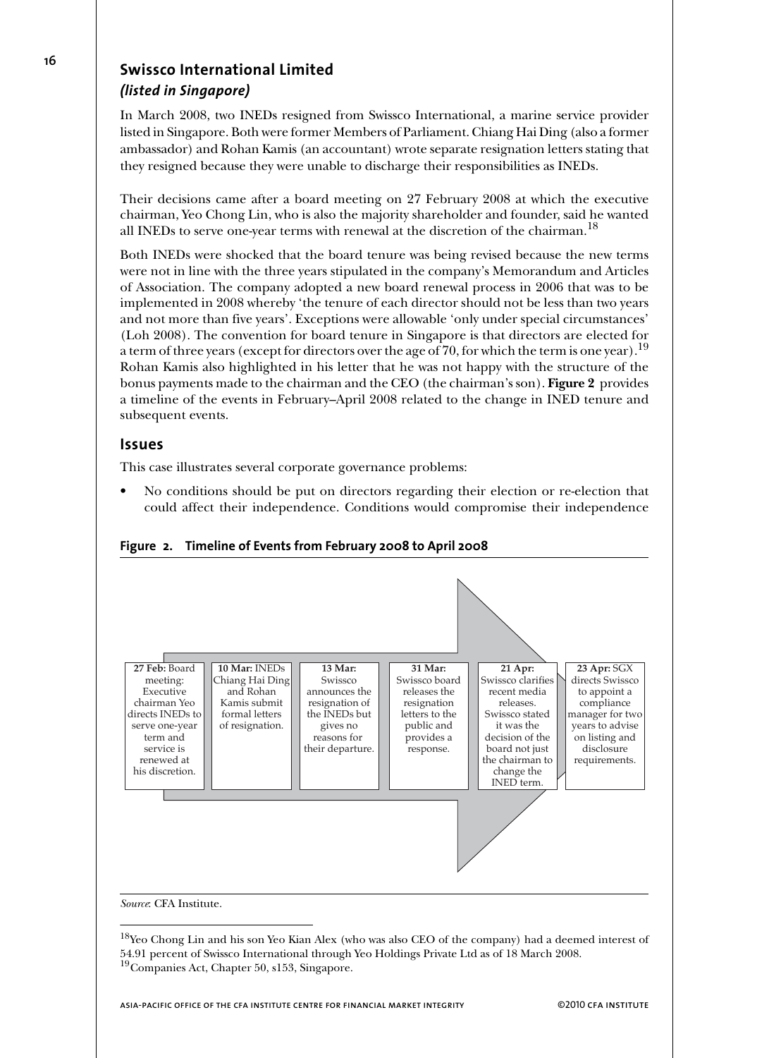## Swissco International Limited
### *(listed in Singapore)*

In March 2008, two INEDs resigned from Swissco International, a marine service provider listed in Singapore. Both were former Members of Parliament. Chiang Hai Ding (also a former ambassador) and Rohan Kamis (an accountant) wrote separate resignation letters stating that they resigned because they were unable to discharge their responsibilities as INEDs.

Their decisions came after a board meeting on 27 February 2008 at which the executive chairman, Yeo Chong Lin, who is also the majority shareholder and founder, said he wanted all INEDs to serve one-year terms with renewal at the discretion of the chairman.[18]

Both INEDs were shocked that the board tenure was being revised because the new terms were not in line with the three years stipulated in the company's Memorandum and Articles of Association. The company adopted a new board renewal process in 2006 that was to be implemented in 2008 whereby 'the tenure of each director should not be less than two years and not more than five years'. Exceptions were allowable 'only under special circumstances' (Loh 2008). The convention for board tenure in Singapore is that directors are elected for a term of three years (except for directors over the age of 70, for which the term is one year).[19] Rohan Kamis also highlighted in his letter that he was not happy with the structure of the bonus payments made to the chairman and the CEO (the chairman's son). **Figure 2** provides a timeline of the events in February–April 2008 related to the change in INED tenure and subsequent events.

### Issues

This case illustrates several corporate governance problems:

- No conditions should be put on directors regarding their election or re-election that could affect their independence. Conditions would compromise their independence

**Figure 2. Timeline of Events from February 2008 to April 2008**

| Date | Event |
|---|---|
| **27 Feb:** | Board meeting: Executive chairman Yeo directs INEDs to serve one-year term and service is renewed at his discretion. |
| **10 Mar:** | INEDs Chiang Hai Ding and Rohan Kamis submit formal letters of resignation. |
| **13 Mar:** | Swissco announces the resignation of the INEDs but gives no reasons for their departure. |
| **31 Mar:** | Swissco board releases the resignation letters to the public and provides a response. |
| **21 Apr:** | Swissco clarifies recent media releases. Swissco stated it was the decision of the board not just the chairman to change the INED term. |
| **23 Apr:** | SGX directs Swissco to appoint a compliance manager for two years to advise on listing and disclosure requirements. |

*Source*: CFA Institute.

[18] Yeo Chong Lin and his son Yeo Kian Alex (who was also CEO of the company) had a deemed interest of 54.91 percent of Swissco International through Yeo Holdings Private Ltd as of 18 March 2008.

[19] Companies Act, Chapter 50, s153, Singapore.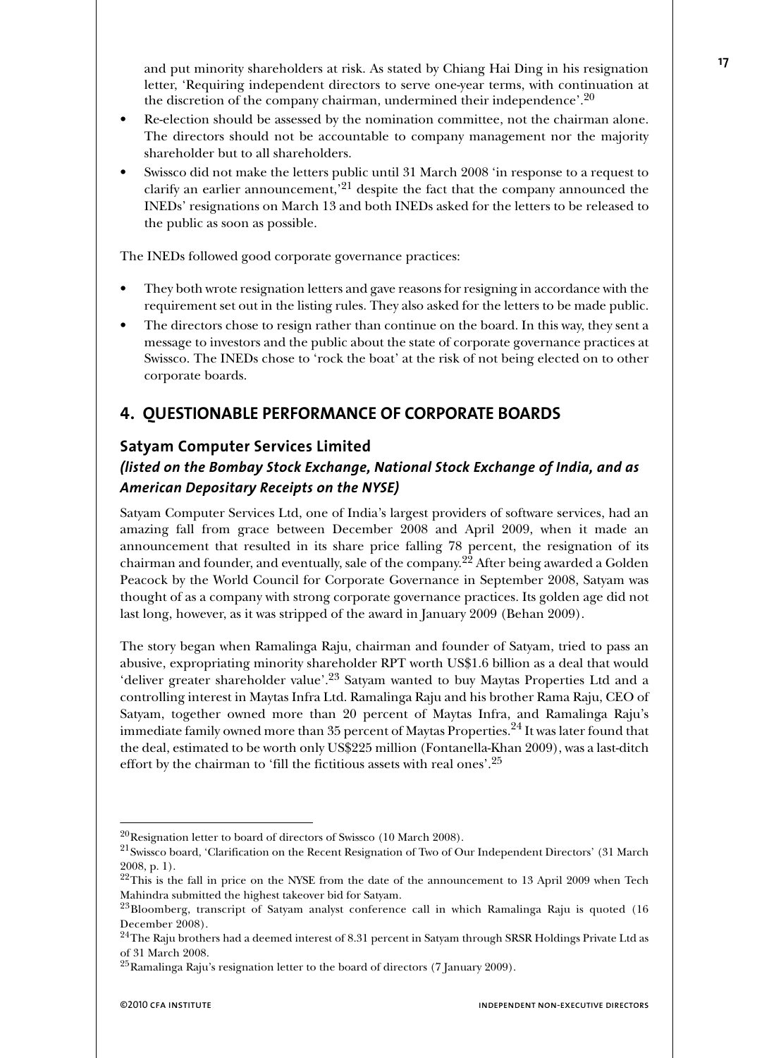and put minority shareholders at risk. As stated by Chiang Hai Ding in his resignation letter, 'Requiring independent directors to serve one-year terms, with continuation at the discretion of the company chairman, undermined their independence'.[20]

- Re-election should be assessed by the nomination committee, not the chairman alone. The directors should not be accountable to company management nor the majority shareholder but to all shareholders.
- Swissco did not make the letters public until 31 March 2008 'in response to a request to clarify an earlier announcement,'[21] despite the fact that the company announced the INEDs' resignations on March 13 and both INEDs asked for the letters to be released to the public as soon as possible.

The INEDs followed good corporate governance practices:

- They both wrote resignation letters and gave reasons for resigning in accordance with the requirement set out in the listing rules. They also asked for the letters to be made public.
- The directors chose to resign rather than continue on the board. In this way, they sent a message to investors and the public about the state of corporate governance practices at Swissco. The INEDs chose to 'rock the boat' at the risk of not being elected on to other corporate boards.

## 4. QUESTIONABLE PERFORMANCE OF CORPORATE BOARDS

### Satyam Computer Services Limited

#### *(listed on the Bombay Stock Exchange, National Stock Exchange of India, and as American Depositary Receipts on the NYSE)*

Satyam Computer Services Ltd, one of India's largest providers of software services, had an amazing fall from grace between December 2008 and April 2009, when it made an announcement that resulted in its share price falling 78 percent, the resignation of its chairman and founder, and eventually, sale of the company.[22] After being awarded a Golden Peacock by the World Council for Corporate Governance in September 2008, Satyam was thought of as a company with strong corporate governance practices. Its golden age did not last long, however, as it was stripped of the award in January 2009 (Behan 2009).

The story began when Ramalinga Raju, chairman and founder of Satyam, tried to pass an abusive, expropriating minority shareholder RPT worth US$1.6 billion as a deal that would 'deliver greater shareholder value'.[23] Satyam wanted to buy Maytas Properties Ltd and a controlling interest in Maytas Infra Ltd. Ramalinga Raju and his brother Rama Raju, CEO of Satyam, together owned more than 20 percent of Maytas Infra, and Ramalinga Raju's immediate family owned more than 35 percent of Maytas Properties.[24] It was later found that the deal, estimated to be worth only US$225 million (Fontanella-Khan 2009), was a last-ditch effort by the chairman to 'fill the fictitious assets with real ones'.[25]

---

[20] Resignation letter to board of directors of Swissco (10 March 2008).

[21] Swissco board, 'Clarification on the Recent Resignation of Two of Our Independent Directors' (31 March 2008, p. 1).

[22] This is the fall in price on the NYSE from the date of the announcement to 13 April 2009 when Tech Mahindra submitted the highest takeover bid for Satyam.

[23] Bloomberg, transcript of Satyam analyst conference call in which Ramalinga Raju is quoted (16 December 2008).

[24] The Raju brothers had a deemed interest of 8.31 percent in Satyam through SRSR Holdings Private Ltd as of 31 March 2008.

[25] Ramalinga Raju's resignation letter to the board of directors (7 January 2009).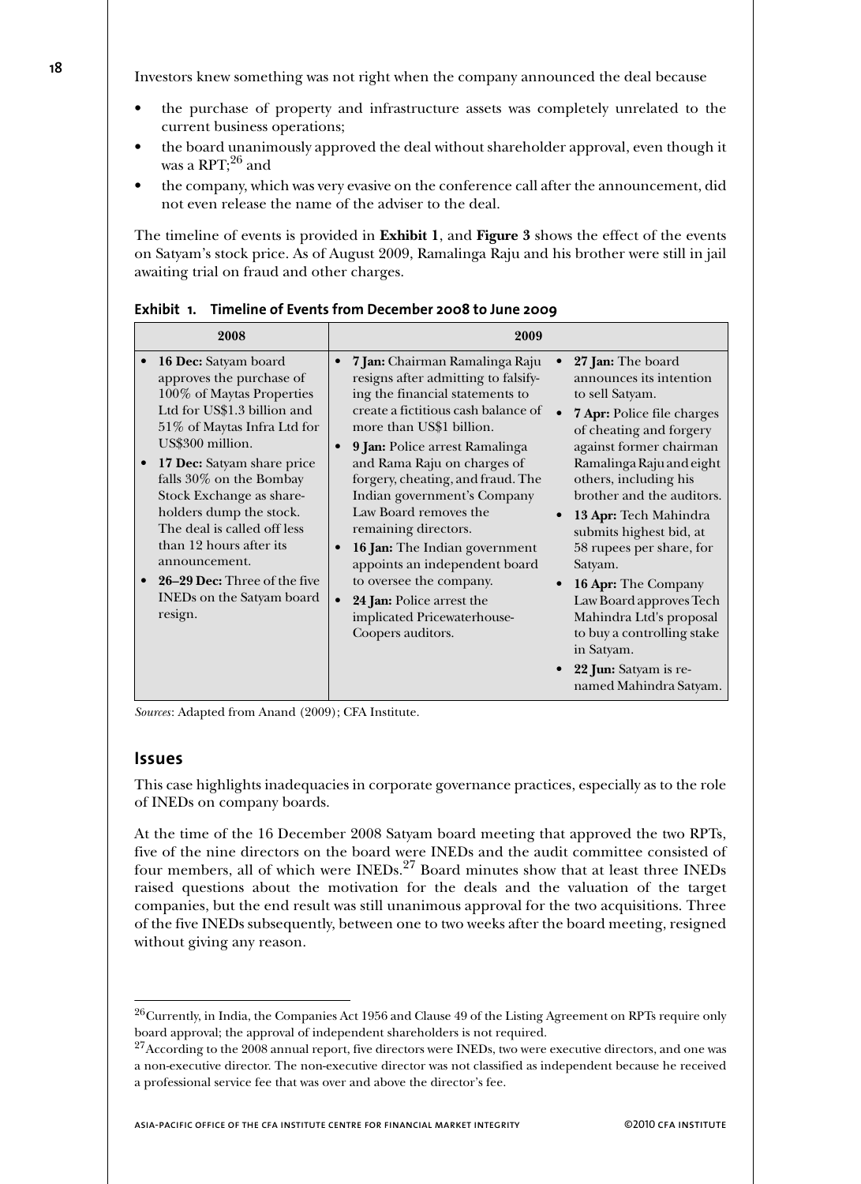Investors knew something was not right when the company announced the deal because

- the purchase of property and infrastructure assets was completely unrelated to the current business operations;
- the board unanimously approved the deal without shareholder approval, even though it was a RPT;[26] and
- the company, which was very evasive on the conference call after the announcement, did not even release the name of the adviser to the deal.

The timeline of events is provided in **Exhibit 1**, and **Figure 3** shows the effect of the events on Satyam's stock price. As of August 2009, Ramalinga Raju and his brother were still in jail awaiting trial on fraud and other charges.

**Exhibit 1. Timeline of Events from December 2008 to June 2009**

| 2008 | 2009 | |
|---|---|---|
| • **16 Dec:** Satyam board approves the purchase of 100% of Maytas Properties Ltd for US$1.3 billion and 51% of Maytas Infra Ltd for US$300 million.<br>• **17 Dec:** Satyam share price falls 30% on the Bombay Stock Exchange as shareholders dump the stock. The deal is called off less than 12 hours after its announcement.<br>• **26–29 Dec:** Three of the five INEDs on the Satyam board resign. | • **7 Jan:** Chairman Ramalinga Raju resigns after admitting to falsifying the financial statements to create a fictitious cash balance of more than US$1 billion.<br>• **9 Jan:** Police arrest Ramalinga and Rama Raju on charges of forgery, cheating, and fraud. The Indian government's Company Law Board removes the remaining directors.<br>• **16 Jan:** The Indian government appoints an independent board to oversee the company.<br>• **24 Jan:** Police arrest the implicated Pricewaterhouse-Coopers auditors. | • **27 Jan:** The board announces its intention to sell Satyam.<br>• **7 Apr:** Police file charges of cheating and forgery against former chairman Ramalinga Raju and eight others, including his brother and the auditors.<br>• **13 Apr:** Tech Mahindra submits highest bid, at 58 rupees per share, for Satyam.<br>• **16 Apr:** The Company Law Board approves Tech Mahindra Ltd's proposal to buy a controlling stake in Satyam.<br>• **22 Jun:** Satyam is renamed Mahindra Satyam. |

*Sources*: Adapted from Anand (2009); CFA Institute.

## Issues

This case highlights inadequacies in corporate governance practices, especially as to the role of INEDs on company boards.

At the time of the 16 December 2008 Satyam board meeting that approved the two RPTs, five of the nine directors on the board were INEDs and the audit committee consisted of four members, all of which were INEDs.[27] Board minutes show that at least three INEDs raised questions about the motivation for the deals and the valuation of the target companies, but the end result was still unanimous approval for the two acquisitions. Three of the five INEDs subsequently, between one to two weeks after the board meeting, resigned without giving any reason.

---

[26] Currently, in India, the Companies Act 1956 and Clause 49 of the Listing Agreement on RPTs require only board approval; the approval of independent shareholders is not required.

[27] According to the 2008 annual report, five directors were INEDs, two were executive directors, and one was a non-executive director. The non-executive director was not classified as independent because he received a professional service fee that was over and above the director's fee.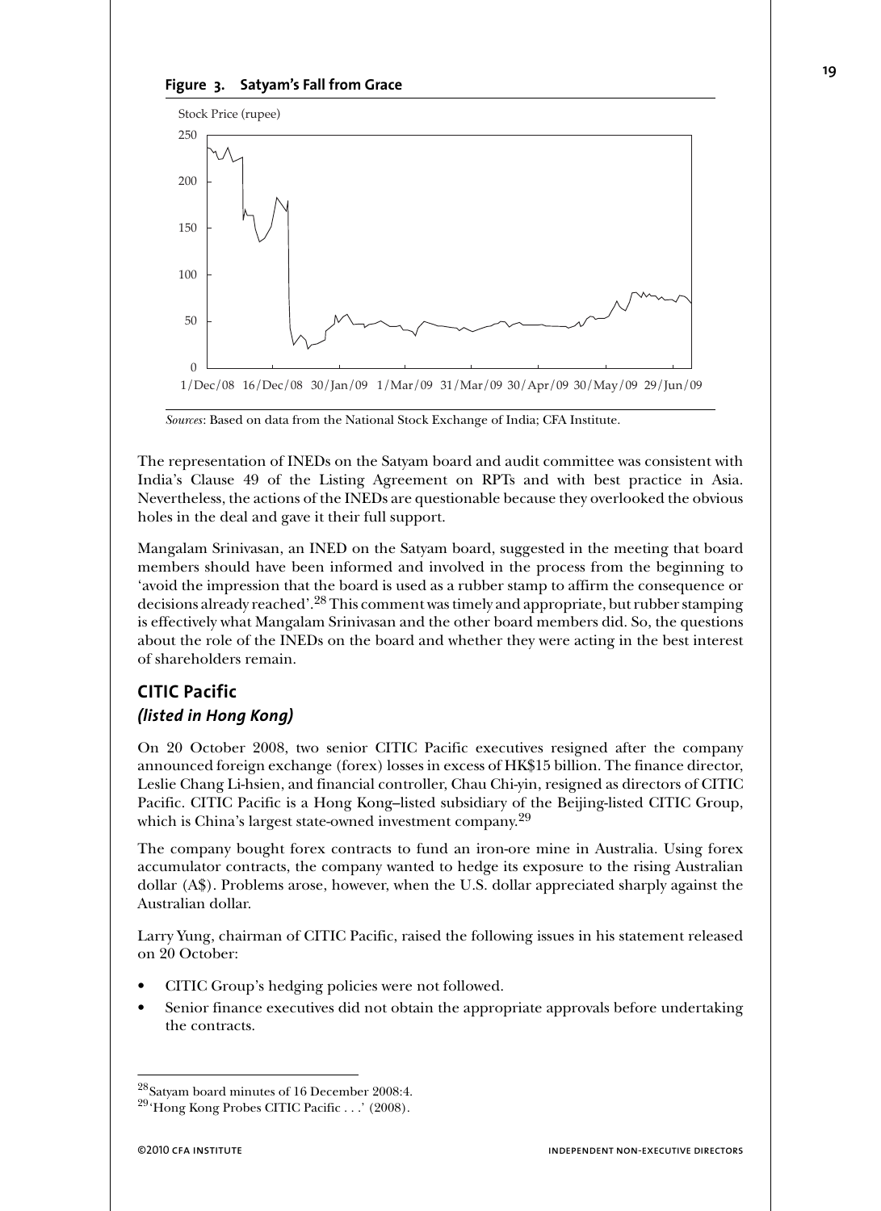**Figure 3. Satyam's Fall from Grace**

*Sources*: Based on data from the National Stock Exchange of India; CFA Institute.

The representation of INEDs on the Satyam board and audit committee was consistent with India's Clause 49 of the Listing Agreement on RPTs and with best practice in Asia. Nevertheless, the actions of the INEDs are questionable because they overlooked the obvious holes in the deal and gave it their full support.

Mangalam Srinivasan, an INED on the Satyam board, suggested in the meeting that board members should have been informed and involved in the process from the beginning to 'avoid the impression that the board is used as a rubber stamp to affirm the consequence or decisions already reached'.[28] This comment was timely and appropriate, but rubber stamping is effectively what Mangalam Srinivasan and the other board members did. So, the questions about the role of the INEDs on the board and whether they were acting in the best interest of shareholders remain.

## CITIC Pacific

### *(listed in Hong Kong)*

On 20 October 2008, two senior CITIC Pacific executives resigned after the company announced foreign exchange (forex) losses in excess of HK$15 billion. The finance director, Leslie Chang Li-hsien, and financial controller, Chau Chi-yin, resigned as directors of CITIC Pacific. CITIC Pacific is a Hong Kong–listed subsidiary of the Beijing-listed CITIC Group, which is China's largest state-owned investment company.[29]

The company bought forex contracts to fund an iron-ore mine in Australia. Using forex accumulator contracts, the company wanted to hedge its exposure to the rising Australian dollar (A$). Problems arose, however, when the U.S. dollar appreciated sharply against the Australian dollar.

Larry Yung, chairman of CITIC Pacific, raised the following issues in his statement released on 20 October:

- CITIC Group's hedging policies were not followed.
- Senior finance executives did not obtain the appropriate approvals before undertaking the contracts.

---

[28] Satyam board minutes of 16 December 2008:4.

[29] 'Hong Kong Probes CITIC Pacific . . .' (2008).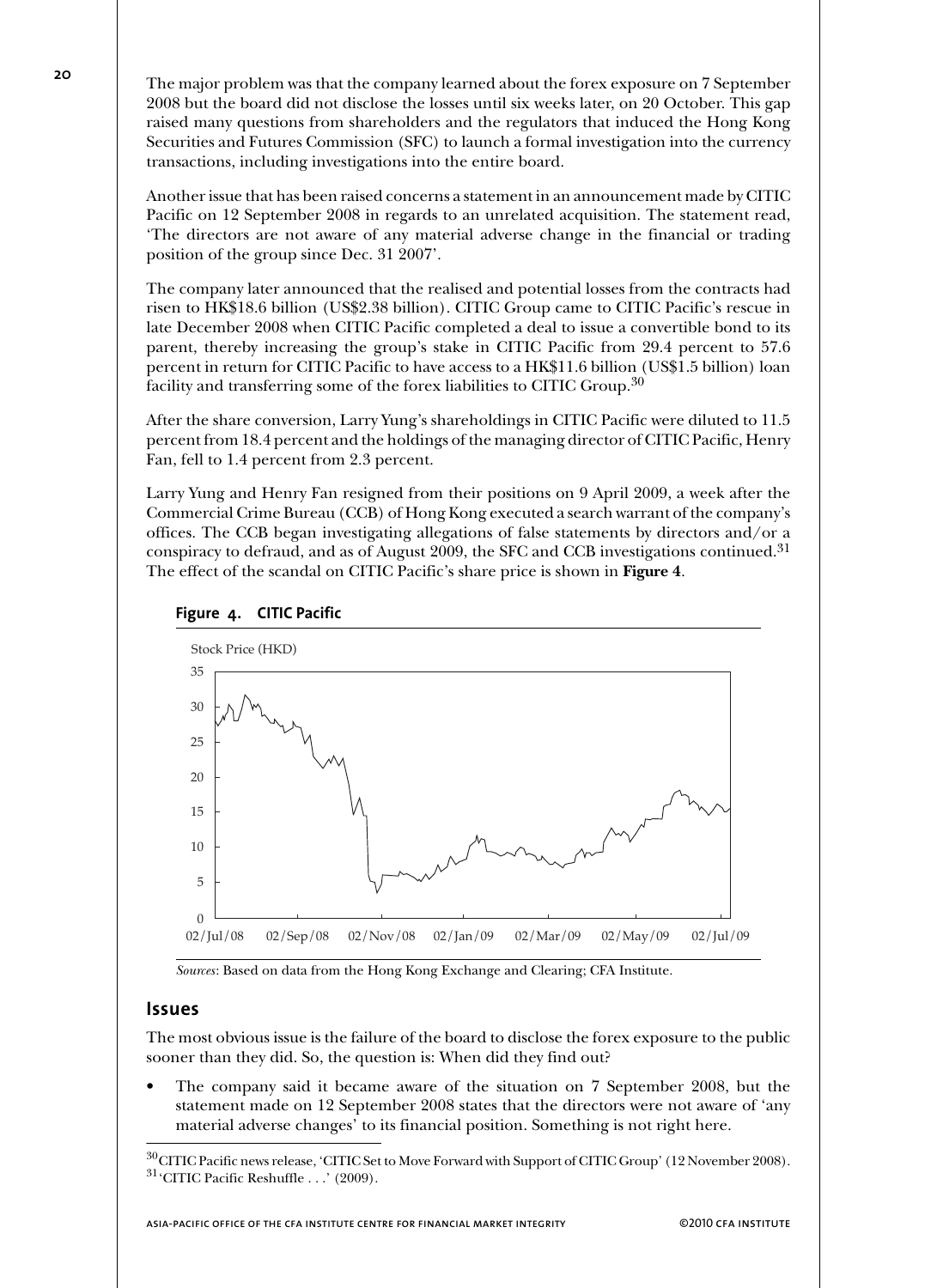The major problem was that the company learned about the forex exposure on 7 September 2008 but the board did not disclose the losses until six weeks later, on 20 October. This gap raised many questions from shareholders and the regulators that induced the Hong Kong Securities and Futures Commission (SFC) to launch a formal investigation into the currency transactions, including investigations into the entire board.

Another issue that has been raised concerns a statement in an announcement made by CITIC Pacific on 12 September 2008 in regards to an unrelated acquisition. The statement read, 'The directors are not aware of any material adverse change in the financial or trading position of the group since Dec. 31 2007'.

The company later announced that the realised and potential losses from the contracts had risen to HK$18.6 billion (US$2.38 billion). CITIC Group came to CITIC Pacific's rescue in late December 2008 when CITIC Pacific completed a deal to issue a convertible bond to its parent, thereby increasing the group's stake in CITIC Pacific from 29.4 percent to 57.6 percent in return for CITIC Pacific to have access to a HK$11.6 billion (US$1.5 billion) loan facility and transferring some of the forex liabilities to CITIC Group.[30]

After the share conversion, Larry Yung's shareholdings in CITIC Pacific were diluted to 11.5 percent from 18.4 percent and the holdings of the managing director of CITIC Pacific, Henry Fan, fell to 1.4 percent from 2.3 percent.

Larry Yung and Henry Fan resigned from their positions on 9 April 2009, a week after the Commercial Crime Bureau (CCB) of Hong Kong executed a search warrant of the company's offices. The CCB began investigating allegations of false statements by directors and/or a conspiracy to defraud, and as of August 2009, the SFC and CCB investigations continued.[31] The effect of the scandal on CITIC Pacific's share price is shown in **Figure 4**.

**Figure 4. CITIC Pacific**

*Sources*: Based on data from the Hong Kong Exchange and Clearing; CFA Institute.

## Issues

The most obvious issue is the failure of the board to disclose the forex exposure to the public sooner than they did. So, the question is: When did they find out?

- The company said it became aware of the situation on 7 September 2008, but the statement made on 12 September 2008 states that the directors were not aware of 'any material adverse changes' to its financial position. Something is not right here.

[30] CITIC Pacific news release, 'CITIC Set to Move Forward with Support of CITIC Group' (12 November 2008).
[31] 'CITIC Pacific Reshuffle . . .' (2009).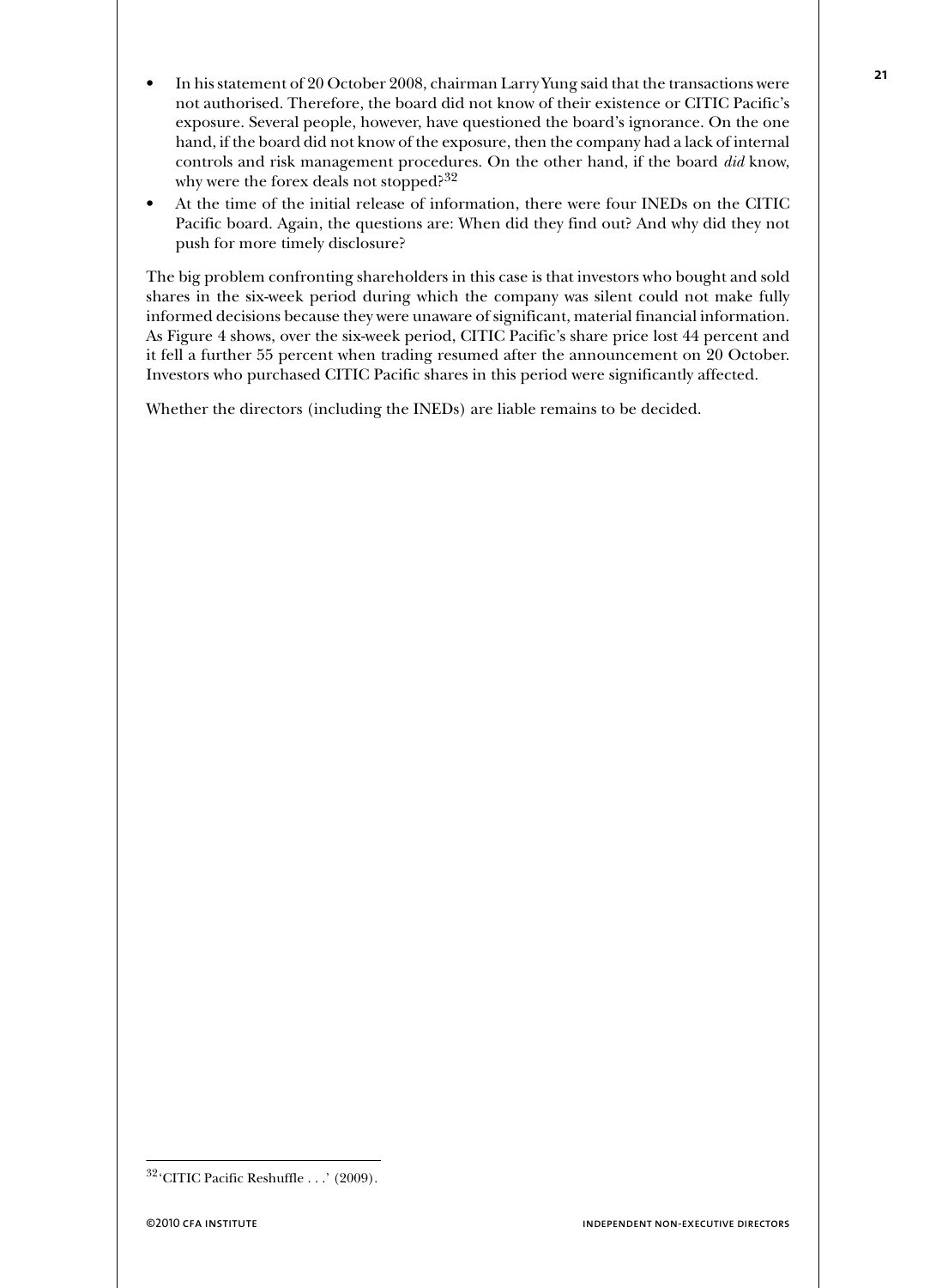- In his statement of 20 October 2008, chairman Larry Yung said that the transactions were not authorised. Therefore, the board did not know of their existence or CITIC Pacific's exposure. Several people, however, have questioned the board's ignorance. On the one hand, if the board did not know of the exposure, then the company had a lack of internal controls and risk management procedures. On the other hand, if the board *did* know, why were the forex deals not stopped?[32]
- At the time of the initial release of information, there were four INEDs on the CITIC Pacific board. Again, the questions are: When did they find out? And why did they not push for more timely disclosure?

The big problem confronting shareholders in this case is that investors who bought and sold shares in the six-week period during which the company was silent could not make fully informed decisions because they were unaware of significant, material financial information. As Figure 4 shows, over the six-week period, CITIC Pacific's share price lost 44 percent and it fell a further 55 percent when trading resumed after the announcement on 20 October. Investors who purchased CITIC Pacific shares in this period were significantly affected.

Whether the directors (including the INEDs) are liable remains to be decided.

---

[32] 'CITIC Pacific Reshuffle . . .' (2009).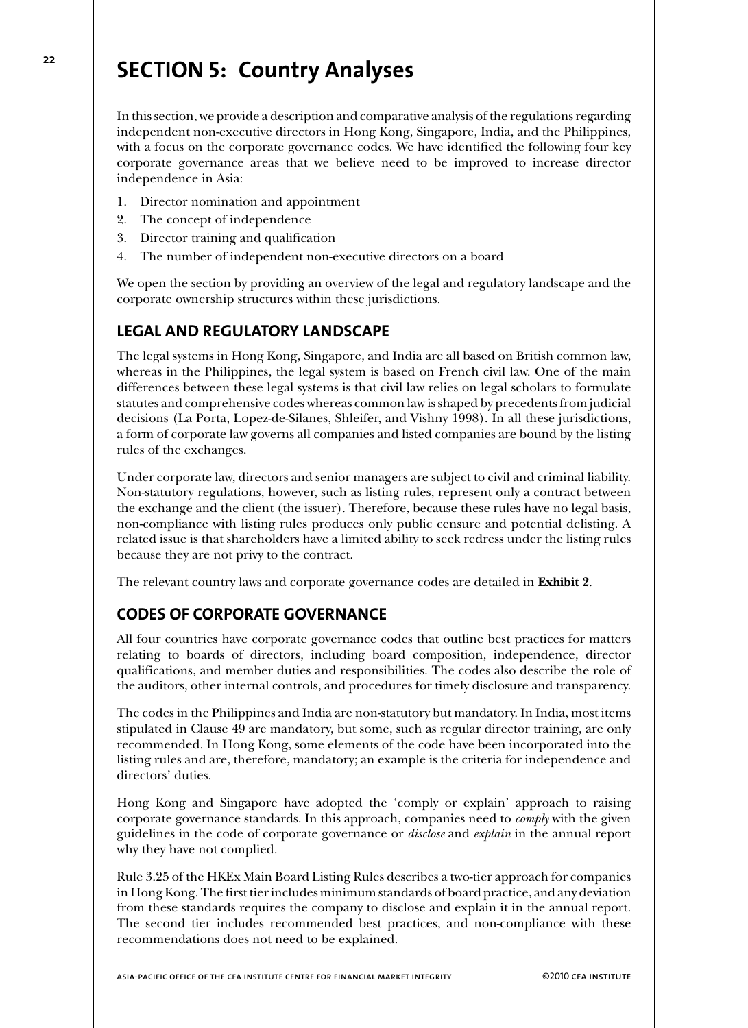# SECTION 5: Country Analyses

In this section, we provide a description and comparative analysis of the regulations regarding independent non-executive directors in Hong Kong, Singapore, India, and the Philippines, with a focus on the corporate governance codes. We have identified the following four key corporate governance areas that we believe need to be improved to increase director independence in Asia:

1. Director nomination and appointment
2. The concept of independence
3. Director training and qualification
4. The number of independent non-executive directors on a board

We open the section by providing an overview of the legal and regulatory landscape and the corporate ownership structures within these jurisdictions.

## LEGAL AND REGULATORY LANDSCAPE

The legal systems in Hong Kong, Singapore, and India are all based on British common law, whereas in the Philippines, the legal system is based on French civil law. One of the main differences between these legal systems is that civil law relies on legal scholars to formulate statutes and comprehensive codes whereas common law is shaped by precedents from judicial decisions (La Porta, Lopez-de-Silanes, Shleifer, and Vishny 1998). In all these jurisdictions, a form of corporate law governs all companies and listed companies are bound by the listing rules of the exchanges.

Under corporate law, directors and senior managers are subject to civil and criminal liability. Non-statutory regulations, however, such as listing rules, represent only a contract between the exchange and the client (the issuer). Therefore, because these rules have no legal basis, non-compliance with listing rules produces only public censure and potential delisting. A related issue is that shareholders have a limited ability to seek redress under the listing rules because they are not privy to the contract.

The relevant country laws and corporate governance codes are detailed in **Exhibit 2**.

## CODES OF CORPORATE GOVERNANCE

All four countries have corporate governance codes that outline best practices for matters relating to boards of directors, including board composition, independence, director qualifications, and member duties and responsibilities. The codes also describe the role of the auditors, other internal controls, and procedures for timely disclosure and transparency.

The codes in the Philippines and India are non-statutory but mandatory. In India, most items stipulated in Clause 49 are mandatory, but some, such as regular director training, are only recommended. In Hong Kong, some elements of the code have been incorporated into the listing rules and are, therefore, mandatory; an example is the criteria for independence and directors' duties.

Hong Kong and Singapore have adopted the 'comply or explain' approach to raising corporate governance standards. In this approach, companies need to *comply* with the given guidelines in the code of corporate governance or *disclose* and *explain* in the annual report why they have not complied.

Rule 3.25 of the HKEx Main Board Listing Rules describes a two-tier approach for companies in Hong Kong. The first tier includes minimum standards of board practice, and any deviation from these standards requires the company to disclose and explain it in the annual report. The second tier includes recommended best practices, and non-compliance with these recommendations does not need to be explained.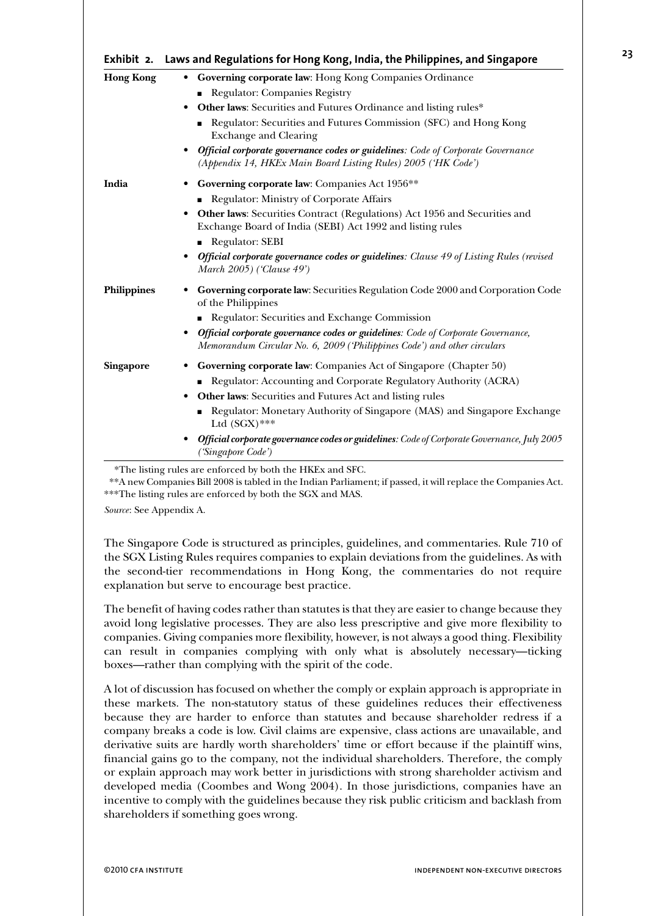**Exhibit 2. Laws and Regulations for Hong Kong, India, the Philippines, and Singapore**

| | |
|---|---|
| **Hong Kong** | • **Governing corporate law**: Hong Kong Companies Ordinance<br>■ Regulator: Companies Registry<br>• **Other laws**: Securities and Futures Ordinance and listing rules*<br>■ Regulator: Securities and Futures Commission (SFC) and Hong Kong Exchange and Clearing<br>• ***Official corporate governance codes or guidelines****: Code of Corporate Governance (Appendix 14, HKEx Main Board Listing Rules) 2005 ('HK Code')* |
| **India** | • **Governing corporate law**: Companies Act 1956**<br>■ Regulator: Ministry of Corporate Affairs<br>• **Other laws**: Securities Contract (Regulations) Act 1956 and Securities and Exchange Board of India (SEBI) Act 1992 and listing rules<br>■ Regulator: SEBI<br>• ***Official corporate governance codes or guidelines****: Clause 49 of Listing Rules (revised March 2005) ('Clause 49')* |
| **Philippines** | • **Governing corporate law**: Securities Regulation Code 2000 and Corporation Code of the Philippines<br>■ Regulator: Securities and Exchange Commission<br>• ***Official corporate governance codes or guidelines****: Code of Corporate Governance, Memorandum Circular No. 6, 2009 ('Philippines Code') and other circulars* |
| **Singapore** | • **Governing corporate law**: Companies Act of Singapore (Chapter 50)<br>■ Regulator: Accounting and Corporate Regulatory Authority (ACRA)<br>• **Other laws**: Securities and Futures Act and listing rules<br>■ Regulator: Monetary Authority of Singapore (MAS) and Singapore Exchange Ltd (SGX)***<br>• ***Official corporate governance codes or guidelines****: Code of Corporate Governance, July 2005 ('Singapore Code')* |

*The listing rules are enforced by both the HKEx and SFC.

**A new Companies Bill 2008 is tabled in the Indian Parliament; if passed, it will replace the Companies Act.

***The listing rules are enforced by both the SGX and MAS.

*Source*: See Appendix A.

The Singapore Code is structured as principles, guidelines, and commentaries. Rule 710 of the SGX Listing Rules requires companies to explain deviations from the guidelines. As with the second-tier recommendations in Hong Kong, the commentaries do not require explanation but serve to encourage best practice.

The benefit of having codes rather than statutes is that they are easier to change because they avoid long legislative processes. They are also less prescriptive and give more flexibility to companies. Giving companies more flexibility, however, is not always a good thing. Flexibility can result in companies complying with only what is absolutely necessary—ticking boxes—rather than complying with the spirit of the code.

A lot of discussion has focused on whether the comply or explain approach is appropriate in these markets. The non-statutory status of these guidelines reduces their effectiveness because they are harder to enforce than statutes and because shareholder redress if a company breaks a code is low. Civil claims are expensive, class actions are unavailable, and derivative suits are hardly worth shareholders' time or effort because if the plaintiff wins, financial gains go to the company, not the individual shareholders. Therefore, the comply or explain approach may work better in jurisdictions with strong shareholder activism and developed media (Coombes and Wong 2004). In those jurisdictions, companies have an incentive to comply with the guidelines because they risk public criticism and backlash from shareholders if something goes wrong.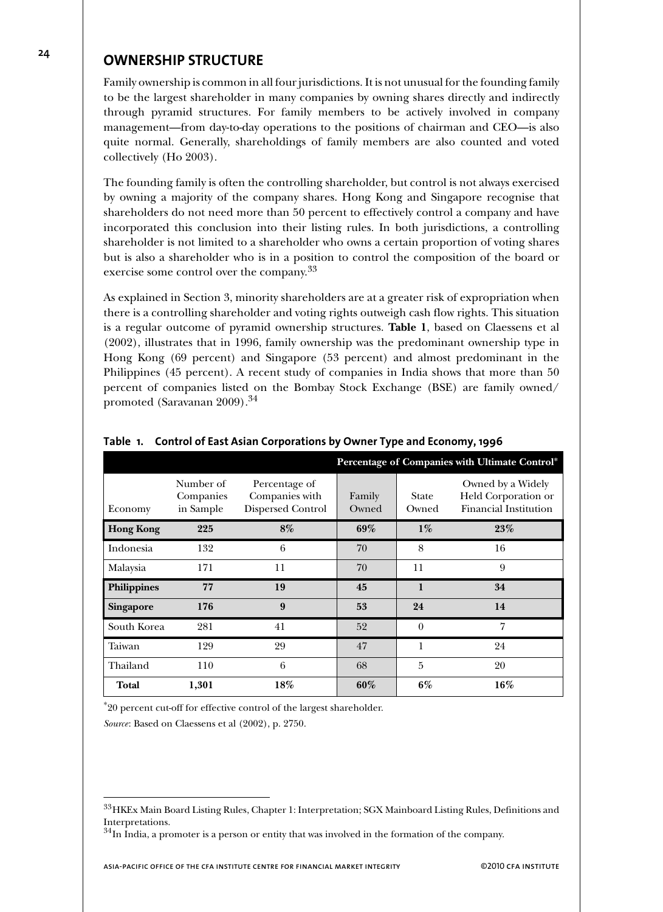## OWNERSHIP STRUCTURE

Family ownership is common in all four jurisdictions. It is not unusual for the founding family to be the largest shareholder in many companies by owning shares directly and indirectly through pyramid structures. For family members to be actively involved in company management—from day-to-day operations to the positions of chairman and CEO—is also quite normal. Generally, shareholdings of family members are also counted and voted collectively (Ho 2003).

The founding family is often the controlling shareholder, but control is not always exercised by owning a majority of the company shares. Hong Kong and Singapore recognise that shareholders do not need more than 50 percent to effectively control a company and have incorporated this conclusion into their listing rules. In both jurisdictions, a controlling shareholder is not limited to a shareholder who owns a certain proportion of voting shares but is also a shareholder who is in a position to control the composition of the board or exercise some control over the company.[33]

As explained in Section 3, minority shareholders are at a greater risk of expropriation when there is a controlling shareholder and voting rights outweigh cash flow rights. This situation is a regular outcome of pyramid ownership structures. **Table 1**, based on Claessens et al (2002), illustrates that in 1996, family ownership was the predominant ownership type in Hong Kong (69 percent) and Singapore (53 percent) and almost predominant in the Philippines (45 percent). A recent study of companies in India shows that more than 50 percent of companies listed on the Bombay Stock Exchange (BSE) are family owned/promoted (Saravanan 2009).[34]

**Table 1. Control of East Asian Corporations by Owner Type and Economy, 1996**

| | | | Percentage of Companies with Ultimate Control* | | |
|---|---|---|---|---|---|
| Economy | Number of Companies in Sample | Percentage of Companies with Dispersed Control | Family Owned | State Owned | Owned by a Widely Held Corporation or Financial Institution |
| **Hong Kong** | **225** | **8%** | **69%** | **1%** | **23%** |
| Indonesia | 132 | 6 | 70 | 8 | 16 |
| Malaysia | 171 | 11 | 70 | 11 | 9 |
| **Philippines** | **77** | **19** | **45** | **1** | **34** |
| **Singapore** | **176** | **9** | **53** | **24** | **14** |
| South Korea | 281 | 41 | 52 | 0 | 7 |
| Taiwan | 129 | 29 | 47 | 1 | 24 |
| Thailand | 110 | 6 | 68 | 5 | 20 |
| **Total** | **1,301** | **18%** | **60%** | **6%** | **16%** |

*20 percent cut-off for effective control of the largest shareholder.

*Source*: Based on Claessens et al (2002), p. 2750.

---

[33] HKEx Main Board Listing Rules, Chapter 1: Interpretation; SGX Mainboard Listing Rules, Definitions and Interpretations.

[34] In India, a promoter is a person or entity that was involved in the formation of the company.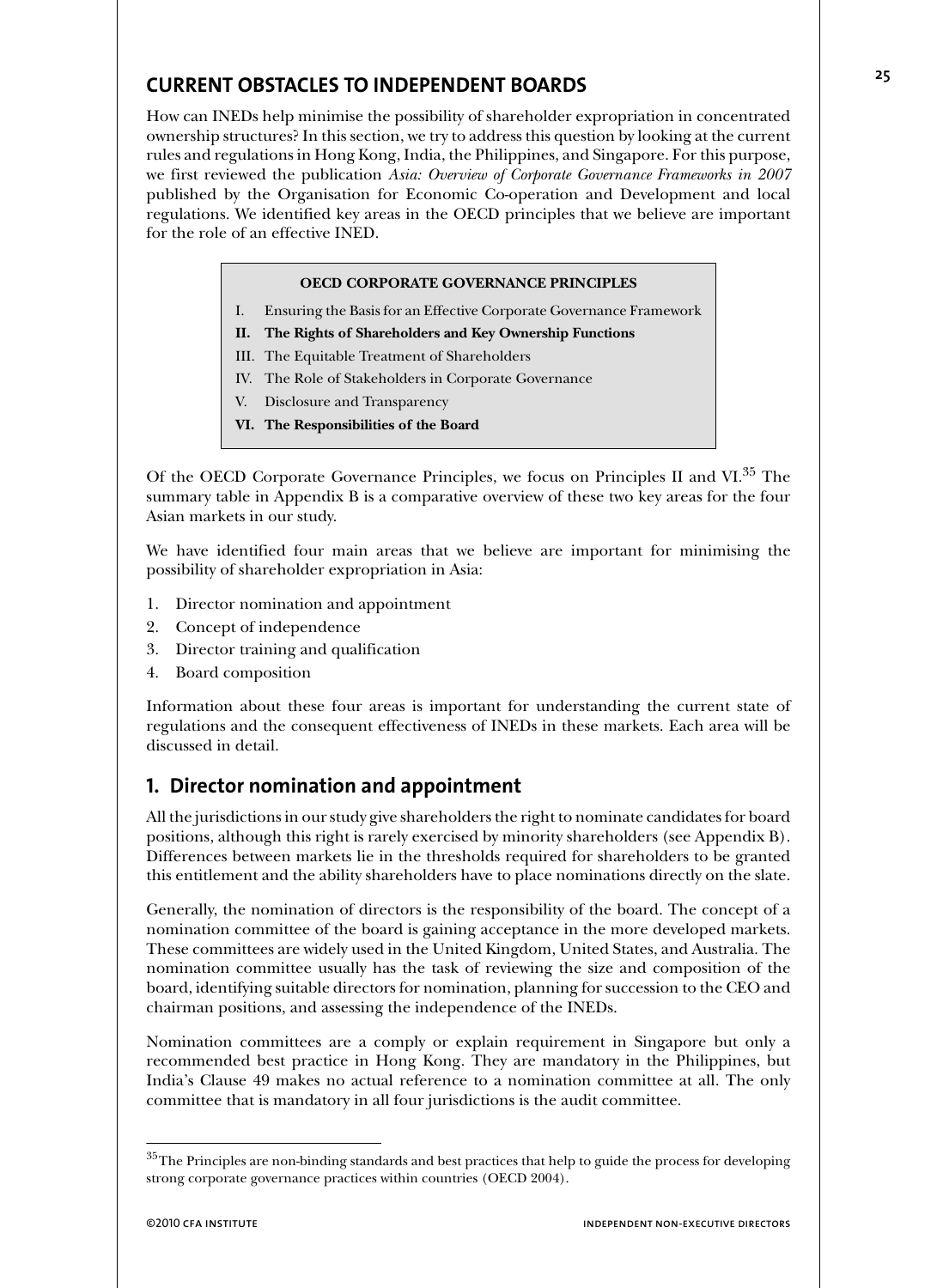## CURRENT OBSTACLES TO INDEPENDENT BOARDS

How can INEDs help minimise the possibility of shareholder expropriation in concentrated ownership structures? In this section, we try to address this question by looking at the current rules and regulations in Hong Kong, India, the Philippines, and Singapore. For this purpose, we first reviewed the publication *Asia: Overview of Corporate Governance Frameworks in 2007* published by the Organisation for Economic Co-operation and Development and local regulations. We identified key areas in the OECD principles that we believe are important for the role of an effective INED.

> **OECD CORPORATE GOVERNANCE PRINCIPLES**
>
> I. Ensuring the Basis for an Effective Corporate Governance Framework
>
> **II. The Rights of Shareholders and Key Ownership Functions**
>
> III. The Equitable Treatment of Shareholders
>
> IV. The Role of Stakeholders in Corporate Governance
>
> V. Disclosure and Transparency
>
> **VI. The Responsibilities of the Board**

Of the OECD Corporate Governance Principles, we focus on Principles II and VI.[35] The summary table in Appendix B is a comparative overview of these two key areas for the four Asian markets in our study.

We have identified four main areas that we believe are important for minimising the possibility of shareholder expropriation in Asia:

1. Director nomination and appointment
2. Concept of independence
3. Director training and qualification
4. Board composition

Information about these four areas is important for understanding the current state of regulations and the consequent effectiveness of INEDs in these markets. Each area will be discussed in detail.

### 1. Director nomination and appointment

All the jurisdictions in our study give shareholders the right to nominate candidates for board positions, although this right is rarely exercised by minority shareholders (see Appendix B). Differences between markets lie in the thresholds required for shareholders to be granted this entitlement and the ability shareholders have to place nominations directly on the slate.

Generally, the nomination of directors is the responsibility of the board. The concept of a nomination committee of the board is gaining acceptance in the more developed markets. These committees are widely used in the United Kingdom, United States, and Australia. The nomination committee usually has the task of reviewing the size and composition of the board, identifying suitable directors for nomination, planning for succession to the CEO and chairman positions, and assessing the independence of the INEDs.

Nomination committees are a comply or explain requirement in Singapore but only a recommended best practice in Hong Kong. They are mandatory in the Philippines, but India's Clause 49 makes no actual reference to a nomination committee at all. The only committee that is mandatory in all four jurisdictions is the audit committee.

[35] The Principles are non-binding standards and best practices that help to guide the process for developing strong corporate governance practices within countries (OECD 2004).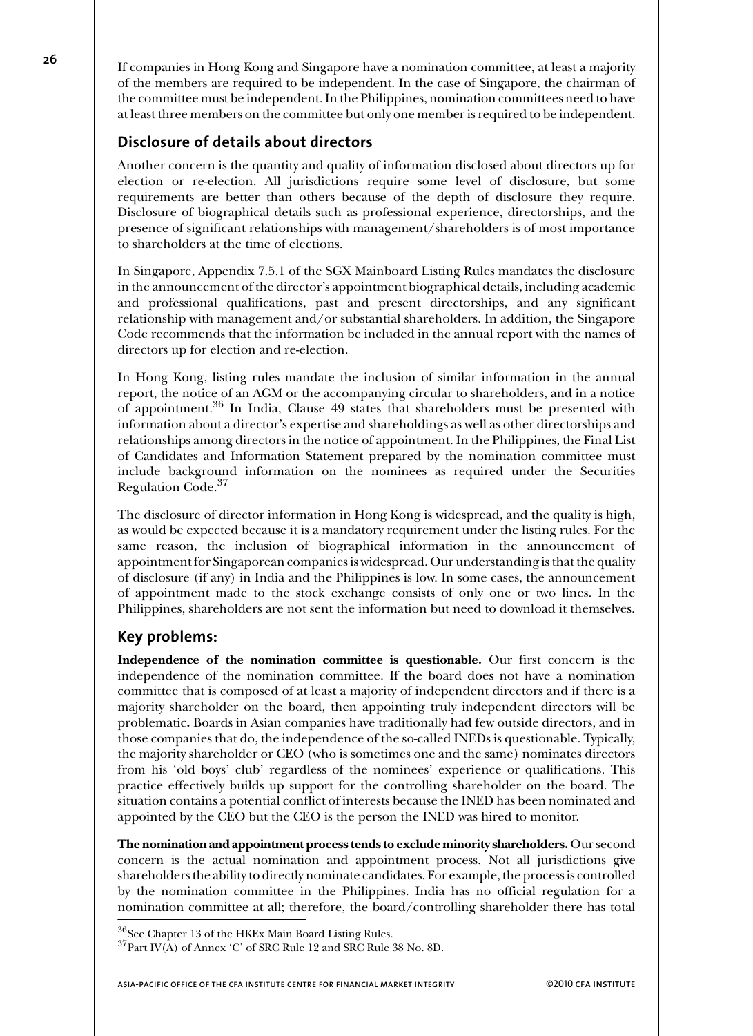If companies in Hong Kong and Singapore have a nomination committee, at least a majority of the members are required to be independent. In the case of Singapore, the chairman of the committee must be independent. In the Philippines, nomination committees need to have at least three members on the committee but only one member is required to be independent.

## Disclosure of details about directors

Another concern is the quantity and quality of information disclosed about directors up for election or re-election. All jurisdictions require some level of disclosure, but some requirements are better than others because of the depth of disclosure they require. Disclosure of biographical details such as professional experience, directorships, and the presence of significant relationships with management/shareholders is of most importance to shareholders at the time of elections.

In Singapore, Appendix 7.5.1 of the SGX Mainboard Listing Rules mandates the disclosure in the announcement of the director's appointment biographical details, including academic and professional qualifications, past and present directorships, and any significant relationship with management and/or substantial shareholders. In addition, the Singapore Code recommends that the information be included in the annual report with the names of directors up for election and re-election.

In Hong Kong, listing rules mandate the inclusion of similar information in the annual report, the notice of an AGM or the accompanying circular to shareholders, and in a notice of appointment.[36] In India, Clause 49 states that shareholders must be presented with information about a director's expertise and shareholdings as well as other directorships and relationships among directors in the notice of appointment. In the Philippines, the Final List of Candidates and Information Statement prepared by the nomination committee must include background information on the nominees as required under the Securities Regulation Code.[37]

The disclosure of director information in Hong Kong is widespread, and the quality is high, as would be expected because it is a mandatory requirement under the listing rules. For the same reason, the inclusion of biographical information in the announcement of appointment for Singaporean companies is widespread. Our understanding is that the quality of disclosure (if any) in India and the Philippines is low. In some cases, the announcement of appointment made to the stock exchange consists of only one or two lines. In the Philippines, shareholders are not sent the information but need to download it themselves.

## Key problems:

**Independence of the nomination committee is questionable.** Our first concern is the independence of the nomination committee. If the board does not have a nomination committee that is composed of at least a majority of independent directors and if there is a majority shareholder on the board, then appointing truly independent directors will be problematic**.** Boards in Asian companies have traditionally had few outside directors, and in those companies that do, the independence of the so-called INEDs is questionable. Typically, the majority shareholder or CEO (who is sometimes one and the same) nominates directors from his 'old boys' club' regardless of the nominees' experience or qualifications. This practice effectively builds up support for the controlling shareholder on the board. The situation contains a potential conflict of interests because the INED has been nominated and appointed by the CEO but the CEO is the person the INED was hired to monitor.

**The nomination and appointment process tends to exclude minority shareholders.** Our second concern is the actual nomination and appointment process. Not all jurisdictions give shareholders the ability to directly nominate candidates. For example, the process is controlled by the nomination committee in the Philippines. India has no official regulation for a nomination committee at all; therefore, the board/controlling shareholder there has total

---

[36] See Chapter 13 of the HKEx Main Board Listing Rules.

[37] Part IV(A) of Annex 'C' of SRC Rule 12 and SRC Rule 38 No. 8D.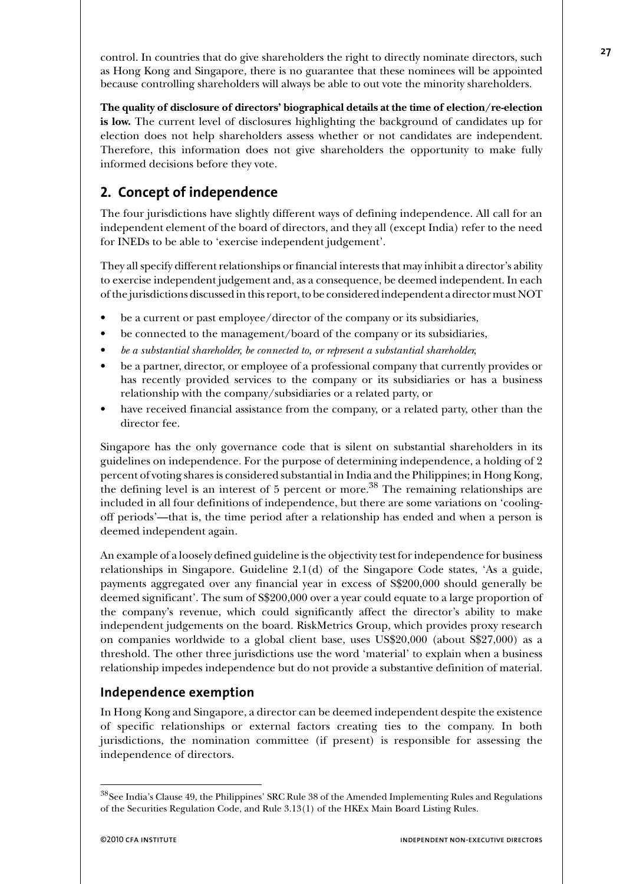control. In countries that do give shareholders the right to directly nominate directors, such as Hong Kong and Singapore, there is no guarantee that these nominees will be appointed because controlling shareholders will always be able to out vote the minority shareholders.

**The quality of disclosure of directors' biographical details at the time of election/re-election is low.** The current level of disclosures highlighting the background of candidates up for election does not help shareholders assess whether or not candidates are independent. Therefore, this information does not give shareholders the opportunity to make fully informed decisions before they vote.

## 2. Concept of independence

The four jurisdictions have slightly different ways of defining independence. All call for an independent element of the board of directors, and they all (except India) refer to the need for INEDs to be able to 'exercise independent judgement'.

They all specify different relationships or financial interests that may inhibit a director's ability to exercise independent judgement and, as a consequence, be deemed independent. In each of the jurisdictions discussed in this report, to be considered independent a director must NOT

- be a current or past employee/director of the company or its subsidiaries,
- be connected to the management/board of the company or its subsidiaries,
- *be a substantial shareholder, be connected to, or represent a substantial shareholder,*
- be a partner, director, or employee of a professional company that currently provides or has recently provided services to the company or its subsidiaries or has a business relationship with the company/subsidiaries or a related party, or
- have received financial assistance from the company, or a related party, other than the director fee.

Singapore has the only governance code that is silent on substantial shareholders in its guidelines on independence. For the purpose of determining independence, a holding of 2 percent of voting shares is considered substantial in India and the Philippines; in Hong Kong, the defining level is an interest of 5 percent or more.[38] The remaining relationships are included in all four definitions of independence, but there are some variations on 'cooling-off periods'—that is, the time period after a relationship has ended and when a person is deemed independent again.

An example of a loosely defined guideline is the objectivity test for independence for business relationships in Singapore. Guideline 2.1(d) of the Singapore Code states, 'As a guide, payments aggregated over any financial year in excess of S$200,000 should generally be deemed significant'. The sum of S$200,000 over a year could equate to a large proportion of the company's revenue, which could significantly affect the director's ability to make independent judgements on the board. RiskMetrics Group, which provides proxy research on companies worldwide to a global client base, uses US$20,000 (about S$27,000) as a threshold. The other three jurisdictions use the word 'material' to explain when a business relationship impedes independence but do not provide a substantive definition of material.

### Independence exemption

In Hong Kong and Singapore, a director can be deemed independent despite the existence of specific relationships or external factors creating ties to the company. In both jurisdictions, the nomination committee (if present) is responsible for assessing the independence of directors.

---

[38] See India's Clause 49, the Philippines' SRC Rule 38 of the Amended Implementing Rules and Regulations of the Securities Regulation Code, and Rule 3.13(1) of the HKEx Main Board Listing Rules.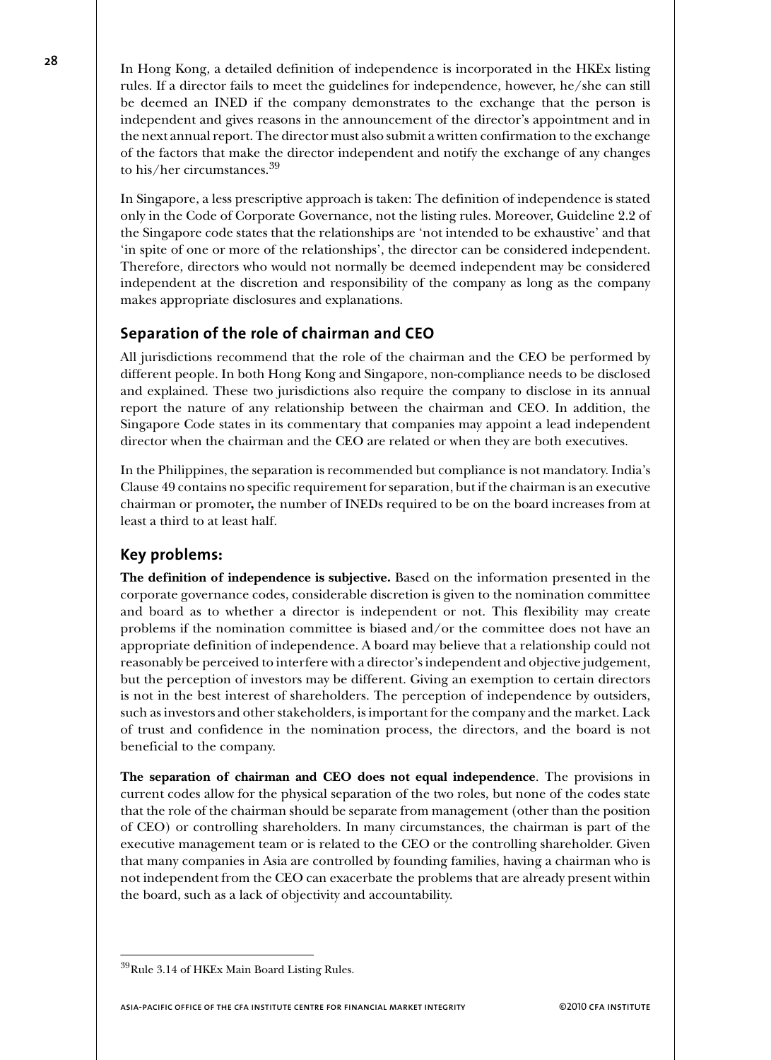In Hong Kong, a detailed definition of independence is incorporated in the HKEx listing rules. If a director fails to meet the guidelines for independence, however, he/she can still be deemed an INED if the company demonstrates to the exchange that the person is independent and gives reasons in the announcement of the director's appointment and in the next annual report. The director must also submit a written confirmation to the exchange of the factors that make the director independent and notify the exchange of any changes to his/her circumstances.[39]

In Singapore, a less prescriptive approach is taken: The definition of independence is stated only in the Code of Corporate Governance, not the listing rules. Moreover, Guideline 2.2 of the Singapore code states that the relationships are 'not intended to be exhaustive' and that 'in spite of one or more of the relationships', the director can be considered independent. Therefore, directors who would not normally be deemed independent may be considered independent at the discretion and responsibility of the company as long as the company makes appropriate disclosures and explanations.

## Separation of the role of chairman and CEO

All jurisdictions recommend that the role of the chairman and the CEO be performed by different people. In both Hong Kong and Singapore, non-compliance needs to be disclosed and explained. These two jurisdictions also require the company to disclose in its annual report the nature of any relationship between the chairman and CEO. In addition, the Singapore Code states in its commentary that companies may appoint a lead independent director when the chairman and the CEO are related or when they are both executives.

In the Philippines, the separation is recommended but compliance is not mandatory. India's Clause 49 contains no specific requirement for separation, but if the chairman is an executive chairman or promoter**,** the number of INEDs required to be on the board increases from at least a third to at least half.

## Key problems:

**The definition of independence is subjective.** Based on the information presented in the corporate governance codes, considerable discretion is given to the nomination committee and board as to whether a director is independent or not. This flexibility may create problems if the nomination committee is biased and/or the committee does not have an appropriate definition of independence. A board may believe that a relationship could not reasonably be perceived to interfere with a director's independent and objective judgement, but the perception of investors may be different. Giving an exemption to certain directors is not in the best interest of shareholders. The perception of independence by outsiders, such as investors and other stakeholders, is important for the company and the market. Lack of trust and confidence in the nomination process, the directors, and the board is not beneficial to the company.

**The separation of chairman and CEO does not equal independence**. The provisions in current codes allow for the physical separation of the two roles, but none of the codes state that the role of the chairman should be separate from management (other than the position of CEO) or controlling shareholders. In many circumstances, the chairman is part of the executive management team or is related to the CEO or the controlling shareholder. Given that many companies in Asia are controlled by founding families, having a chairman who is not independent from the CEO can exacerbate the problems that are already present within the board, such as a lack of objectivity and accountability.

---

[39] Rule 3.14 of HKEx Main Board Listing Rules.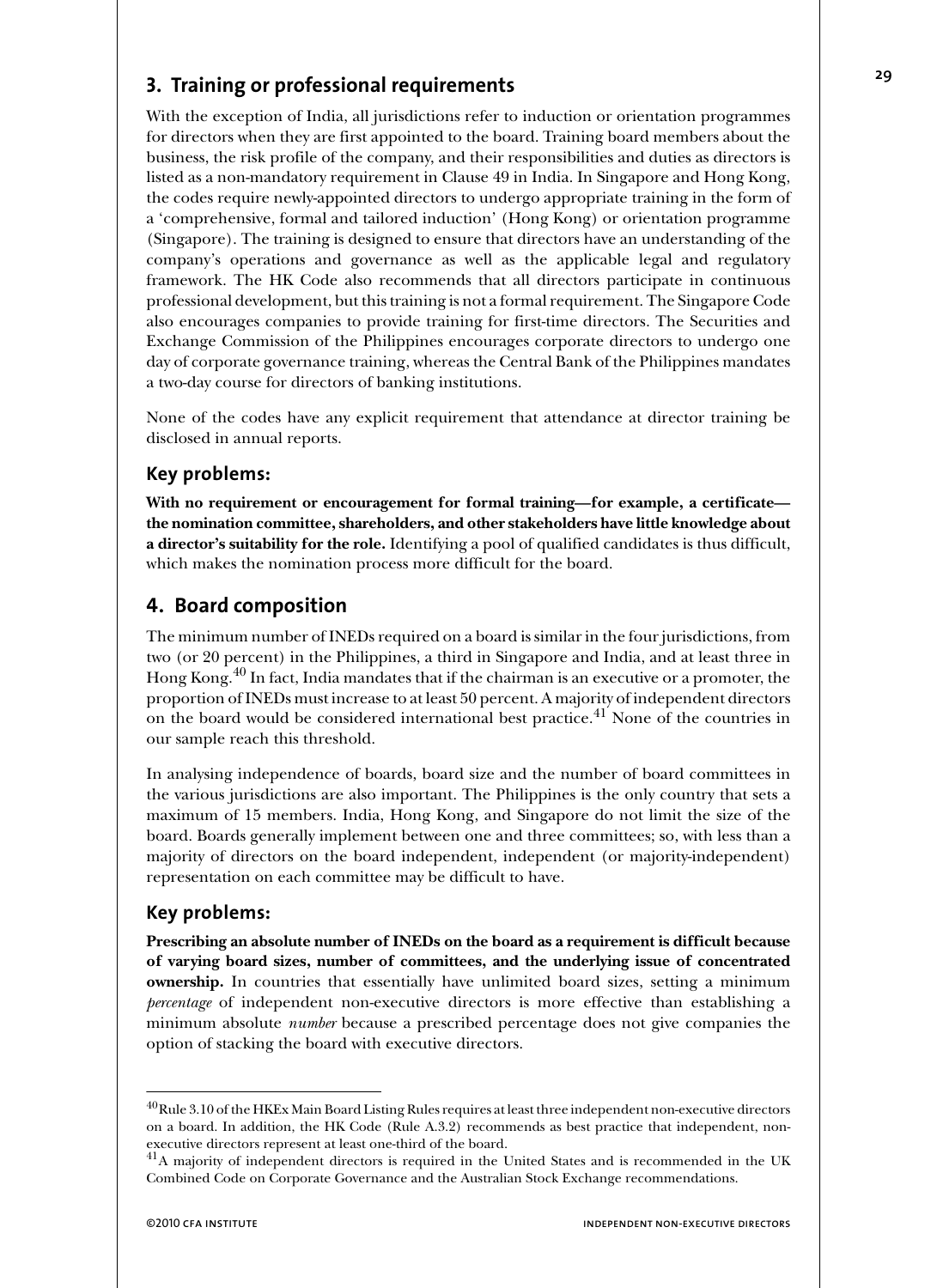## 3. Training or professional requirements

With the exception of India, all jurisdictions refer to induction or orientation programmes for directors when they are first appointed to the board. Training board members about the business, the risk profile of the company, and their responsibilities and duties as directors is listed as a non-mandatory requirement in Clause 49 in India. In Singapore and Hong Kong, the codes require newly-appointed directors to undergo appropriate training in the form of a 'comprehensive, formal and tailored induction' (Hong Kong) or orientation programme (Singapore). The training is designed to ensure that directors have an understanding of the company's operations and governance as well as the applicable legal and regulatory framework. The HK Code also recommends that all directors participate in continuous professional development, but this training is not a formal requirement. The Singapore Code also encourages companies to provide training for first-time directors. The Securities and Exchange Commission of the Philippines encourages corporate directors to undergo one day of corporate governance training, whereas the Central Bank of the Philippines mandates a two-day course for directors of banking institutions.

None of the codes have any explicit requirement that attendance at director training be disclosed in annual reports.

### Key problems:

**With no requirement or encouragement for formal training—for example, a certificate—the nomination committee, shareholders, and other stakeholders have little knowledge about a director's suitability for the role.** Identifying a pool of qualified candidates is thus difficult, which makes the nomination process more difficult for the board.

## 4. Board composition

The minimum number of INEDs required on a board is similar in the four jurisdictions, from two (or 20 percent) in the Philippines, a third in Singapore and India, and at least three in Hong Kong.[40] In fact, India mandates that if the chairman is an executive or a promoter, the proportion of INEDs must increase to at least 50 percent. A majority of independent directors on the board would be considered international best practice.[41] None of the countries in our sample reach this threshold.

In analysing independence of boards, board size and the number of board committees in the various jurisdictions are also important. The Philippines is the only country that sets a maximum of 15 members. India, Hong Kong, and Singapore do not limit the size of the board. Boards generally implement between one and three committees; so, with less than a majority of directors on the board independent, independent (or majority-independent) representation on each committee may be difficult to have.

### Key problems:

**Prescribing an absolute number of INEDs on the board as a requirement is difficult because of varying board sizes, number of committees, and the underlying issue of concentrated ownership.** In countries that essentially have unlimited board sizes, setting a minimum *percentage* of independent non-executive directors is more effective than establishing a minimum absolute *number* because a prescribed percentage does not give companies the option of stacking the board with executive directors.

---

[40] Rule 3.10 of the HKEx Main Board Listing Rules requires at least three independent non-executive directors on a board. In addition, the HK Code (Rule A.3.2) recommends as best practice that independent, non-executive directors represent at least one-third of the board.

[41] A majority of independent directors is required in the United States and is recommended in the UK Combined Code on Corporate Governance and the Australian Stock Exchange recommendations.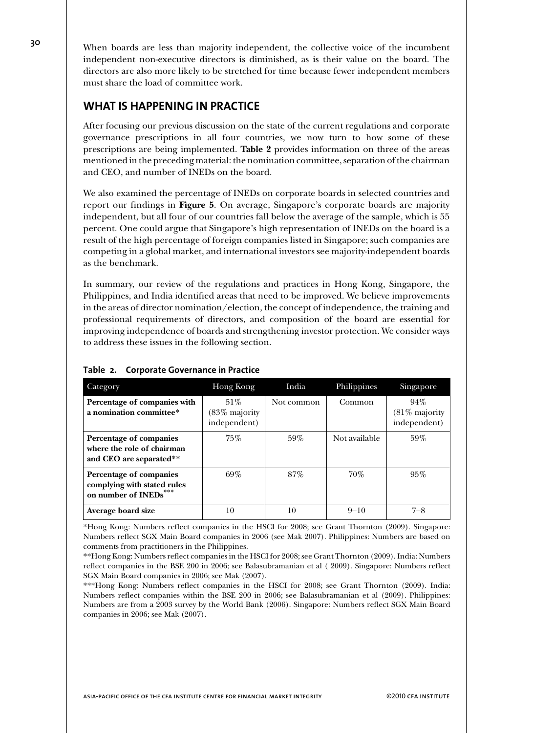When boards are less than majority independent, the collective voice of the incumbent independent non-executive directors is diminished, as is their value on the board. The directors are also more likely to be stretched for time because fewer independent members must share the load of committee work.

## WHAT IS HAPPENING IN PRACTICE

After focusing our previous discussion on the state of the current regulations and corporate governance prescriptions in all four countries, we now turn to how some of these prescriptions are being implemented. **Table 2** provides information on three of the areas mentioned in the preceding material: the nomination committee, separation of the chairman and CEO, and number of INEDs on the board.

We also examined the percentage of INEDs on corporate boards in selected countries and report our findings in **Figure 5**. On average, Singapore's corporate boards are majority independent, but all four of our countries fall below the average of the sample, which is 55 percent. One could argue that Singapore's high representation of INEDs on the board is a result of the high percentage of foreign companies listed in Singapore; such companies are competing in a global market, and international investors see majority-independent boards as the benchmark.

In summary, our review of the regulations and practices in Hong Kong, Singapore, the Philippines, and India identified areas that need to be improved. We believe improvements in the areas of director nomination/election, the concept of independence, the training and professional requirements of directors, and composition of the board are essential for improving independence of boards and strengthening investor protection. We consider ways to address these issues in the following section.

**Table 2. Corporate Governance in Practice**

| Category | Hong Kong | India | Philippines | Singapore |
|---|---|---|---|---|
| **Percentage of companies with a nomination committee*** | 51% (83% majority independent) | Not common | Common | 94% (81% majority independent) |
| **Percentage of companies where the role of chairman and CEO are separated**** | 75% | 59% | Not available | 59% |
| **Percentage of companies complying with stated rules on number of INEDs***** | 69% | 87% | 70% | 95% |
| **Average board size** | 10 | 10 | 9–10 | 7–8 |

*Hong Kong: Numbers reflect companies in the HSCI for 2008; see Grant Thornton (2009). Singapore: Numbers reflect SGX Main Board companies in 2006 (see Mak 2007). Philippines: Numbers are based on comments from practitioners in the Philippines.

**Hong Kong: Numbers reflect companies in the HSCI for 2008; see Grant Thornton (2009). India: Numbers reflect companies in the BSE 200 in 2006; see Balasubramanian et al ( 2009). Singapore: Numbers reflect SGX Main Board companies in 2006; see Mak (2007).

***Hong Kong: Numbers reflect companies in the HSCI for 2008; see Grant Thornton (2009). India: Numbers reflect companies within the BSE 200 in 2006; see Balasubramanian et al (2009). Philippines: Numbers are from a 2003 survey by the World Bank (2006). Singapore: Numbers reflect SGX Main Board companies in 2006; see Mak (2007).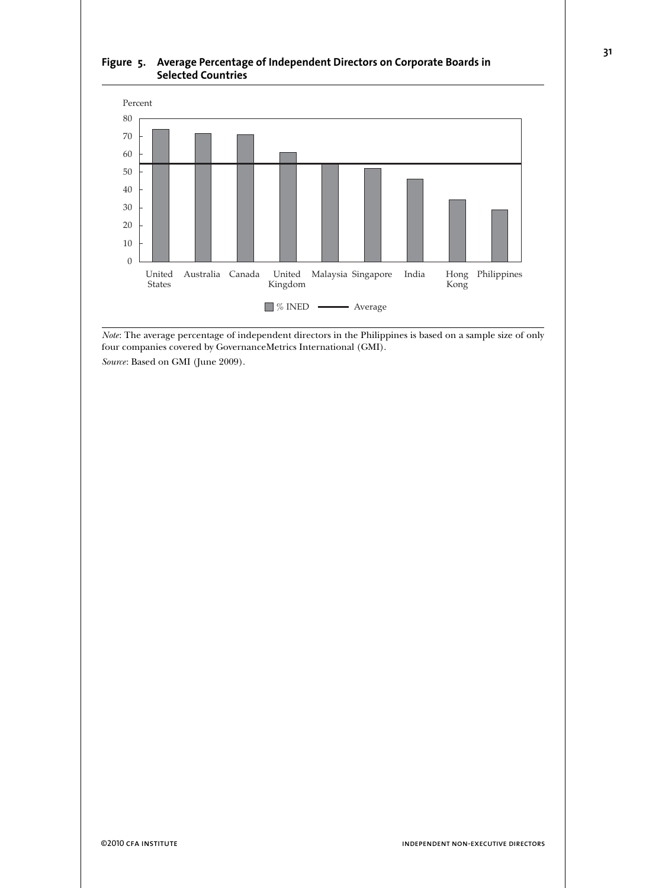**Figure 5. Average Percentage of Independent Directors on Corporate Boards in Selected Countries**

Percent

80
70
60
50
40
30
20
10
0

United States | Australia | Canada | United Kingdom | Malaysia | Singapore | India | Hong Kong | Philippines

% INED — Average

*Note*: The average percentage of independent directors in the Philippines is based on a sample size of only four companies covered by GovernanceMetrics International (GMI).

*Source*: Based on GMI (June 2009).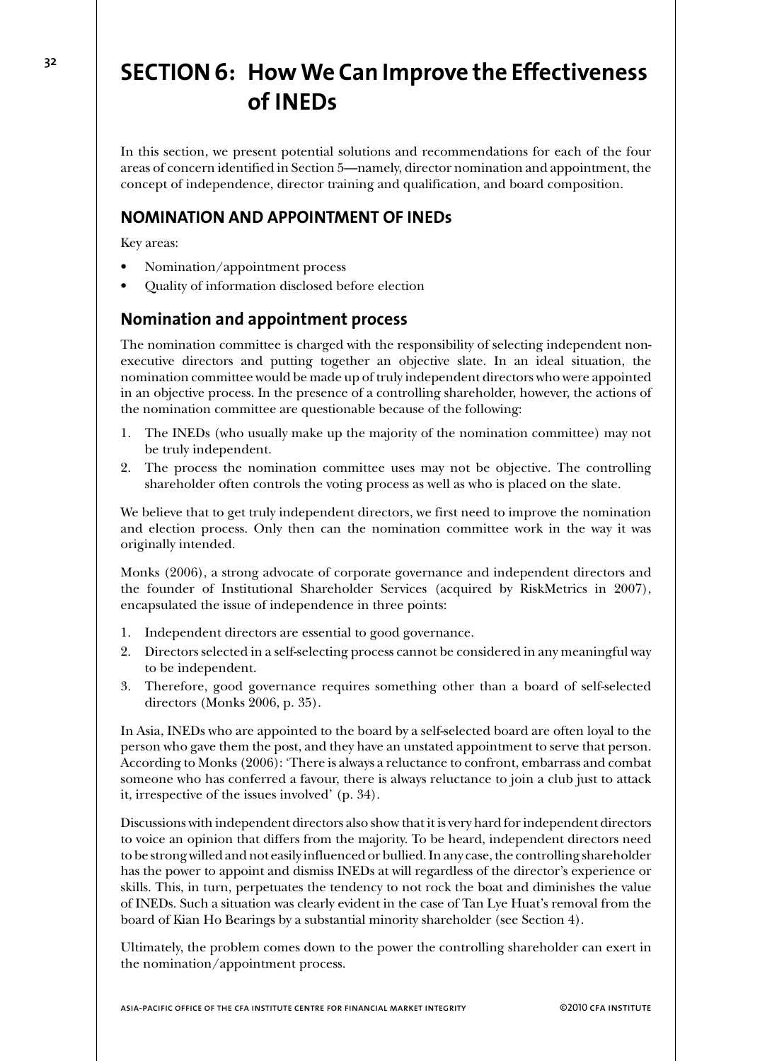# SECTION 6: How We Can Improve the Effectiveness of INEDs

In this section, we present potential solutions and recommendations for each of the four areas of concern identified in Section 5—namely, director nomination and appointment, the concept of independence, director training and qualification, and board composition.

## NOMINATION AND APPOINTMENT OF INEDs

Key areas:

- Nomination/appointment process
- Quality of information disclosed before election

### Nomination and appointment process

The nomination committee is charged with the responsibility of selecting independent non-executive directors and putting together an objective slate. In an ideal situation, the nomination committee would be made up of truly independent directors who were appointed in an objective process. In the presence of a controlling shareholder, however, the actions of the nomination committee are questionable because of the following:

1. The INEDs (who usually make up the majority of the nomination committee) may not be truly independent.
2. The process the nomination committee uses may not be objective. The controlling shareholder often controls the voting process as well as who is placed on the slate.

We believe that to get truly independent directors, we first need to improve the nomination and election process. Only then can the nomination committee work in the way it was originally intended.

Monks (2006), a strong advocate of corporate governance and independent directors and the founder of Institutional Shareholder Services (acquired by RiskMetrics in 2007), encapsulated the issue of independence in three points:

1. Independent directors are essential to good governance.
2. Directors selected in a self-selecting process cannot be considered in any meaningful way to be independent.
3. Therefore, good governance requires something other than a board of self-selected directors (Monks 2006, p. 35).

In Asia, INEDs who are appointed to the board by a self-selected board are often loyal to the person who gave them the post, and they have an unstated appointment to serve that person. According to Monks (2006): 'There is always a reluctance to confront, embarrass and combat someone who has conferred a favour, there is always reluctance to join a club just to attack it, irrespective of the issues involved' (p. 34).

Discussions with independent directors also show that it is very hard for independent directors to voice an opinion that differs from the majority. To be heard, independent directors need to be strong willed and not easily influenced or bullied. In any case, the controlling shareholder has the power to appoint and dismiss INEDs at will regardless of the director's experience or skills. This, in turn, perpetuates the tendency to not rock the boat and diminishes the value of INEDs. Such a situation was clearly evident in the case of Tan Lye Huat's removal from the board of Kian Ho Bearings by a substantial minority shareholder (see Section 4).

Ultimately, the problem comes down to the power the controlling shareholder can exert in the nomination/appointment process.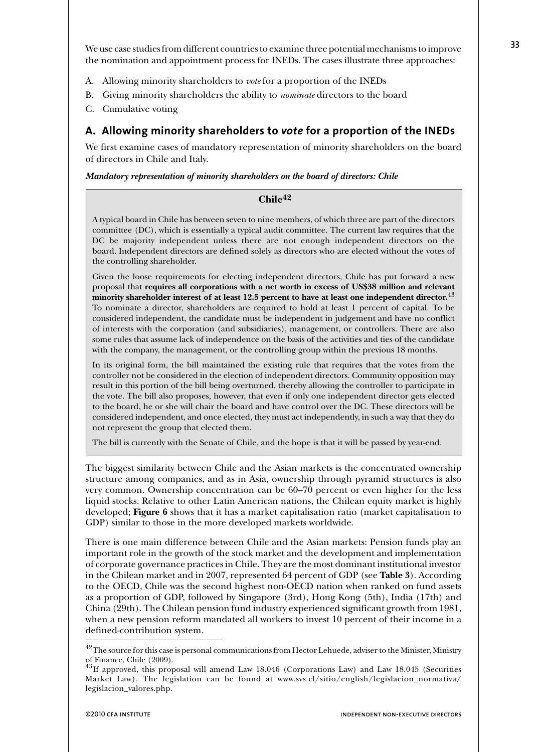We use case studies from different countries to examine three potential mechanisms to improve the nomination and appointment process for INEDs. The cases illustrate three approaches:

A. Allowing minority shareholders to *vote* for a proportion of the INEDs
B. Giving minority shareholders the ability to *nominate* directors to the board
C. Cumulative voting

## A. Allowing minority shareholders to *vote* for a proportion of the INEDs

We first examine cases of mandatory representation of minority shareholders on the board of directors in Chile and Italy.

***Mandatory representation of minority shareholders on the board of directors: Chile***

### Chile[42]

A typical board in Chile has between seven to nine members, of which three are part of the directors committee (DC), which is essentially a typical audit committee. The current law requires that the DC be majority independent unless there are not enough independent directors on the board. Independent directors are defined solely as directors who are elected without the votes of the controlling shareholder.

Given the loose requirements for electing independent directors, Chile has put forward a new proposal that **requires all corporations with a net worth in excess of US$38 million and relevant minority shareholder interest of at least 12.5 percent to have at least one independent director.**[43] To nominate a director, shareholders are required to hold at least 1 percent of capital. To be considered independent, the candidate must be independent in judgement and have no conflict of interests with the corporation (and subsidiaries), management, or controllers. There are also some rules that assume lack of independence on the basis of the activities and ties of the candidate with the company, the management, or the controlling group within the previous 18 months.

In its original form, the bill maintained the existing rule that requires that the votes from the controller not be considered in the election of independent directors. Community opposition may result in this portion of the bill being overturned, thereby allowing the controller to participate in the vote. The bill also proposes, however, that even if only one independent director gets elected to the board, he or she will chair the board and have control over the DC. These directors will be considered independent, and once elected, they must act independently, in such a way that they do not represent the group that elected them.

The bill is currently with the Senate of Chile, and the hope is that it will be passed by year-end.

The biggest similarity between Chile and the Asian markets is the concentrated ownership structure among companies, and as in Asia, ownership through pyramid structures is also very common. Ownership concentration can be 60–70 percent or even higher for the less liquid stocks. Relative to other Latin American nations, the Chilean equity market is highly developed; **Figure 6** shows that it has a market capitalisation ratio (market capitalisation to GDP) similar to those in the more developed markets worldwide.

There is one main difference between Chile and the Asian markets: Pension funds play an important role in the growth of the stock market and the development and implementation of corporate governance practices in Chile. They are the most dominant institutional investor in the Chilean market and in 2007, represented 64 percent of GDP (see **Table 3**). According to the OECD, Chile was the second highest non-OECD nation when ranked on fund assets as a proportion of GDP, followed by Singapore (3rd), Hong Kong (5th), India (17th) and China (29th). The Chilean pension fund industry experienced significant growth from 1981, when a new pension reform mandated all workers to invest 10 percent of their income in a defined-contribution system.

---

[42] The source for this case is personal communications from Hector Lehuede, adviser to the Minister, Ministry of Finance, Chile (2009).

[43] If approved, this proposal will amend Law 18.046 (Corporations Law) and Law 18.045 (Securities Market Law). The legislation can be found at www.svs.cl/sitio/english/legislacion_normativa/legislacion_valores.php.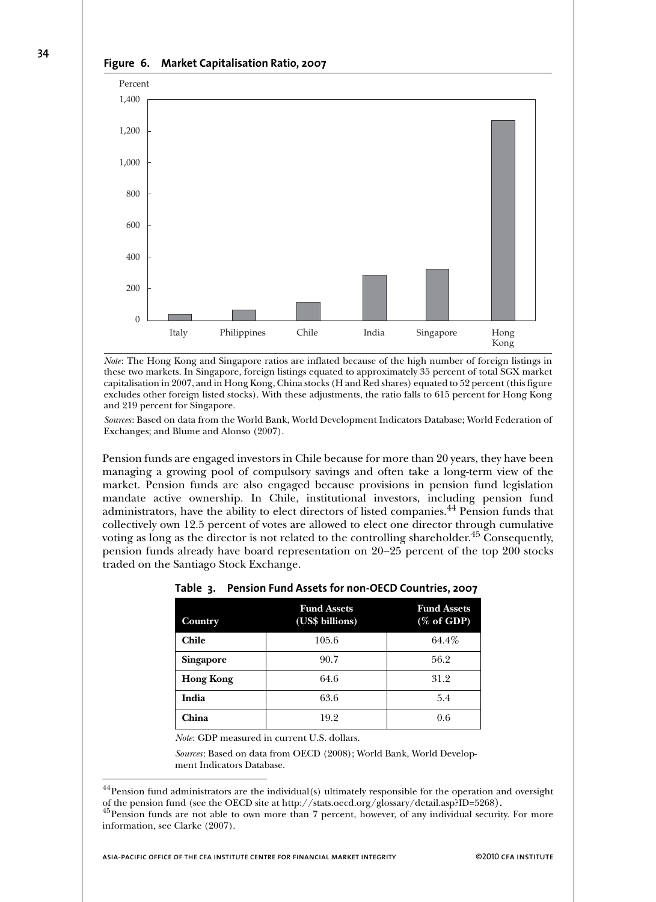**Figure 6. Market Capitalisation Ratio, 2007**

*Note*: The Hong Kong and Singapore ratios are inflated because of the high number of foreign listings in these two markets. In Singapore, foreign listings equated to approximately 35 percent of total SGX market capitalisation in 2007, and in Hong Kong, China stocks (H and Red shares) equated to 52 percent (this figure excludes other foreign listed stocks). With these adjustments, the ratio falls to 615 percent for Hong Kong and 219 percent for Singapore.

*Sources*: Based on data from the World Bank, World Development Indicators Database; World Federation of Exchanges; and Blume and Alonso (2007).

Pension funds are engaged investors in Chile because for more than 20 years, they have been managing a growing pool of compulsory savings and often take a long-term view of the market. Pension funds are also engaged because provisions in pension fund legislation mandate active ownership. In Chile, institutional investors, including pension fund administrators, have the ability to elect directors of listed companies.[44] Pension funds that collectively own 12.5 percent of votes are allowed to elect one director through cumulative voting as long as the director is not related to the controlling shareholder.[45] Consequently, pension funds already have board representation on 20–25 percent of the top 200 stocks traded on the Santiago Stock Exchange.

**Table 3. Pension Fund Assets for non-OECD Countries, 2007**

| Country | Fund Assets (US$ billions) | Fund Assets (% of GDP) |
|---|---|---|
| **Chile** | 105.6 | 64.4% |
| **Singapore** | 90.7 | 56.2 |
| **Hong Kong** | 64.6 | 31.2 |
| **India** | 63.6 | 5.4 |
| **China** | 19.2 | 0.6 |

*Note*: GDP measured in current U.S. dollars.

*Sources*: Based on data from OECD (2008); World Bank, World Development Indicators Database.

[44] Pension fund administrators are the individual(s) ultimately responsible for the operation and oversight of the pension fund (see the OECD site at http://stats.oecd.org/glossary/detail.asp?ID=5268).

[45] Pension funds are not able to own more than 7 percent, however, of any individual security. For more information, see Clarke (2007).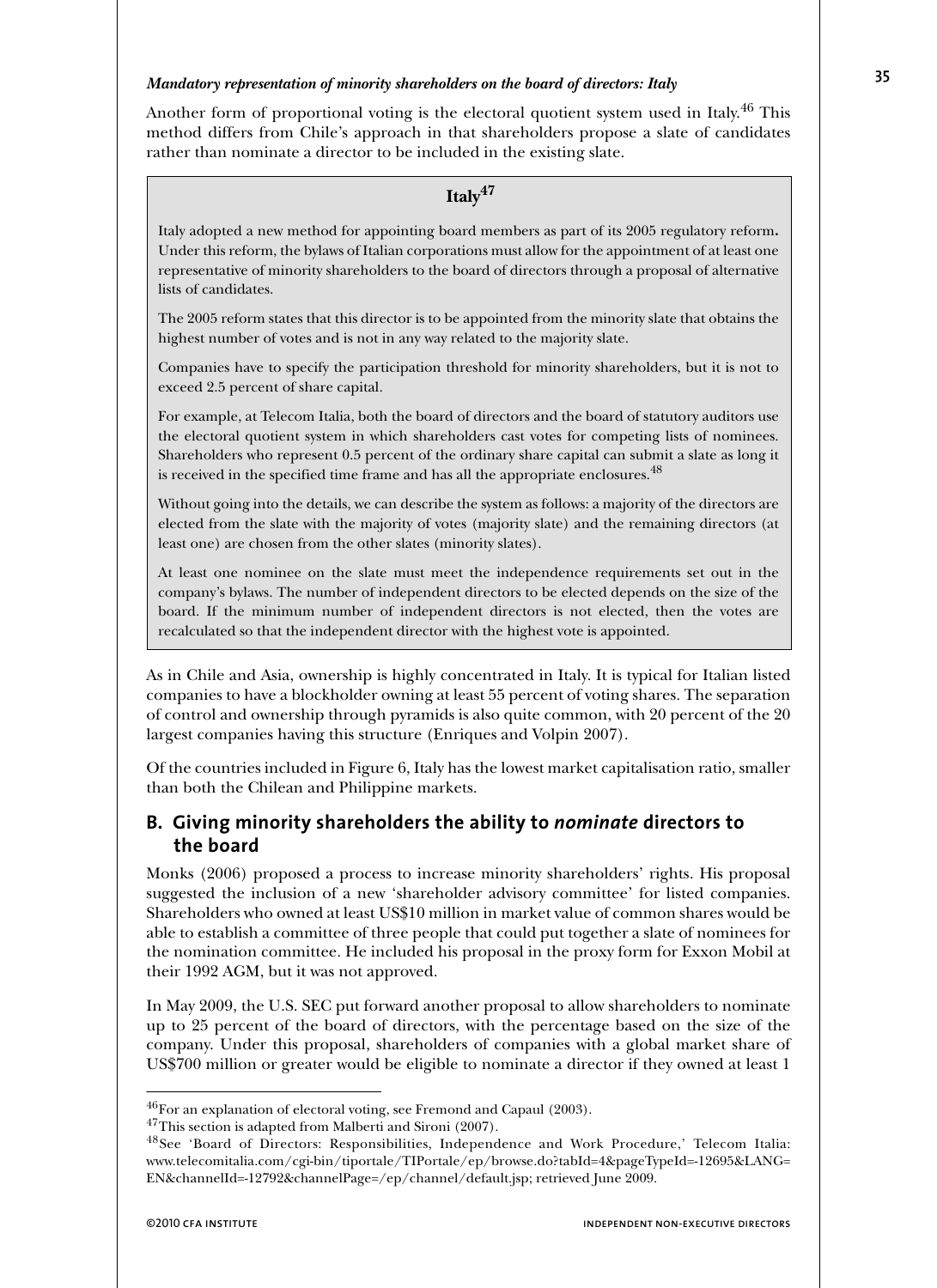*Mandatory representation of minority shareholders on the board of directors: Italy*

Another form of proportional voting is the electoral quotient system used in Italy.[46] This method differs from Chile's approach in that shareholders propose a slate of candidates rather than nominate a director to be included in the existing slate.

> **Italy[47]**
>
> Italy adopted a new method for appointing board members as part of its 2005 regulatory reform**.** Under this reform, the bylaws of Italian corporations must allow for the appointment of at least one representative of minority shareholders to the board of directors through a proposal of alternative lists of candidates.
>
> The 2005 reform states that this director is to be appointed from the minority slate that obtains the highest number of votes and is not in any way related to the majority slate.
>
> Companies have to specify the participation threshold for minority shareholders, but it is not to exceed 2.5 percent of share capital.
>
> For example, at Telecom Italia, both the board of directors and the board of statutory auditors use the electoral quotient system in which shareholders cast votes for competing lists of nominees. Shareholders who represent 0.5 percent of the ordinary share capital can submit a slate as long it is received in the specified time frame and has all the appropriate enclosures.[48]
>
> Without going into the details, we can describe the system as follows: a majority of the directors are elected from the slate with the majority of votes (majority slate) and the remaining directors (at least one) are chosen from the other slates (minority slates).
>
> At least one nominee on the slate must meet the independence requirements set out in the company's bylaws. The number of independent directors to be elected depends on the size of the board. If the minimum number of independent directors is not elected, then the votes are recalculated so that the independent director with the highest vote is appointed.

As in Chile and Asia, ownership is highly concentrated in Italy. It is typical for Italian listed companies to have a blockholder owning at least 55 percent of voting shares. The separation of control and ownership through pyramids is also quite common, with 20 percent of the 20 largest companies having this structure (Enriques and Volpin 2007).

Of the countries included in Figure 6, Italy has the lowest market capitalisation ratio, smaller than both the Chilean and Philippine markets.

## B. Giving minority shareholders the ability to *nominate* directors to the board

Monks (2006) proposed a process to increase minority shareholders' rights. His proposal suggested the inclusion of a new 'shareholder advisory committee' for listed companies. Shareholders who owned at least US$10 million in market value of common shares would be able to establish a committee of three people that could put together a slate of nominees for the nomination committee. He included his proposal in the proxy form for Exxon Mobil at their 1992 AGM, but it was not approved.

In May 2009, the U.S. SEC put forward another proposal to allow shareholders to nominate up to 25 percent of the board of directors, with the percentage based on the size of the company. Under this proposal, shareholders of companies with a global market share of US$700 million or greater would be eligible to nominate a director if they owned at least 1

---

[46] For an explanation of electoral voting, see Fremond and Capaul (2003).

[47] This section is adapted from Malberti and Sironi (2007).

[48] See 'Board of Directors: Responsibilities, Independence and Work Procedure,' Telecom Italia: www.telecomitalia.com/cgi-bin/tiportale/TIPortale/ep/browse.do?tabId=4&pageTypeId=-12695&LANG=EN&channelId=-12792&channelPage=/ep/channel/default.jsp; retrieved June 2009.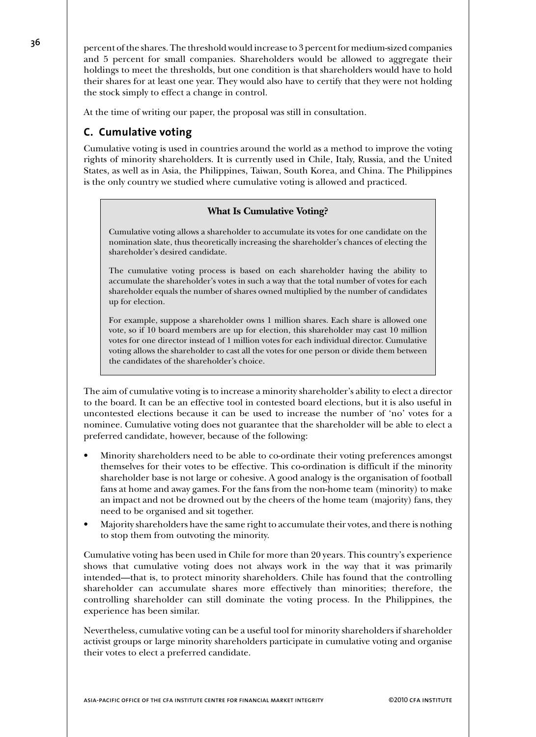percent of the shares. The threshold would increase to 3 percent for medium-sized companies and 5 percent for small companies. Shareholders would be allowed to aggregate their holdings to meet the thresholds, but one condition is that shareholders would have to hold their shares for at least one year. They would also have to certify that they were not holding the stock simply to effect a change in control.

At the time of writing our paper, the proposal was still in consultation.

## C. Cumulative voting

Cumulative voting is used in countries around the world as a method to improve the voting rights of minority shareholders. It is currently used in Chile, Italy, Russia, and the United States, as well as in Asia, the Philippines, Taiwan, South Korea, and China. The Philippines is the only country we studied where cumulative voting is allowed and practiced.

> **What Is Cumulative Voting?**
>
> Cumulative voting allows a shareholder to accumulate its votes for one candidate on the nomination slate, thus theoretically increasing the shareholder's chances of electing the shareholder's desired candidate.
>
> The cumulative voting process is based on each shareholder having the ability to accumulate the shareholder's votes in such a way that the total number of votes for each shareholder equals the number of shares owned multiplied by the number of candidates up for election.
>
> For example, suppose a shareholder owns 1 million shares. Each share is allowed one vote, so if 10 board members are up for election, this shareholder may cast 10 million votes for one director instead of 1 million votes for each individual director. Cumulative voting allows the shareholder to cast all the votes for one person or divide them between the candidates of the shareholder's choice.

The aim of cumulative voting is to increase a minority shareholder's ability to elect a director to the board. It can be an effective tool in contested board elections, but it is also useful in uncontested elections because it can be used to increase the number of 'no' votes for a nominee. Cumulative voting does not guarantee that the shareholder will be able to elect a preferred candidate, however, because of the following:

- Minority shareholders need to be able to co-ordinate their voting preferences amongst themselves for their votes to be effective. This co-ordination is difficult if the minority shareholder base is not large or cohesive. A good analogy is the organisation of football fans at home and away games. For the fans from the non-home team (minority) to make an impact and not be drowned out by the cheers of the home team (majority) fans, they need to be organised and sit together.
- Majority shareholders have the same right to accumulate their votes, and there is nothing to stop them from outvoting the minority.

Cumulative voting has been used in Chile for more than 20 years. This country's experience shows that cumulative voting does not always work in the way that it was primarily intended—that is, to protect minority shareholders. Chile has found that the controlling shareholder can accumulate shares more effectively than minorities; therefore, the controlling shareholder can still dominate the voting process. In the Philippines, the experience has been similar.

Nevertheless, cumulative voting can be a useful tool for minority shareholders if shareholder activist groups or large minority shareholders participate in cumulative voting and organise their votes to elect a preferred candidate.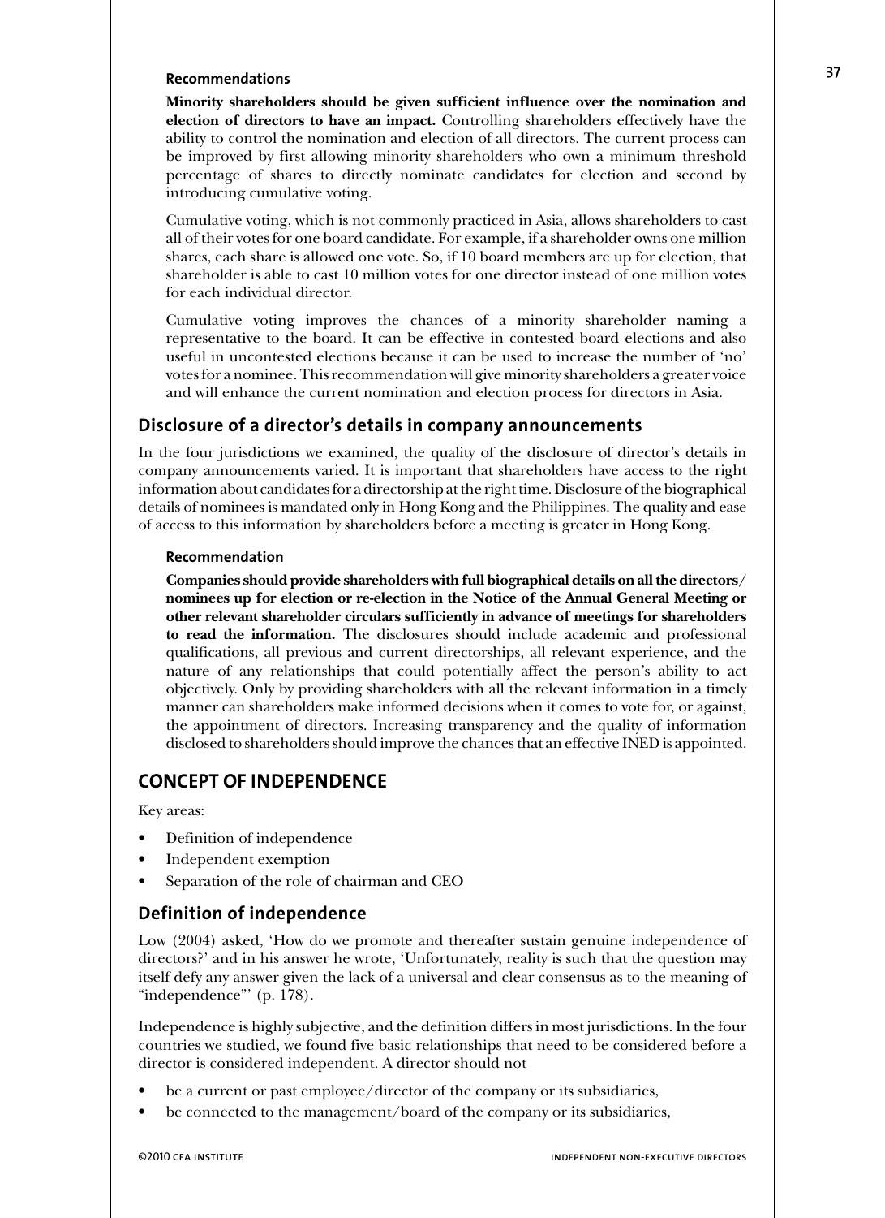#### Recommendations

**Minority shareholders should be given sufficient influence over the nomination and election of directors to have an impact.** Controlling shareholders effectively have the ability to control the nomination and election of all directors. The current process can be improved by first allowing minority shareholders who own a minimum threshold percentage of shares to directly nominate candidates for election and second by introducing cumulative voting.

Cumulative voting, which is not commonly practiced in Asia, allows shareholders to cast all of their votes for one board candidate. For example, if a shareholder owns one million shares, each share is allowed one vote. So, if 10 board members are up for election, that shareholder is able to cast 10 million votes for one director instead of one million votes for each individual director.

Cumulative voting improves the chances of a minority shareholder naming a representative to the board. It can be effective in contested board elections and also useful in uncontested elections because it can be used to increase the number of 'no' votes for a nominee. This recommendation will give minority shareholders a greater voice and will enhance the current nomination and election process for directors in Asia.

### Disclosure of a director's details in company announcements

In the four jurisdictions we examined, the quality of the disclosure of director's details in company announcements varied. It is important that shareholders have access to the right information about candidates for a directorship at the right time. Disclosure of the biographical details of nominees is mandated only in Hong Kong and the Philippines. The quality and ease of access to this information by shareholders before a meeting is greater in Hong Kong.

#### Recommendation

**Companies should provide shareholders with full biographical details on all the directors/ nominees up for election or re-election in the Notice of the Annual General Meeting or other relevant shareholder circulars sufficiently in advance of meetings for shareholders to read the information.** The disclosures should include academic and professional qualifications, all previous and current directorships, all relevant experience, and the nature of any relationships that could potentially affect the person's ability to act objectively. Only by providing shareholders with all the relevant information in a timely manner can shareholders make informed decisions when it comes to vote for, or against, the appointment of directors. Increasing transparency and the quality of information disclosed to shareholders should improve the chances that an effective INED is appointed.

## CONCEPT OF INDEPENDENCE

Key areas:

- Definition of independence
- Independent exemption
- Separation of the role of chairman and CEO

### Definition of independence

Low (2004) asked, 'How do we promote and thereafter sustain genuine independence of directors?' and in his answer he wrote, 'Unfortunately, reality is such that the question may itself defy any answer given the lack of a universal and clear consensus as to the meaning of "independence"' (p. 178).

Independence is highly subjective, and the definition differs in most jurisdictions. In the four countries we studied, we found five basic relationships that need to be considered before a director is considered independent. A director should not

- be a current or past employee/director of the company or its subsidiaries,
- be connected to the management/board of the company or its subsidiaries,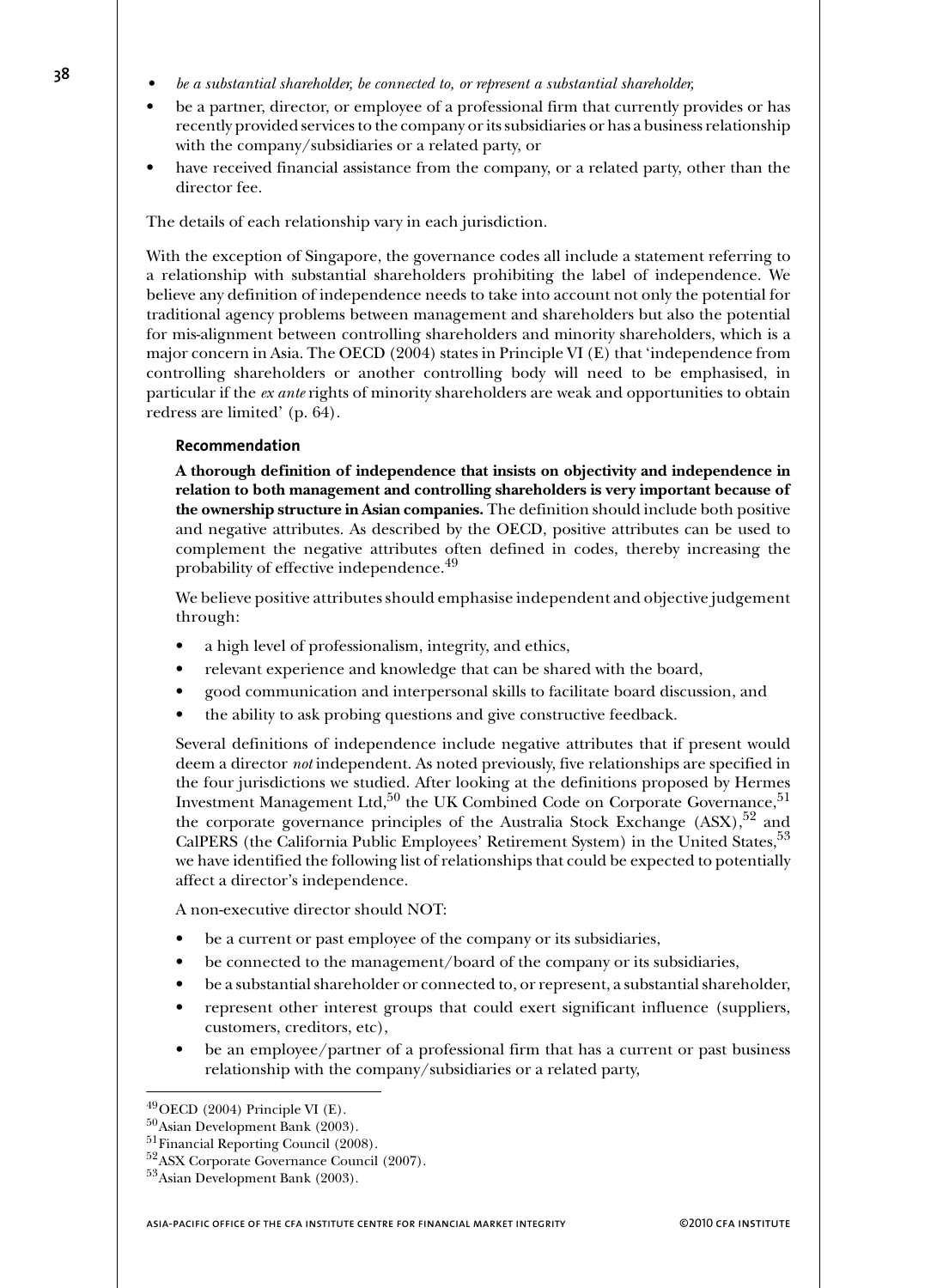- *be a substantial shareholder, be connected to, or represent a substantial shareholder,*
- be a partner, director, or employee of a professional firm that currently provides or has recently provided services to the company or its subsidiaries or has a business relationship with the company/subsidiaries or a related party, or
- have received financial assistance from the company, or a related party, other than the director fee.

The details of each relationship vary in each jurisdiction.

With the exception of Singapore, the governance codes all include a statement referring to a relationship with substantial shareholders prohibiting the label of independence. We believe any definition of independence needs to take into account not only the potential for traditional agency problems between management and shareholders but also the potential for mis-alignment between controlling shareholders and minority shareholders, which is a major concern in Asia. The OECD (2004) states in Principle VI (E) that 'independence from controlling shareholders or another controlling body will need to be emphasised, in particular if the *ex ante* rights of minority shareholders are weak and opportunities to obtain redress are limited' (p. 64).

### Recommendation

**A thorough definition of independence that insists on objectivity and independence in relation to both management and controlling shareholders is very important because of the ownership structure in Asian companies.** The definition should include both positive and negative attributes. As described by the OECD, positive attributes can be used to complement the negative attributes often defined in codes, thereby increasing the probability of effective independence.[49]

We believe positive attributes should emphasise independent and objective judgement through:

- a high level of professionalism, integrity, and ethics,
- relevant experience and knowledge that can be shared with the board,
- good communication and interpersonal skills to facilitate board discussion, and
- the ability to ask probing questions and give constructive feedback.

Several definitions of independence include negative attributes that if present would deem a director *not* independent. As noted previously, five relationships are specified in the four jurisdictions we studied. After looking at the definitions proposed by Hermes Investment Management Ltd,[50] the UK Combined Code on Corporate Governance,[51] the corporate governance principles of the Australia Stock Exchange (ASX),[52] and CalPERS (the California Public Employees' Retirement System) in the United States,[53] we have identified the following list of relationships that could be expected to potentially affect a director's independence.

A non-executive director should NOT:

- be a current or past employee of the company or its subsidiaries,
- be connected to the management/board of the company or its subsidiaries,
- be a substantial shareholder or connected to, or represent, a substantial shareholder,
- represent other interest groups that could exert significant influence (suppliers, customers, creditors, etc),
- be an employee/partner of a professional firm that has a current or past business relationship with the company/subsidiaries or a related party,

---

[49] OECD (2004) Principle VI (E).

[50] Asian Development Bank (2003).

[51] Financial Reporting Council (2008).

[52] ASX Corporate Governance Council (2007).

[53] Asian Development Bank (2003).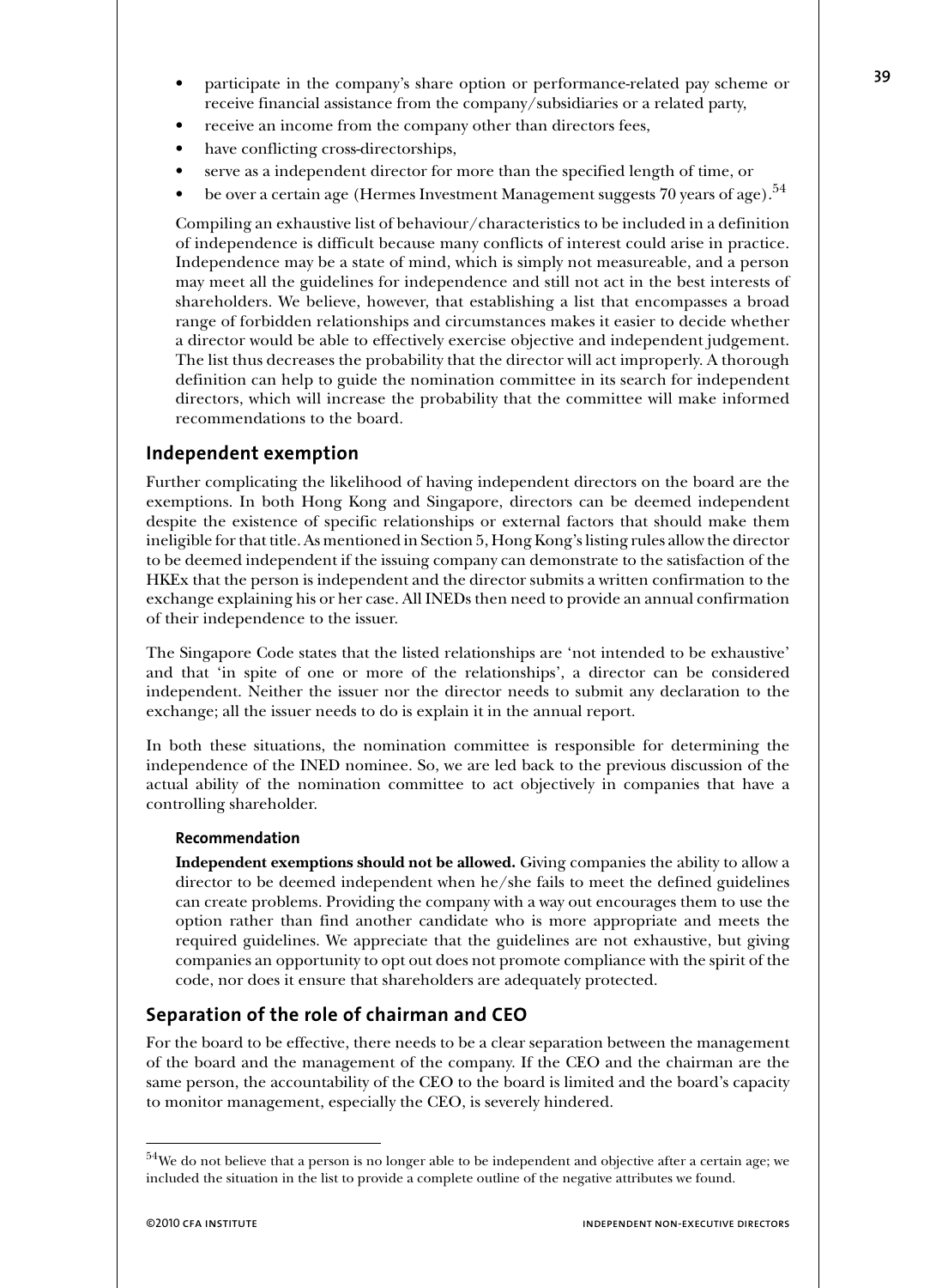- participate in the company's share option or performance-related pay scheme or receive financial assistance from the company/subsidiaries or a related party,
- receive an income from the company other than directors fees,
- have conflicting cross-directorships,
- serve as a independent director for more than the specified length of time, or
- be over a certain age (Hermes Investment Management suggests 70 years of age).[54]

Compiling an exhaustive list of behaviour/characteristics to be included in a definition of independence is difficult because many conflicts of interest could arise in practice. Independence may be a state of mind, which is simply not measureable, and a person may meet all the guidelines for independence and still not act in the best interests of shareholders. We believe, however, that establishing a list that encompasses a broad range of forbidden relationships and circumstances makes it easier to decide whether a director would be able to effectively exercise objective and independent judgement. The list thus decreases the probability that the director will act improperly. A thorough definition can help to guide the nomination committee in its search for independent directors, which will increase the probability that the committee will make informed recommendations to the board.

## Independent exemption

Further complicating the likelihood of having independent directors on the board are the exemptions. In both Hong Kong and Singapore, directors can be deemed independent despite the existence of specific relationships or external factors that should make them ineligible for that title. As mentioned in Section 5, Hong Kong's listing rules allow the director to be deemed independent if the issuing company can demonstrate to the satisfaction of the HKEx that the person is independent and the director submits a written confirmation to the exchange explaining his or her case. All INEDs then need to provide an annual confirmation of their independence to the issuer.

The Singapore Code states that the listed relationships are 'not intended to be exhaustive' and that 'in spite of one or more of the relationships', a director can be considered independent. Neither the issuer nor the director needs to submit any declaration to the exchange; all the issuer needs to do is explain it in the annual report.

In both these situations, the nomination committee is responsible for determining the independence of the INED nominee. So, we are led back to the previous discussion of the actual ability of the nomination committee to act objectively in companies that have a controlling shareholder.

### Recommendation

**Independent exemptions should not be allowed.** Giving companies the ability to allow a director to be deemed independent when he/she fails to meet the defined guidelines can create problems. Providing the company with a way out encourages them to use the option rather than find another candidate who is more appropriate and meets the required guidelines. We appreciate that the guidelines are not exhaustive, but giving companies an opportunity to opt out does not promote compliance with the spirit of the code, nor does it ensure that shareholders are adequately protected.

## Separation of the role of chairman and CEO

For the board to be effective, there needs to be a clear separation between the management of the board and the management of the company. If the CEO and the chairman are the same person, the accountability of the CEO to the board is limited and the board's capacity to monitor management, especially the CEO, is severely hindered.

---

[54] We do not believe that a person is no longer able to be independent and objective after a certain age; we included the situation in the list to provide a complete outline of the negative attributes we found.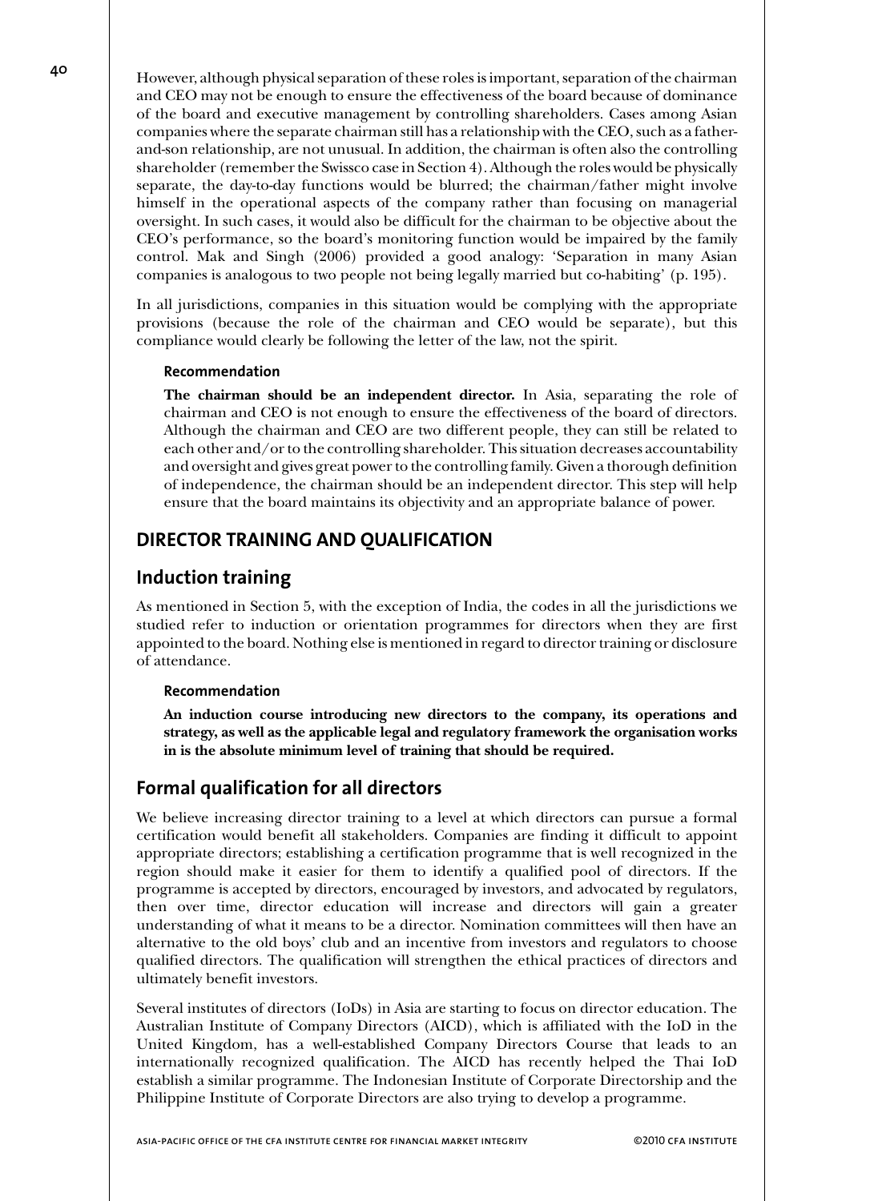However, although physical separation of these roles is important, separation of the chairman and CEO may not be enough to ensure the effectiveness of the board because of dominance of the board and executive management by controlling shareholders. Cases among Asian companies where the separate chairman still has a relationship with the CEO, such as a father-and-son relationship, are not unusual. In addition, the chairman is often also the controlling shareholder (remember the Swissco case in Section 4). Although the roles would be physically separate, the day-to-day functions would be blurred; the chairman/father might involve himself in the operational aspects of the company rather than focusing on managerial oversight. In such cases, it would also be difficult for the chairman to be objective about the CEO's performance, so the board's monitoring function would be impaired by the family control. Mak and Singh (2006) provided a good analogy: 'Separation in many Asian companies is analogous to two people not being legally married but co-habiting' (p. 195).

In all jurisdictions, companies in this situation would be complying with the appropriate provisions (because the role of the chairman and CEO would be separate), but this compliance would clearly be following the letter of the law, not the spirit.

#### Recommendation

**The chairman should be an independent director.** In Asia, separating the role of chairman and CEO is not enough to ensure the effectiveness of the board of directors. Although the chairman and CEO are two different people, they can still be related to each other and/or to the controlling shareholder. This situation decreases accountability and oversight and gives great power to the controlling family. Given a thorough definition of independence, the chairman should be an independent director. This step will help ensure that the board maintains its objectivity and an appropriate balance of power.

## DIRECTOR TRAINING AND QUALIFICATION

### Induction training

As mentioned in Section 5, with the exception of India, the codes in all the jurisdictions we studied refer to induction or orientation programmes for directors when they are first appointed to the board. Nothing else is mentioned in regard to director training or disclosure of attendance.

#### Recommendation

**An induction course introducing new directors to the company, its operations and strategy, as well as the applicable legal and regulatory framework the organisation works in is the absolute minimum level of training that should be required.**

### Formal qualification for all directors

We believe increasing director training to a level at which directors can pursue a formal certification would benefit all stakeholders. Companies are finding it difficult to appoint appropriate directors; establishing a certification programme that is well recognized in the region should make it easier for them to identify a qualified pool of directors. If the programme is accepted by directors, encouraged by investors, and advocated by regulators, then over time, director education will increase and directors will gain a greater understanding of what it means to be a director. Nomination committees will then have an alternative to the old boys' club and an incentive from investors and regulators to choose qualified directors. The qualification will strengthen the ethical practices of directors and ultimately benefit investors.

Several institutes of directors (IoDs) in Asia are starting to focus on director education. The Australian Institute of Company Directors (AICD), which is affiliated with the IoD in the United Kingdom, has a well-established Company Directors Course that leads to an internationally recognized qualification. The AICD has recently helped the Thai IoD establish a similar programme. The Indonesian Institute of Corporate Directorship and the Philippine Institute of Corporate Directors are also trying to develop a programme.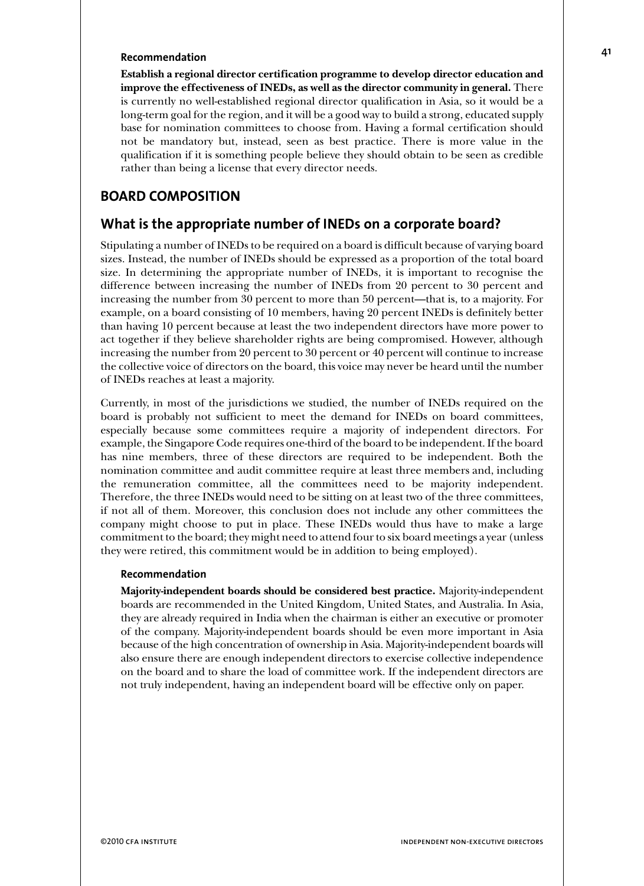#### Recommendation

**Establish a regional director certification programme to develop director education and improve the effectiveness of INEDs, as well as the director community in general.** There is currently no well-established regional director qualification in Asia, so it would be a long-term goal for the region, and it will be a good way to build a strong, educated supply base for nomination committees to choose from. Having a formal certification should not be mandatory but, instead, seen as best practice. There is more value in the qualification if it is something people believe they should obtain to be seen as credible rather than being a license that every director needs.

## BOARD COMPOSITION

### What is the appropriate number of INEDs on a corporate board?

Stipulating a number of INEDs to be required on a board is difficult because of varying board sizes. Instead, the number of INEDs should be expressed as a proportion of the total board size. In determining the appropriate number of INEDs, it is important to recognise the difference between increasing the number of INEDs from 20 percent to 30 percent and increasing the number from 30 percent to more than 50 percent—that is, to a majority. For example, on a board consisting of 10 members, having 20 percent INEDs is definitely better than having 10 percent because at least the two independent directors have more power to act together if they believe shareholder rights are being compromised. However, although increasing the number from 20 percent to 30 percent or 40 percent will continue to increase the collective voice of directors on the board, this voice may never be heard until the number of INEDs reaches at least a majority.

Currently, in most of the jurisdictions we studied, the number of INEDs required on the board is probably not sufficient to meet the demand for INEDs on board committees, especially because some committees require a majority of independent directors. For example, the Singapore Code requires one-third of the board to be independent. If the board has nine members, three of these directors are required to be independent. Both the nomination committee and audit committee require at least three members and, including the remuneration committee, all the committees need to be majority independent. Therefore, the three INEDs would need to be sitting on at least two of the three committees, if not all of them. Moreover, this conclusion does not include any other committees the company might choose to put in place. These INEDs would thus have to make a large commitment to the board; they might need to attend four to six board meetings a year (unless they were retired, this commitment would be in addition to being employed).

#### Recommendation

**Majority-independent boards should be considered best practice.** Majority-independent boards are recommended in the United Kingdom, United States, and Australia. In Asia, they are already required in India when the chairman is either an executive or promoter of the company. Majority-independent boards should be even more important in Asia because of the high concentration of ownership in Asia. Majority-independent boards will also ensure there are enough independent directors to exercise collective independence on the board and to share the load of committee work. If the independent directors are not truly independent, having an independent board will be effective only on paper.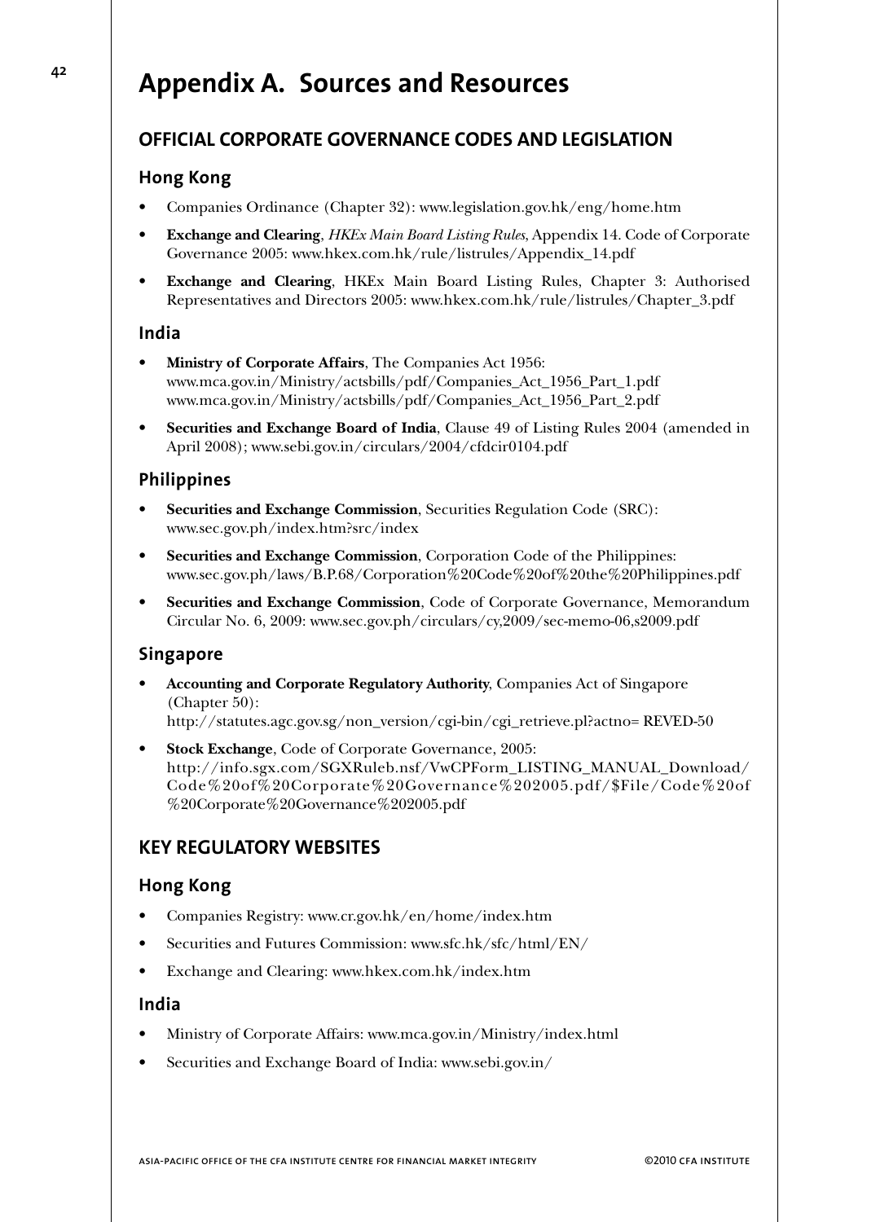# Appendix A. Sources and Resources

## OFFICIAL CORPORATE GOVERNANCE CODES AND LEGISLATION

### Hong Kong

- Companies Ordinance (Chapter 32): www.legislation.gov.hk/eng/home.htm
- **Exchange and Clearing**, *HKEx Main Board Listing Rules*, Appendix 14. Code of Corporate Governance 2005: www.hkex.com.hk/rule/listrules/Appendix_14.pdf
- **Exchange and Clearing**, HKEx Main Board Listing Rules, Chapter 3: Authorised Representatives and Directors 2005: www.hkex.com.hk/rule/listrules/Chapter_3.pdf

### India

- **Ministry of Corporate Affairs**, The Companies Act 1956: www.mca.gov.in/Ministry/actsbills/pdf/Companies_Act_1956_Part_1.pdf www.mca.gov.in/Ministry/actsbills/pdf/Companies_Act_1956_Part_2.pdf
- **Securities and Exchange Board of India**, Clause 49 of Listing Rules 2004 (amended in April 2008); www.sebi.gov.in/circulars/2004/cfdcir0104.pdf

### Philippines

- **Securities and Exchange Commission**, Securities Regulation Code (SRC): www.sec.gov.ph/index.htm?src/index
- **Securities and Exchange Commission**, Corporation Code of the Philippines: www.sec.gov.ph/laws/B.P.68/Corporation%20Code%20of%20the%20Philippines.pdf
- **Securities and Exchange Commission**, Code of Corporate Governance, Memorandum Circular No. 6, 2009: www.sec.gov.ph/circulars/cy,2009/sec-memo-06,s2009.pdf

### Singapore

- **Accounting and Corporate Regulatory Authority**, Companies Act of Singapore (Chapter 50): http://statutes.agc.gov.sg/non_version/cgi-bin/cgi_retrieve.pl?actno= REVED-50
- **Stock Exchange**, Code of Corporate Governance, 2005: http://info.sgx.com/SGXRuleb.nsf/VwCPForm_LISTING_MANUAL_Download/Code%20of%20Corporate%20Governance%202005.pdf/$File/Code%20of%20Corporate%20Governance%202005.pdf

## KEY REGULATORY WEBSITES

### Hong Kong

- Companies Registry: www.cr.gov.hk/en/home/index.htm
- Securities and Futures Commission: www.sfc.hk/sfc/html/EN/
- Exchange and Clearing: www.hkex.com.hk/index.htm

### India

- Ministry of Corporate Affairs: www.mca.gov.in/Ministry/index.html
- Securities and Exchange Board of India: www.sebi.gov.in/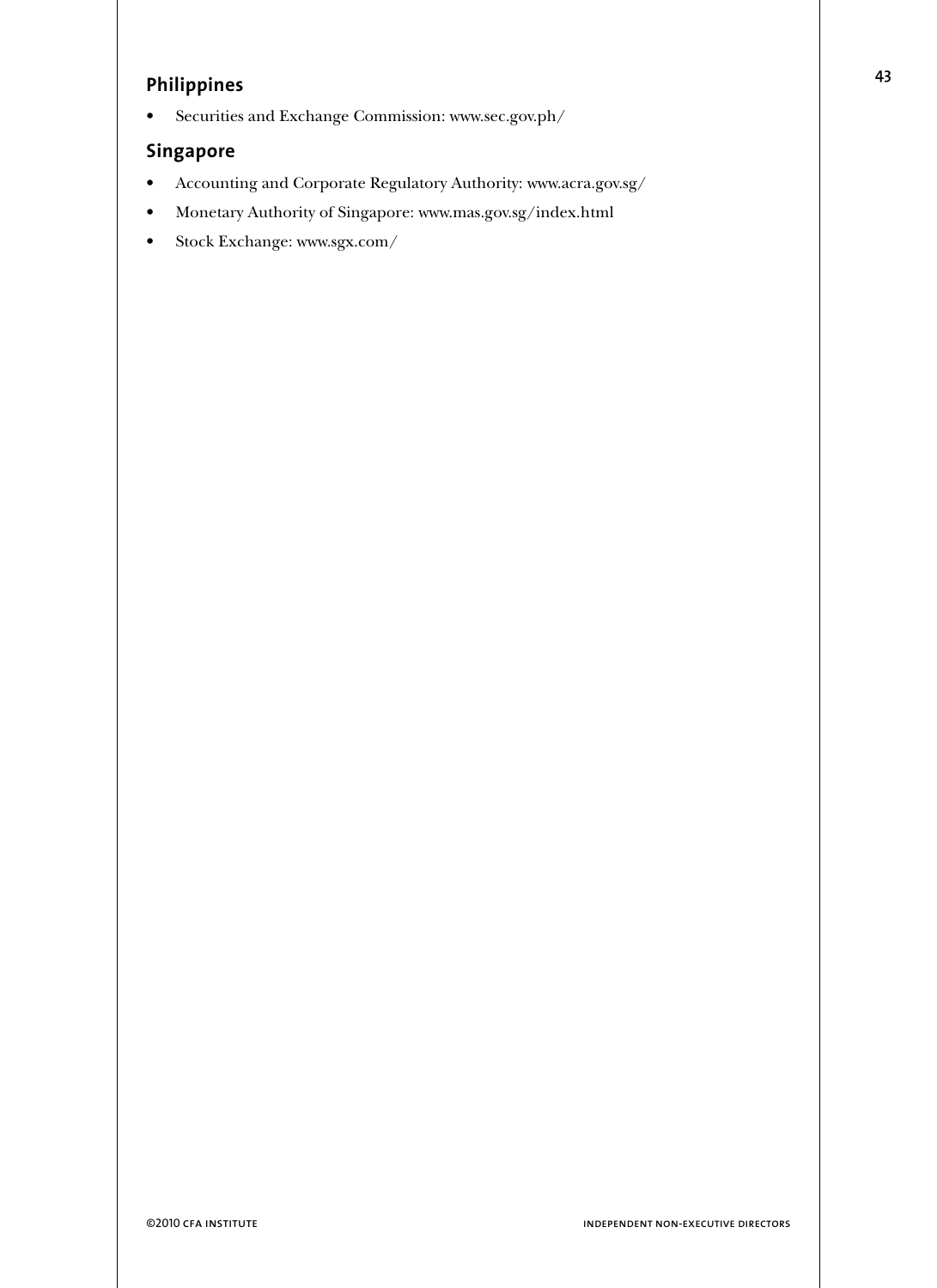## Philippines

- Securities and Exchange Commission: www.sec.gov.ph/

## Singapore

- Accounting and Corporate Regulatory Authority: www.acra.gov.sg/
- Monetary Authority of Singapore: www.mas.gov.sg/index.html
- Stock Exchange: www.sgx.com/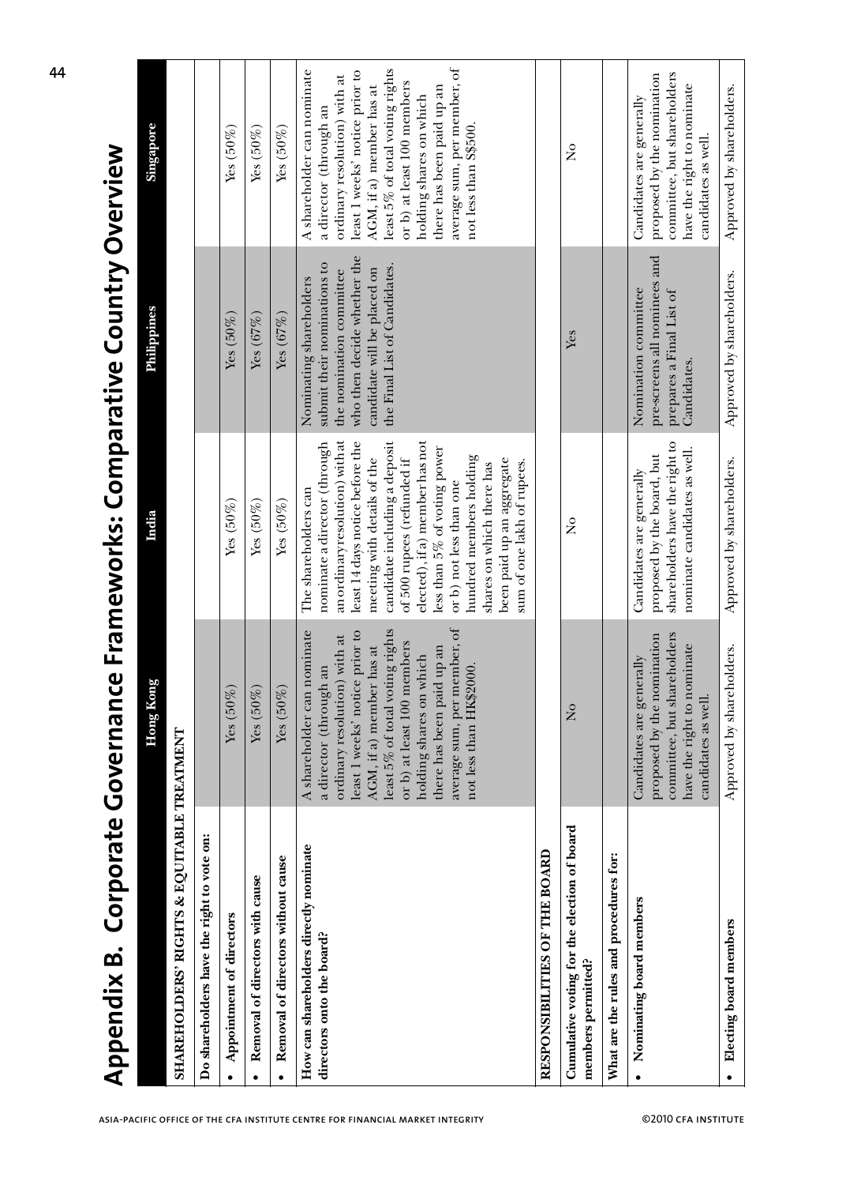# Appendix B. Corporate Governance Frameworks: Comparative Country Overview

| | Hong Kong | India | Philippines | Singapore |
|---|---|---|---|---|
| **SHAREHOLDERS' RIGHTS & EQUITABLE TREATMENT** | | | | |
| **Do shareholders have the right to vote on:** | | | | |
| • **Appointment of directors** | Yes (50%) | Yes (50%) | Yes (50%) | Yes (50%) |
| • **Removal of directors with cause** | Yes (50%) | Yes (50%) | Yes (67%) | Yes (50%) |
| • **Removal of directors without cause** | Yes (50%) | Yes (50%) | Yes (67%) | Yes (50%) |
| **How can shareholders directly nominate directors onto the board?** | A shareholder can nominate a director (through an ordinary resolution) with at least 1 weeks' notice prior to AGM, if a) member has at least 5% of total voting rights or b) at least 100 members holding shares on which there has been paid up an average sum, per member, of not less than HK$2000. | The shareholders can nominate a director (through an ordinary resolution) with at least 14 days notice before the meeting with details of the candidate including a deposit of 500 rupees (refunded if elected), if a) member has not less than 5% of voting power or b) not less than one hundred members holding shares on which there has been paid up an aggregate sum of one lakh of rupees. | Nominating shareholders submit their nominations to the nomination committee who then decide whether the candidate will be placed on the Final List of Candidates. | A shareholder can nominate a director (through an ordinary resolution) with at least 1 weeks' notice prior to AGM, if a) member has at least 5% of total voting rights or b) at least 100 members holding shares on which there has been paid up an average sum, per member, of not less than S$500. |
| **RESPONSIBILITIES OF THE BOARD** | | | | |
| **Cumulative voting for the election of board members permitted?** | No | No | Yes | No |
| **What are the rules and procedures for:** | | | | |
| • **Nominating board members** | Candidates are generally proposed by the nomination committee, but shareholders have the right to nominate candidates as well. | Candidates are generally proposed by the board, but shareholders have the right to nominate candidates as well. | Nomination committee pre-screens all nominees and prepares a Final List of Candidates. | Candidates are generally proposed by the nomination committee, but shareholders have the right to nominate candidates as well. |
| • **Electing board members** | Approved by shareholders. | Approved by shareholders. | Approved by shareholders. | Approved by shareholders. |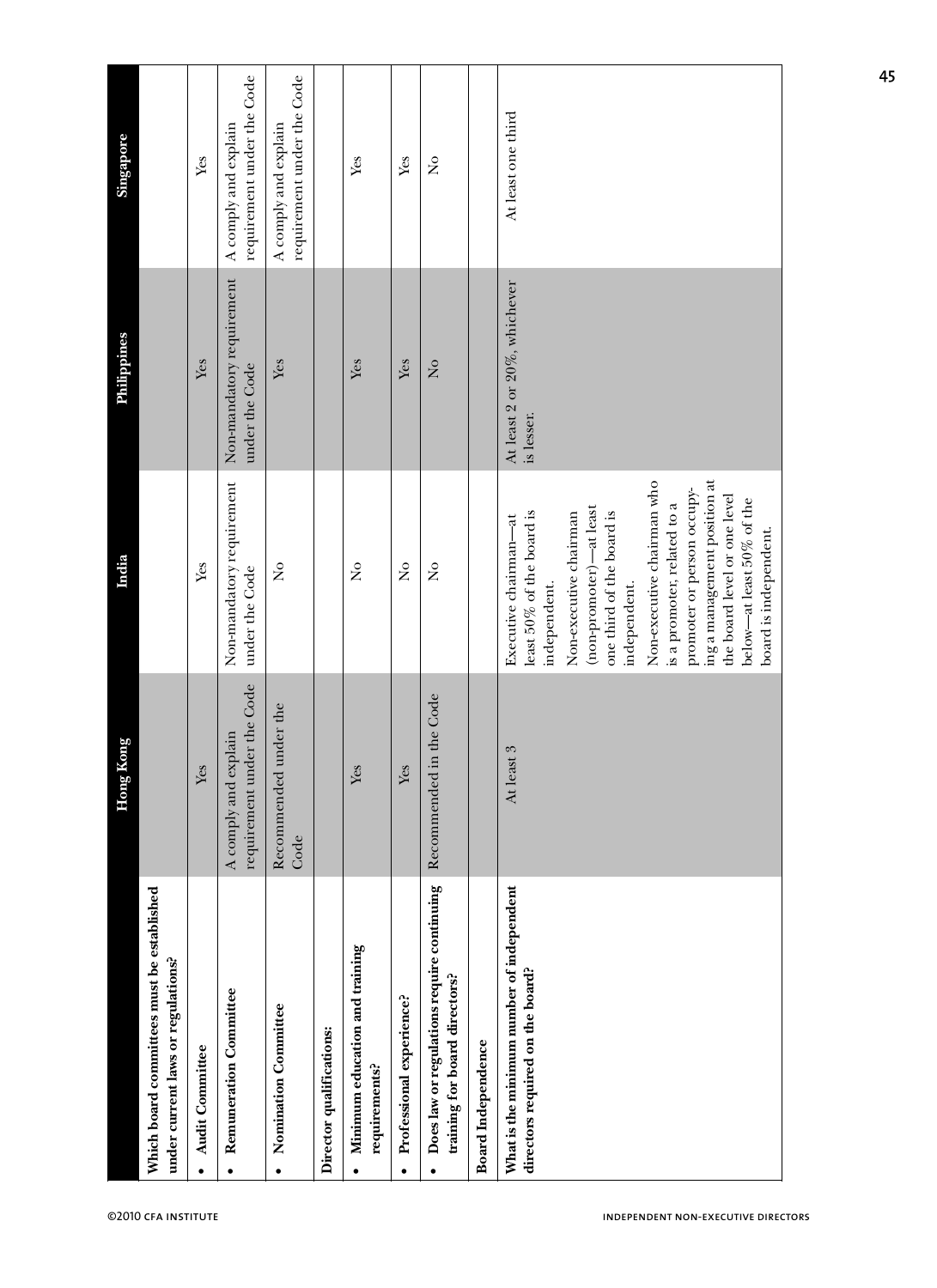| | Hong Kong | India | Philippines | Singapore |
|---|---|---|---|---|
| **Which board committees must be established under current laws or regulations?** | | | | |
| • **Audit Committee** | Yes | Yes | Yes | Yes |
| • **Remuneration Committee** | A comply and explain requirement under the Code | Non-mandatory requirement under the Code | Non-mandatory requirement under the Code | A comply and explain requirement under the Code |
| • **Nomination Committee** | Recommended under the Code | No | Yes | A comply and explain requirement under the Code |
| **Director qualifications:** | | | | |
| • **Minimum education and training requirements?** | Yes | No | Yes | Yes |
| • **Professional experience?** | Yes | No | Yes | Yes |
| • **Does law or regulations require continuing training for board directors?** | Recommended in the Code | No | No | No |
| **Board Independence** | | | | |
| **What is the minimum number of independent directors required on the board?** | At least 3 | Executive chairman—at least 50% of the board is independent.<br><br>Non-executive chairman (non-promoter)—at least one third of the board is independent.<br><br>Non-executive chairman who is a promoter, related to a promoter or person occupying a management position at the board level or one level below—at least 50% of the board is independent. | At least 2 or 20%, whichever is lesser. | At least one third |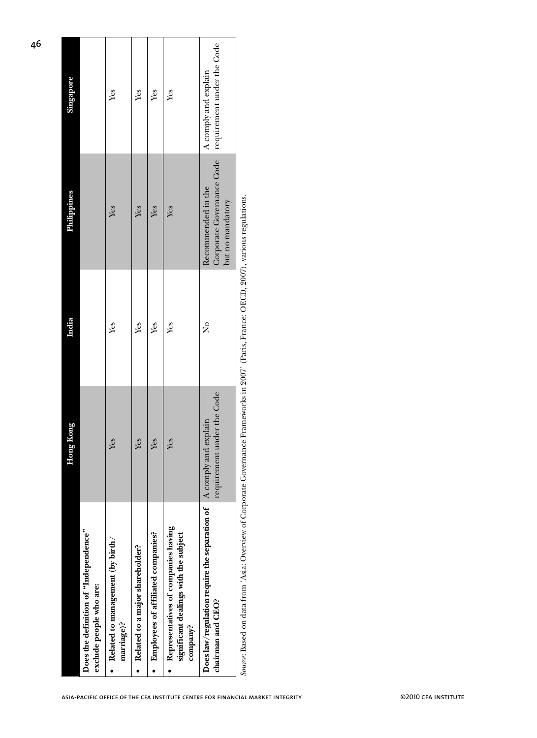| | Hong Kong | India | Philippines | Singapore |
|---|---|---|---|---|
| **Does the definition of "Independence" exclude people who are:** | | | | |
| • **Related to management (by birth/marriage)?** | Yes | Yes | Yes | Yes |
| • **Related to a major shareholder?** | Yes | Yes | Yes | Yes |
| • **Employees of affiliated companies?** | Yes | Yes | Yes | Yes |
| • **Representatives of companies having significant dealings with the subject company?** | Yes | Yes | Yes | Yes |
| **Does law/regulation require the separation of chairman and CEO?** | A comply and explain requirement under the Code | No | Recommended in the Corporate Governance Code but no mandatory | A comply and explain requirement under the Code |

*Source*: Based on data from 'Asia: Overview of Corporate Governance Frameworks in 2007' (Paris, France: OECD, 2007), various regulations.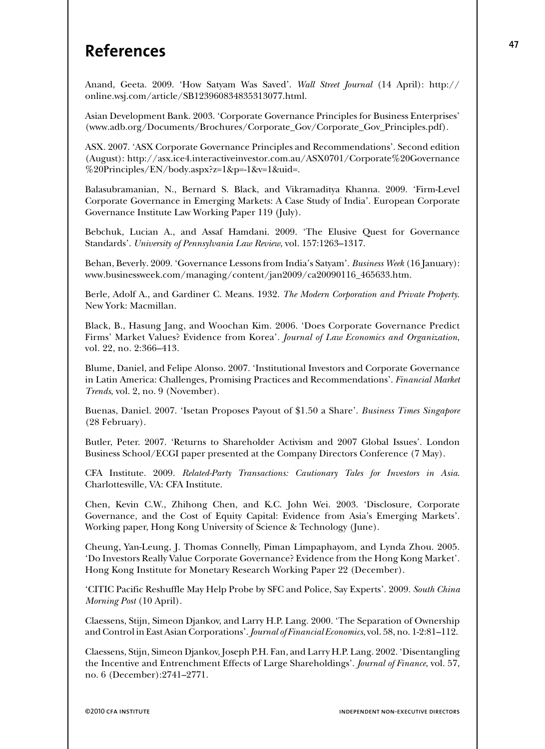# References

Anand, Geeta. 2009. 'How Satyam Was Saved'. *Wall Street Journal* (14 April): http://online.wsj.com/article/SB123960834835313077.html.

Asian Development Bank. 2003. 'Corporate Governance Principles for Business Enterprises' (www.adb.org/Documents/Brochures/Corporate_Gov/Corporate_Gov_Principles.pdf).

ASX. 2007. 'ASX Corporate Governance Principles and Recommendations'. Second edition (August): http://asx.ice4.interactiveinvestor.com.au/ASX0701/Corporate%20Governance%20Principles/EN/body.aspx?z=1&p=-1&v=1&uid=.

Balasubramanian, N., Bernard S. Black, and Vikramaditya Khanna. 2009. 'Firm-Level Corporate Governance in Emerging Markets: A Case Study of India'. European Corporate Governance Institute Law Working Paper 119 (July).

Bebchuk, Lucian A., and Assaf Hamdani. 2009. 'The Elusive Quest for Governance Standards'. *University of Pennsylvania Law Review*, vol. 157:1263–1317.

Behan, Beverly. 2009. 'Governance Lessons from India's Satyam'. *Business Week* (16 January): www.businessweek.com/managing/content/jan2009/ca20090116_465633.htm.

Berle, Adolf A., and Gardiner C. Means. 1932. *The Modern Corporation and Private Property*. New York: Macmillan.

Black, B., Hasung Jang, and Woochan Kim. 2006. 'Does Corporate Governance Predict Firms' Market Values? Evidence from Korea'. *Journal of Law Economics and Organization*, vol. 22, no. 2:366–413.

Blume, Daniel, and Felipe Alonso. 2007. 'Institutional Investors and Corporate Governance in Latin America: Challenges, Promising Practices and Recommendations'. *Financial Market Trends*, vol. 2, no. 9 (November).

Buenas, Daniel. 2007. 'Isetan Proposes Payout of $1.50 a Share'. *Business Times Singapore* (28 February).

Butler, Peter. 2007. 'Returns to Shareholder Activism and 2007 Global Issues'. London Business School/ECGI paper presented at the Company Directors Conference (7 May).

CFA Institute. 2009. *Related-Party Transactions: Cautionary Tales for Investors in Asia*. Charlottesville, VA: CFA Institute.

Chen, Kevin C.W., Zhihong Chen, and K.C. John Wei. 2003. 'Disclosure, Corporate Governance, and the Cost of Equity Capital: Evidence from Asia's Emerging Markets'. Working paper, Hong Kong University of Science & Technology (June).

Cheung, Yan-Leung, J. Thomas Connelly, Piman Limpaphayom, and Lynda Zhou. 2005. 'Do Investors Really Value Corporate Governance? Evidence from the Hong Kong Market'. Hong Kong Institute for Monetary Research Working Paper 22 (December).

'CITIC Pacific Reshuffle May Help Probe by SFC and Police, Say Experts'. 2009. *South China Morning Post* (10 April).

Claessens, Stijn, Simeon Djankov, and Larry H.P. Lang. 2000. 'The Separation of Ownership and Control in East Asian Corporations'. *Journal of Financial Economics*, vol. 58, no. 1-2:81–112.

Claessens, Stijn, Simeon Djankov, Joseph P.H. Fan, and Larry H.P. Lang. 2002. 'Disentangling the Incentive and Entrenchment Effects of Large Shareholdings'. *Journal of Finance*, vol. 57, no. 6 (December):2741–2771.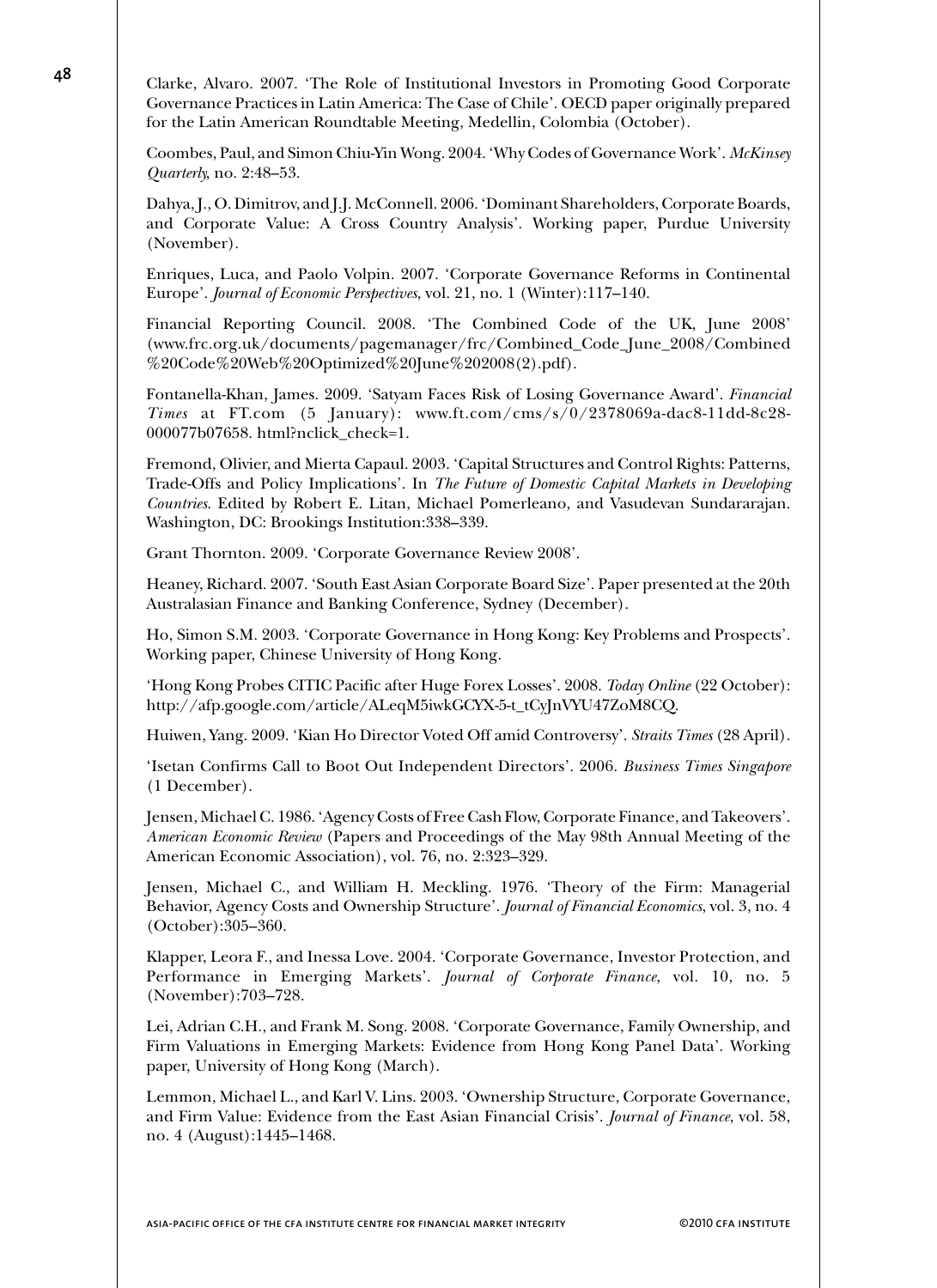Clarke, Alvaro. 2007. 'The Role of Institutional Investors in Promoting Good Corporate Governance Practices in Latin America: The Case of Chile'. OECD paper originally prepared for the Latin American Roundtable Meeting, Medellin, Colombia (October).

Coombes, Paul, and Simon Chiu-Yin Wong. 2004. 'Why Codes of Governance Work'. *McKinsey Quarterly*, no. 2:48–53.

Dahya, J., O. Dimitrov, and J.J. McConnell. 2006. 'Dominant Shareholders, Corporate Boards, and Corporate Value: A Cross Country Analysis'. Working paper, Purdue University (November).

Enriques, Luca, and Paolo Volpin. 2007. 'Corporate Governance Reforms in Continental Europe'. *Journal of Economic Perspectives*, vol. 21, no. 1 (Winter):117–140.

Financial Reporting Council. 2008. 'The Combined Code of the UK, June 2008' (www.frc.org.uk/documents/pagemanager/frc/Combined_Code_June_2008/Combined%20Code%20Web%20Optimized%20June%202008(2).pdf).

Fontanella-Khan, James. 2009. 'Satyam Faces Risk of Losing Governance Award'. *Financial Times* at FT.com (5 January): www.ft.com/cms/s/0/2378069a-dac8-11dd-8c28-000077b07658. html?nclick_check=1.

Fremond, Olivier, and Mierta Capaul. 2003. 'Capital Structures and Control Rights: Patterns, Trade-Offs and Policy Implications'. In *The Future of Domestic Capital Markets in Developing Countries*. Edited by Robert E. Litan, Michael Pomerleano, and Vasudevan Sundararajan. Washington, DC: Brookings Institution:338–339.

Grant Thornton. 2009. 'Corporate Governance Review 2008'.

Heaney, Richard. 2007. 'South East Asian Corporate Board Size'. Paper presented at the 20th Australasian Finance and Banking Conference, Sydney (December).

Ho, Simon S.M. 2003. 'Corporate Governance in Hong Kong: Key Problems and Prospects'. Working paper, Chinese University of Hong Kong.

'Hong Kong Probes CITIC Pacific after Huge Forex Losses'. 2008. *Today Online* (22 October): http://afp.google.com/article/ALeqM5iwkGCYX-5-t_tCyJnVYU47ZoM8CQ.

Huiwen, Yang. 2009. 'Kian Ho Director Voted Off amid Controversy'. *Straits Times* (28 April).

'Isetan Confirms Call to Boot Out Independent Directors'. 2006. *Business Times Singapore* (1 December).

Jensen, Michael C. 1986. 'Agency Costs of Free Cash Flow, Corporate Finance, and Takeovers'. *American Economic Review* (Papers and Proceedings of the May 98th Annual Meeting of the American Economic Association), vol. 76, no. 2:323–329.

Jensen, Michael C., and William H. Meckling. 1976. 'Theory of the Firm: Managerial Behavior, Agency Costs and Ownership Structure'. *Journal of Financial Economics*, vol. 3, no. 4 (October):305–360.

Klapper, Leora F., and Inessa Love. 2004. 'Corporate Governance, Investor Protection, and Performance in Emerging Markets'. *Journal of Corporate Finance*, vol. 10, no. 5 (November):703–728.

Lei, Adrian C.H., and Frank M. Song. 2008. 'Corporate Governance, Family Ownership, and Firm Valuations in Emerging Markets: Evidence from Hong Kong Panel Data'. Working paper, University of Hong Kong (March).

Lemmon, Michael L., and Karl V. Lins. 2003. 'Ownership Structure, Corporate Governance, and Firm Value: Evidence from the East Asian Financial Crisis'. *Journal of Finance*, vol. 58, no. 4 (August):1445–1468.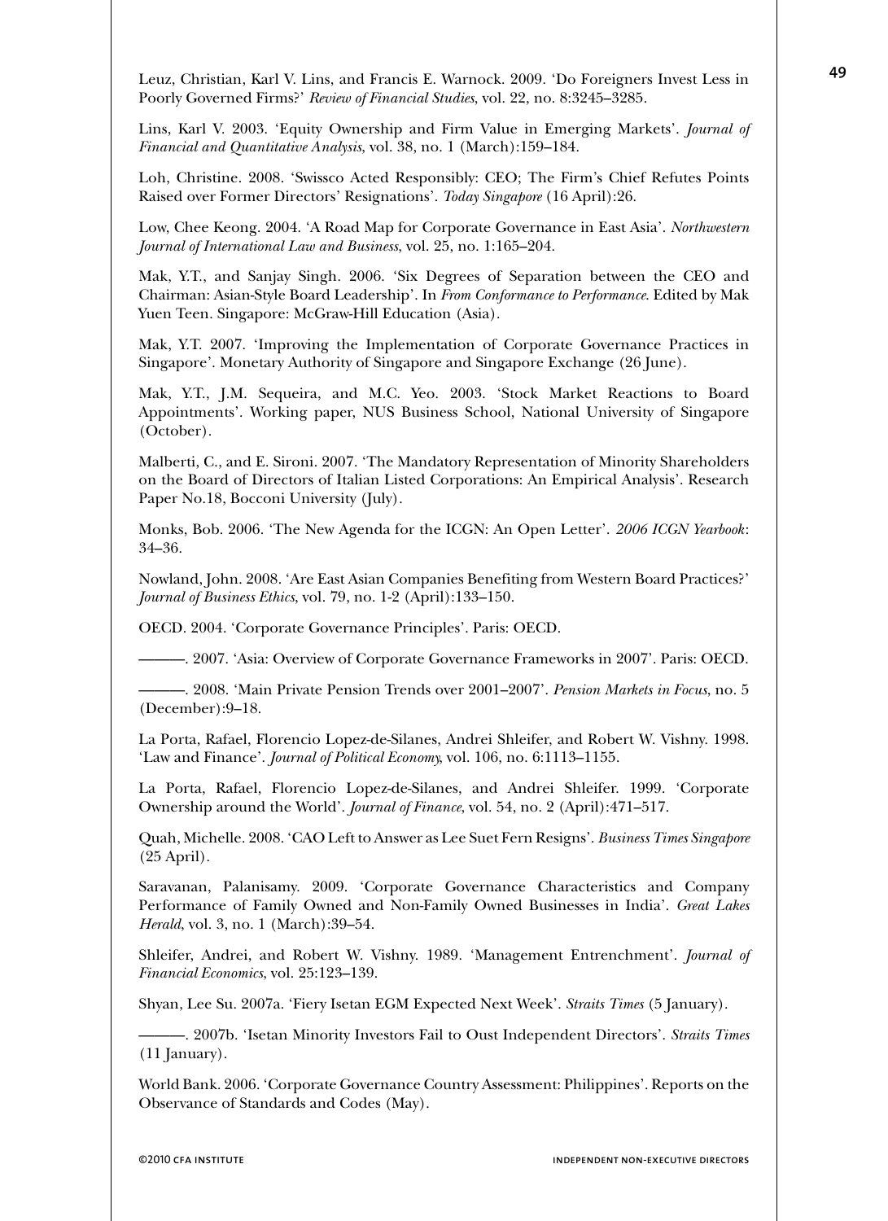Leuz, Christian, Karl V. Lins, and Francis E. Warnock. 2009. 'Do Foreigners Invest Less in Poorly Governed Firms?' *Review of Financial Studies*, vol. 22, no. 8:3245–3285.

Lins, Karl V. 2003. 'Equity Ownership and Firm Value in Emerging Markets'. *Journal of Financial and Quantitative Analysis*, vol. 38, no. 1 (March):159–184.

Loh, Christine. 2008. 'Swissco Acted Responsibly: CEO; The Firm's Chief Refutes Points Raised over Former Directors' Resignations'. *Today Singapore* (16 April):26.

Low, Chee Keong. 2004. 'A Road Map for Corporate Governance in East Asia'. *Northwestern Journal of International Law and Business*, vol. 25, no. 1:165–204.

Mak, Y.T., and Sanjay Singh. 2006. 'Six Degrees of Separation between the CEO and Chairman: Asian-Style Board Leadership'. In *From Conformance to Performance*. Edited by Mak Yuen Teen. Singapore: McGraw-Hill Education (Asia).

Mak, Y.T. 2007. 'Improving the Implementation of Corporate Governance Practices in Singapore'. Monetary Authority of Singapore and Singapore Exchange (26 June).

Mak, Y.T., J.M. Sequeira, and M.C. Yeo. 2003. 'Stock Market Reactions to Board Appointments'. Working paper, NUS Business School, National University of Singapore (October).

Malberti, C., and E. Sironi. 2007. 'The Mandatory Representation of Minority Shareholders on the Board of Directors of Italian Listed Corporations: An Empirical Analysis'. Research Paper No.18, Bocconi University (July).

Monks, Bob. 2006. 'The New Agenda for the ICGN: An Open Letter'. *2006 ICGN Yearbook*: 34–36.

Nowland, John. 2008. 'Are East Asian Companies Benefiting from Western Board Practices?' *Journal of Business Ethics*, vol. 79, no. 1-2 (April):133–150.

OECD. 2004. 'Corporate Governance Principles'. Paris: OECD.

———. 2007. 'Asia: Overview of Corporate Governance Frameworks in 2007'. Paris: OECD.

———. 2008. 'Main Private Pension Trends over 2001–2007'. *Pension Markets in Focus*, no. 5 (December):9–18.

La Porta, Rafael, Florencio Lopez-de-Silanes, Andrei Shleifer, and Robert W. Vishny. 1998. 'Law and Finance'. *Journal of Political Economy*, vol. 106, no. 6:1113–1155.

La Porta, Rafael, Florencio Lopez-de-Silanes, and Andrei Shleifer. 1999. 'Corporate Ownership around the World'. *Journal of Finance*, vol. 54, no. 2 (April):471–517.

Quah, Michelle. 2008. 'CAO Left to Answer as Lee Suet Fern Resigns'. *Business Times Singapore* (25 April).

Saravanan, Palanisamy. 2009. 'Corporate Governance Characteristics and Company Performance of Family Owned and Non-Family Owned Businesses in India'. *Great Lakes Herald*, vol. 3, no. 1 (March):39–54.

Shleifer, Andrei, and Robert W. Vishny. 1989. 'Management Entrenchment'. *Journal of Financial Economics*, vol. 25:123–139.

Shyan, Lee Su. 2007a. 'Fiery Isetan EGM Expected Next Week'. *Straits Times* (5 January).

———. 2007b. 'Isetan Minority Investors Fail to Oust Independent Directors'. *Straits Times* (11 January).

World Bank. 2006. 'Corporate Governance Country Assessment: Philippines'. Reports on the Observance of Standards and Codes (May).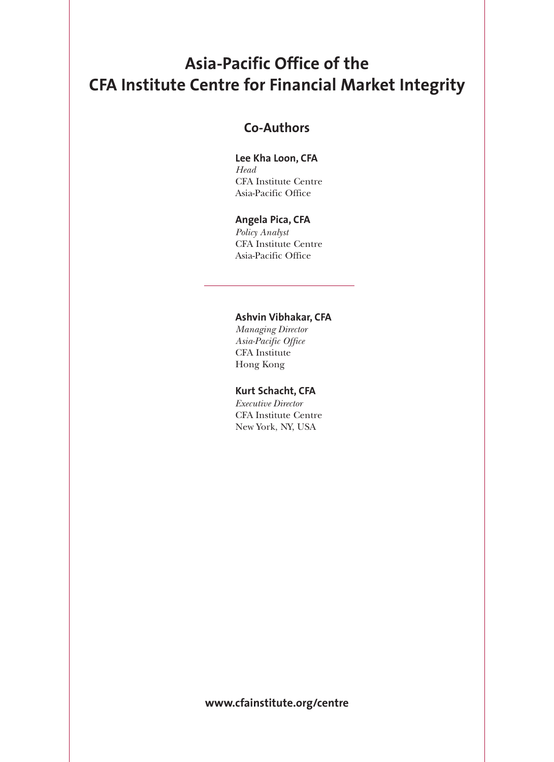# Asia-Pacific Office of the CFA Institute Centre for Financial Market Integrity

## Co-Authors

**Lee Kha Loon, CFA**
*Head*
CFA Institute Centre
Asia-Pacific Office

**Angela Pica, CFA**
*Policy Analyst*
CFA Institute Centre
Asia-Pacific Office

---

**Ashvin Vibhakar, CFA**
*Managing Director*
*Asia-Pacific Office*
CFA Institute
Hong Kong

**Kurt Schacht, CFA**
*Executive Director*
CFA Institute Centre
New York, NY, USA

**www.cfainstitute.org/centre**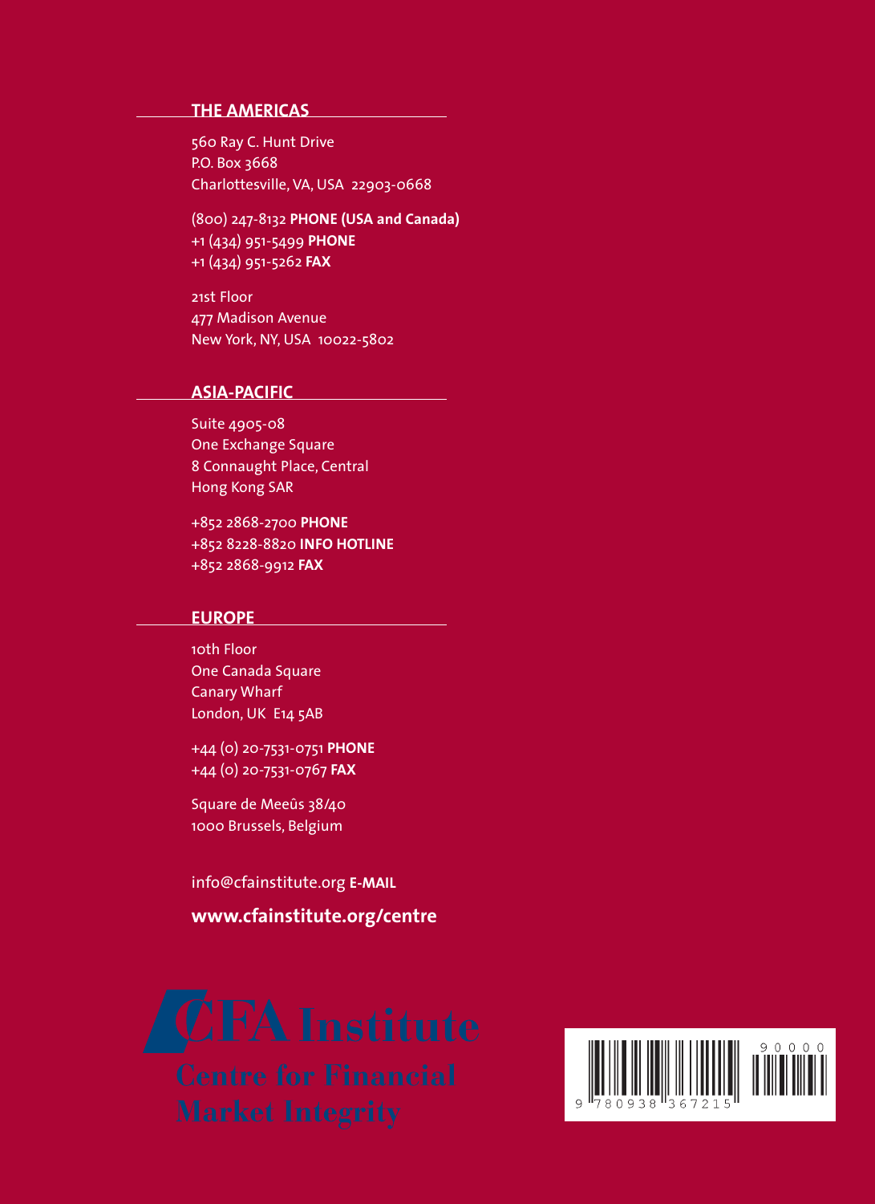## THE AMERICAS

560 Ray C. Hunt Drive
P.O. Box 3668
Charlottesville, VA, USA 22903-0668

(800) 247-8132 **PHONE (USA and Canada)**
+1 (434) 951-5499 **PHONE**
+1 (434) 951-5262 **FAX**

21st Floor
477 Madison Avenue
New York, NY, USA 10022-5802

## ASIA-PACIFIC

Suite 4905-08
One Exchange Square
8 Connaught Place, Central
Hong Kong SAR

+852 2868-2700 **PHONE**
+852 8228-8820 **INFO HOTLINE**
+852 2868-9912 **FAX**

## EUROPE

10th Floor
One Canada Square
Canary Wharf
London, UK E14 5AB

+44 (0) 20-7531-0751 **PHONE**
+44 (0) 20-7531-0767 **FAX**

Square de Meeûs 38/40
1000 Brussels, Belgium

info@cfainstitute.org **E-MAIL**

**www.cfainstitute.org/centre**

CFA Institute
Centre for Financial Market Integrity

9 780938 367215 90000